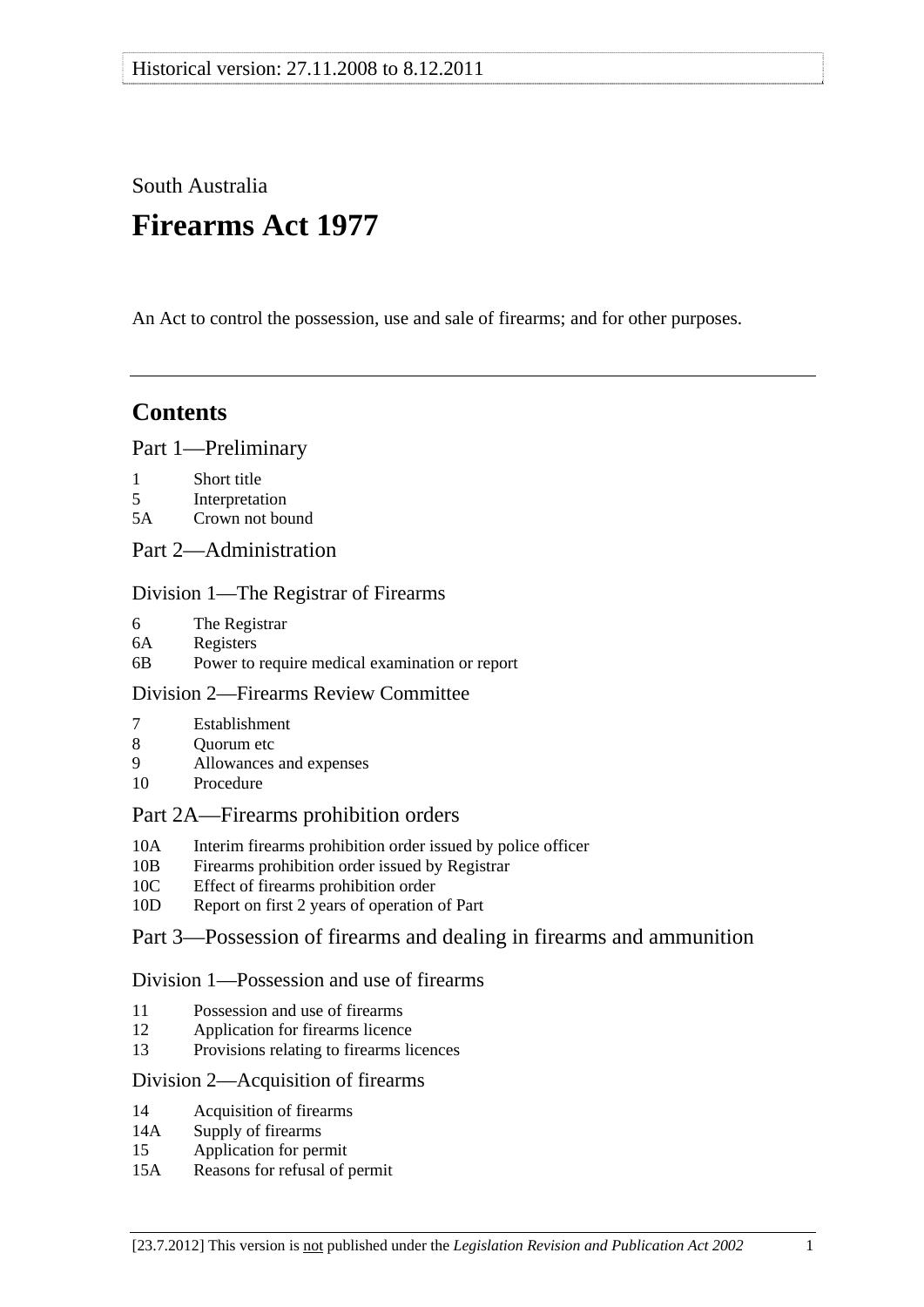Historical version: 27.11.2008 to 8.12.2011

South Australia

# Firearms Act 1977

An Act to control the possession, use and sale of firearms; and for other purposes.

---

## Contents

### Part 1—Preliminary

1 Short title
5 Interpretation
5A Crown not bound

### Part 2—Administration

#### Division 1—The Registrar of Firearms

6 The Registrar
6A Registers
6B Power to require medical examination or report

#### Division 2—Firearms Review Committee

7 Establishment
8 Quorum etc
9 Allowances and expenses
10 Procedure

### Part 2A—Firearms prohibition orders

10A Interim firearms prohibition order issued by police officer
10B Firearms prohibition order issued by Registrar
10C Effect of firearms prohibition order
10D Report on first 2 years of operation of Part

### Part 3—Possession of firearms and dealing in firearms and ammunition

#### Division 1—Possession and use of firearms

11 Possession and use of firearms
12 Application for firearms licence
13 Provisions relating to firearms licences

#### Division 2—Acquisition of firearms

14 Acquisition of firearms
14A Supply of firearms
15 Application for permit
15A Reasons for refusal of permit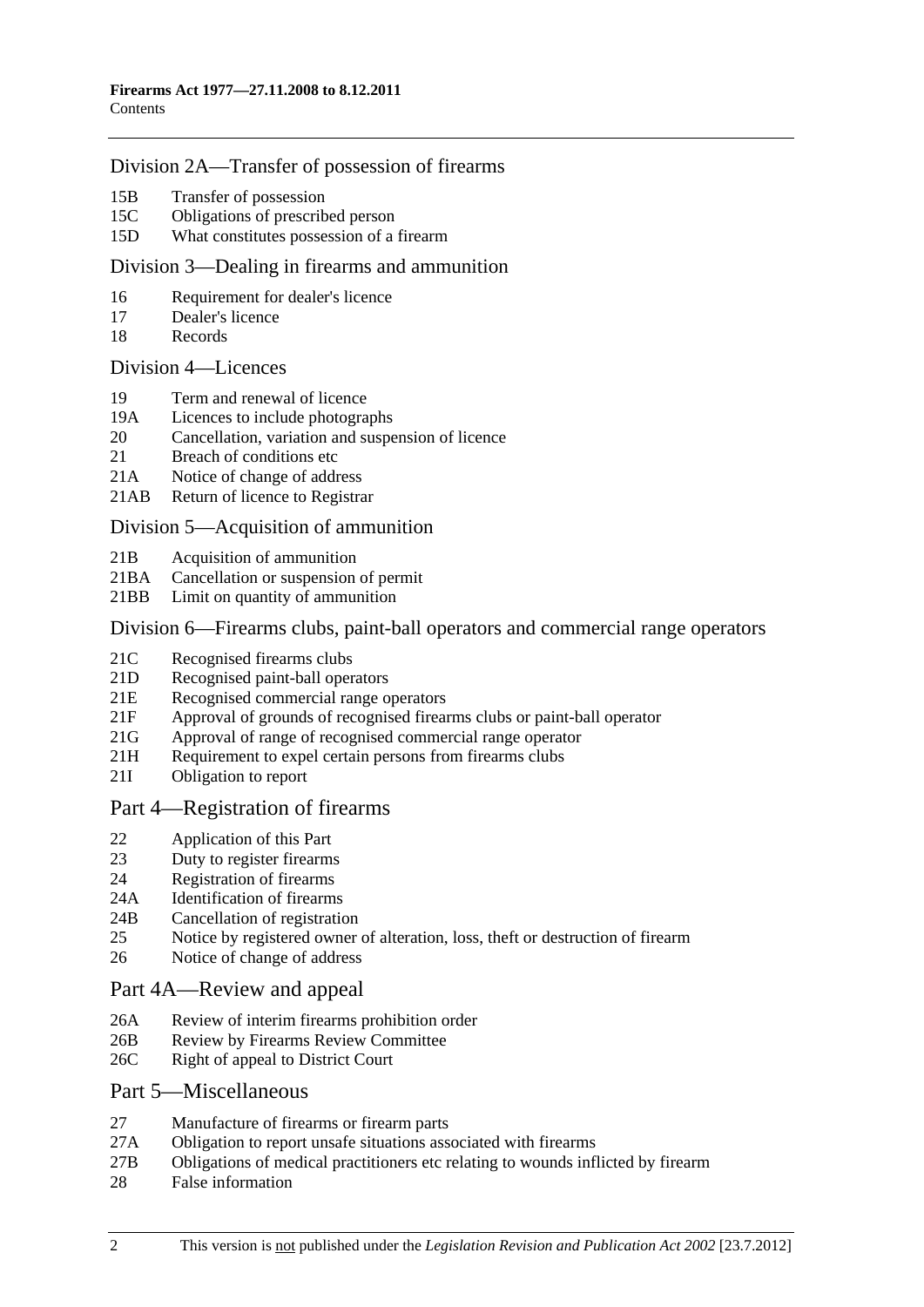### Division 2A—Transfer of possession of firearms

15B Transfer of possession
15C Obligations of prescribed person
15D What constitutes possession of a firearm

### Division 3—Dealing in firearms and ammunition

16 Requirement for dealer's licence
17 Dealer's licence
18 Records

### Division 4—Licences

19 Term and renewal of licence
19A Licences to include photographs
20 Cancellation, variation and suspension of licence
21 Breach of conditions etc
21A Notice of change of address
21AB Return of licence to Registrar

### Division 5—Acquisition of ammunition

21B Acquisition of ammunition
21BA Cancellation or suspension of permit
21BB Limit on quantity of ammunition

### Division 6—Firearms clubs, paint-ball operators and commercial range operators

21C Recognised firearms clubs
21D Recognised paint-ball operators
21E Recognised commercial range operators
21F Approval of grounds of recognised firearms clubs or paint-ball operator
21G Approval of range of recognised commercial range operator
21H Requirement to expel certain persons from firearms clubs
21I Obligation to report

## Part 4—Registration of firearms

22 Application of this Part
23 Duty to register firearms
24 Registration of firearms
24A Identification of firearms
24B Cancellation of registration
25 Notice by registered owner of alteration, loss, theft or destruction of firearm
26 Notice of change of address

## Part 4A—Review and appeal

26A Review of interim firearms prohibition order
26B Review by Firearms Review Committee
26C Right of appeal to District Court

## Part 5—Miscellaneous

27 Manufacture of firearms or firearm parts
27A Obligation to report unsafe situations associated with firearms
27B Obligations of medical practitioners etc relating to wounds inflicted by firearm
28 False information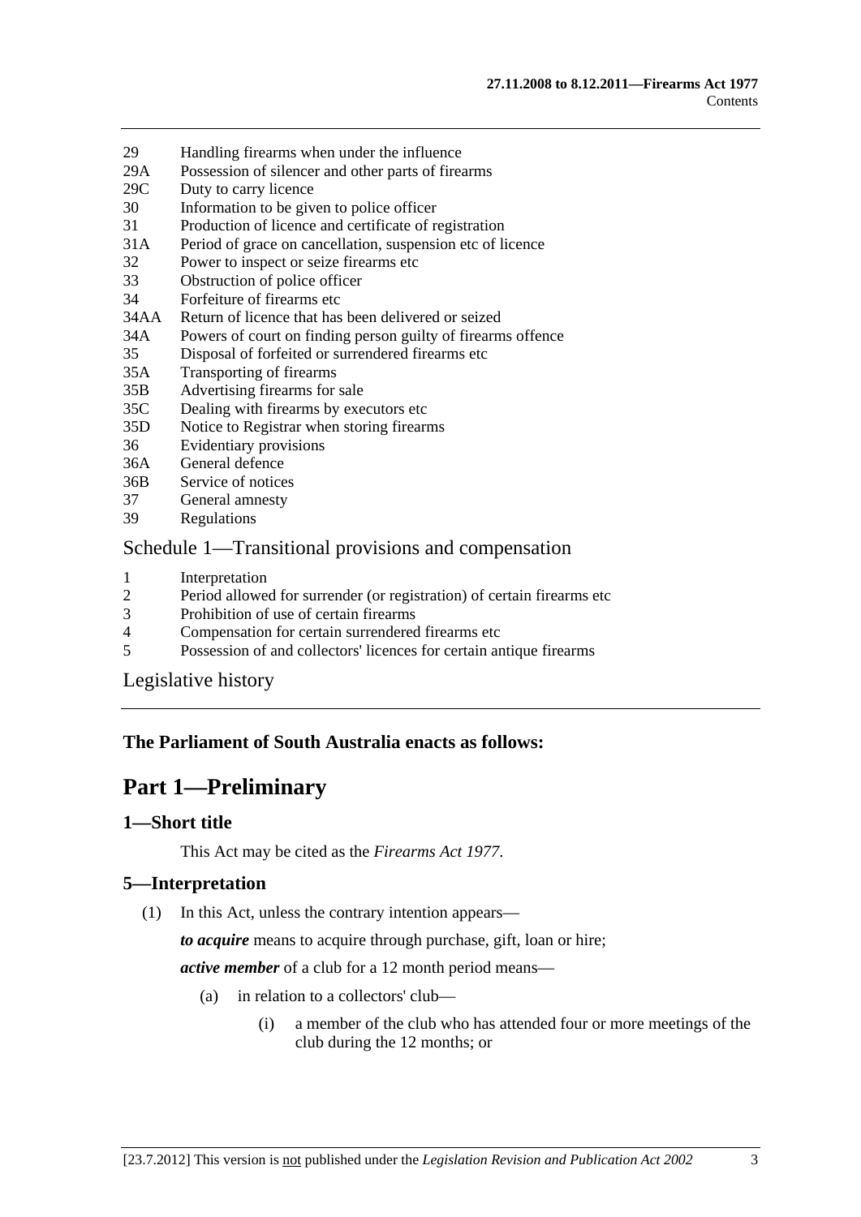29 Handling firearms when under the influence
29A Possession of silencer and other parts of firearms
29C Duty to carry licence
30 Information to be given to police officer
31 Production of licence and certificate of registration
31A Period of grace on cancellation, suspension etc of licence
32 Power to inspect or seize firearms etc
33 Obstruction of police officer
34 Forfeiture of firearms etc
34AA Return of licence that has been delivered or seized
34A Powers of court on finding person guilty of firearms offence
35 Disposal of forfeited or surrendered firearms etc
35A Transporting of firearms
35B Advertising firearms for sale
35C Dealing with firearms by executors etc
35D Notice to Registrar when storing firearms
36 Evidentiary provisions
36A General defence
36B Service of notices
37 General amnesty
39 Regulations

Schedule 1—Transitional provisions and compensation

1 Interpretation
2 Period allowed for surrender (or registration) of certain firearms etc
3 Prohibition of use of certain firearms
4 Compensation for certain surrendered firearms etc
5 Possession of and collectors' licences for certain antique firearms

Legislative history

**The Parliament of South Australia enacts as follows:**

# Part 1—Preliminary

## 1—Short title

This Act may be cited as the *Firearms Act 1977*.

## 5—Interpretation

(1) In this Act, unless the contrary intention appears—

***to acquire*** means to acquire through purchase, gift, loan or hire;

***active member*** of a club for a 12 month period means—

(a) in relation to a collectors' club—

(i) a member of the club who has attended four or more meetings of the club during the 12 months; or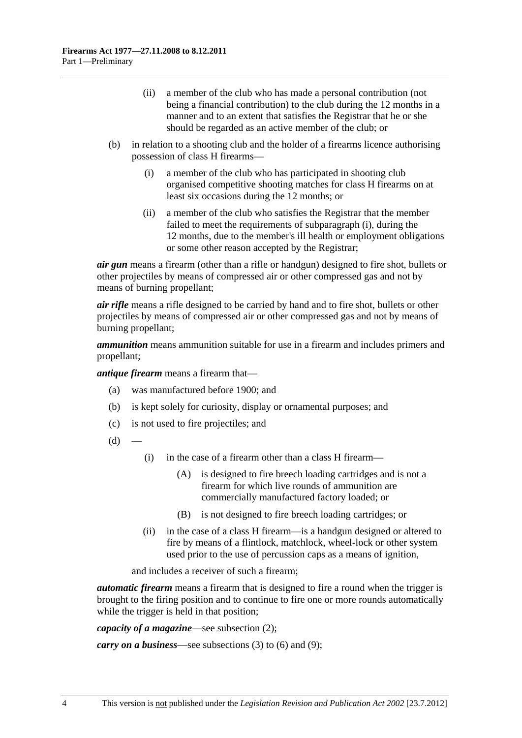(ii) a member of the club who has made a personal contribution (not being a financial contribution) to the club during the 12 months in a manner and to an extent that satisfies the Registrar that he or she should be regarded as an active member of the club; or

(b) in relation to a shooting club and the holder of a firearms licence authorising possession of class H firearms—

(i) a member of the club who has participated in shooting club organised competitive shooting matches for class H firearms on at least six occasions during the 12 months; or

(ii) a member of the club who satisfies the Registrar that the member failed to meet the requirements of subparagraph (i), during the 12 months, due to the member's ill health or employment obligations or some other reason accepted by the Registrar;

***air gun*** means a firearm (other than a rifle or handgun) designed to fire shot, bullets or other projectiles by means of compressed air or other compressed gas and not by means of burning propellant;

***air rifle*** means a rifle designed to be carried by hand and to fire shot, bullets or other projectiles by means of compressed air or other compressed gas and not by means of burning propellant;

***ammunition*** means ammunition suitable for use in a firearm and includes primers and propellant;

***antique firearm*** means a firearm that—

(a) was manufactured before 1900; and

(b) is kept solely for curiosity, display or ornamental purposes; and

(c) is not used to fire projectiles; and

(d) —

(i) in the case of a firearm other than a class H firearm—

(A) is designed to fire breech loading cartridges and is not a firearm for which live rounds of ammunition are commercially manufactured factory loaded; or

(B) is not designed to fire breech loading cartridges; or

(ii) in the case of a class H firearm—is a handgun designed or altered to fire by means of a flintlock, matchlock, wheel-lock or other system used prior to the use of percussion caps as a means of ignition,

and includes a receiver of such a firearm;

***automatic firearm*** means a firearm that is designed to fire a round when the trigger is brought to the firing position and to continue to fire one or more rounds automatically while the trigger is held in that position;

***capacity of a magazine***—see subsection (2);

***carry on a business***—see subsections (3) to (6) and (9);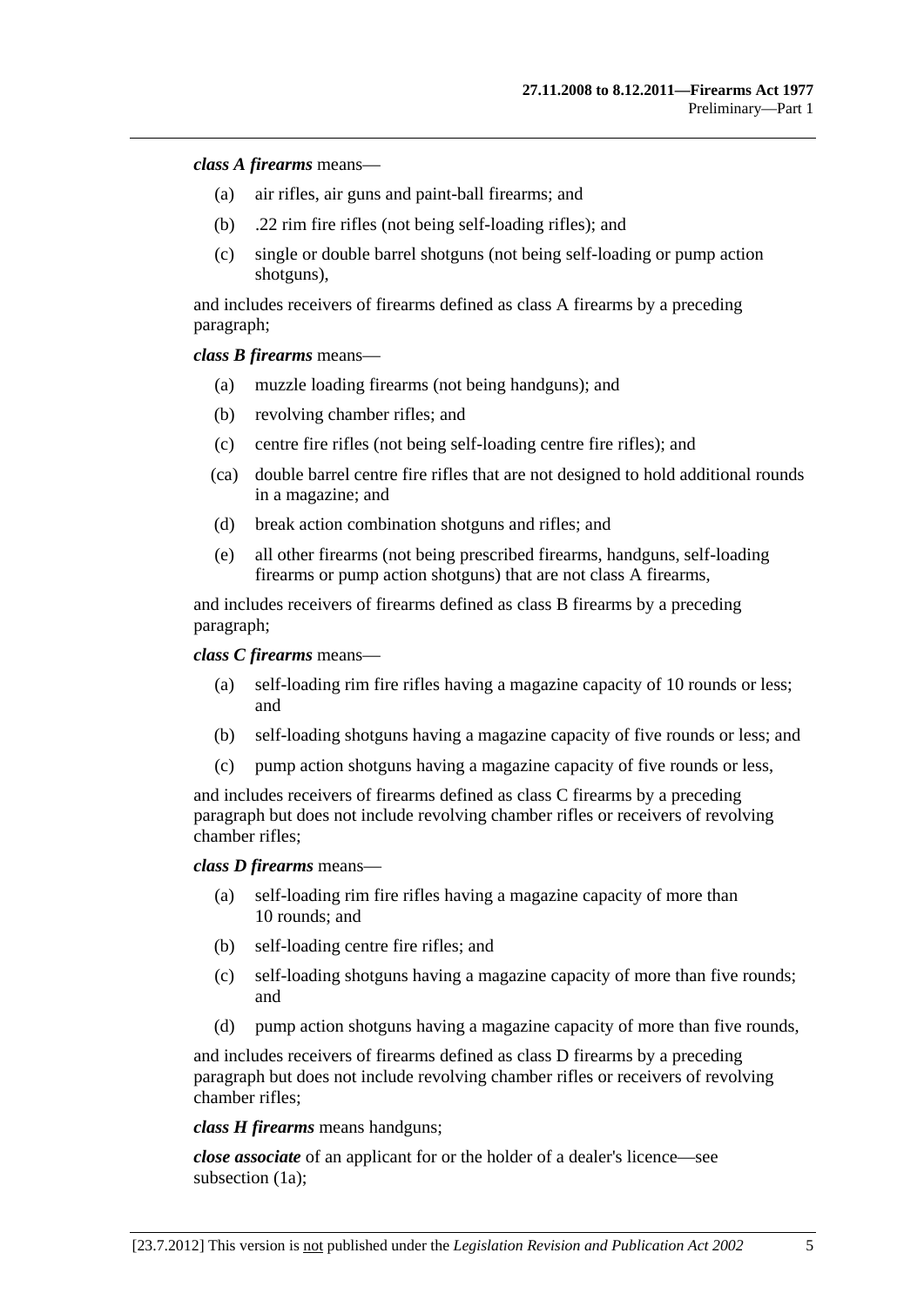***class A firearms*** means—

- (a) air rifles, air guns and paint-ball firearms; and
- (b) .22 rim fire rifles (not being self-loading rifles); and
- (c) single or double barrel shotguns (not being self-loading or pump action shotguns),

and includes receivers of firearms defined as class A firearms by a preceding paragraph;

***class B firearms*** means—

- (a) muzzle loading firearms (not being handguns); and
- (b) revolving chamber rifles; and
- (c) centre fire rifles (not being self-loading centre fire rifles); and
- (ca) double barrel centre fire rifles that are not designed to hold additional rounds in a magazine; and
- (d) break action combination shotguns and rifles; and
- (e) all other firearms (not being prescribed firearms, handguns, self-loading firearms or pump action shotguns) that are not class A firearms,

and includes receivers of firearms defined as class B firearms by a preceding paragraph;

***class C firearms*** means—

- (a) self-loading rim fire rifles having a magazine capacity of 10 rounds or less; and
- (b) self-loading shotguns having a magazine capacity of five rounds or less; and
- (c) pump action shotguns having a magazine capacity of five rounds or less,

and includes receivers of firearms defined as class C firearms by a preceding paragraph but does not include revolving chamber rifles or receivers of revolving chamber rifles;

***class D firearms*** means—

- (a) self-loading rim fire rifles having a magazine capacity of more than 10 rounds; and
- (b) self-loading centre fire rifles; and
- (c) self-loading shotguns having a magazine capacity of more than five rounds; and
- (d) pump action shotguns having a magazine capacity of more than five rounds,

and includes receivers of firearms defined as class D firearms by a preceding paragraph but does not include revolving chamber rifles or receivers of revolving chamber rifles;

***class H firearms*** means handguns;

***close associate*** of an applicant for or the holder of a dealer's licence—see subsection (1a);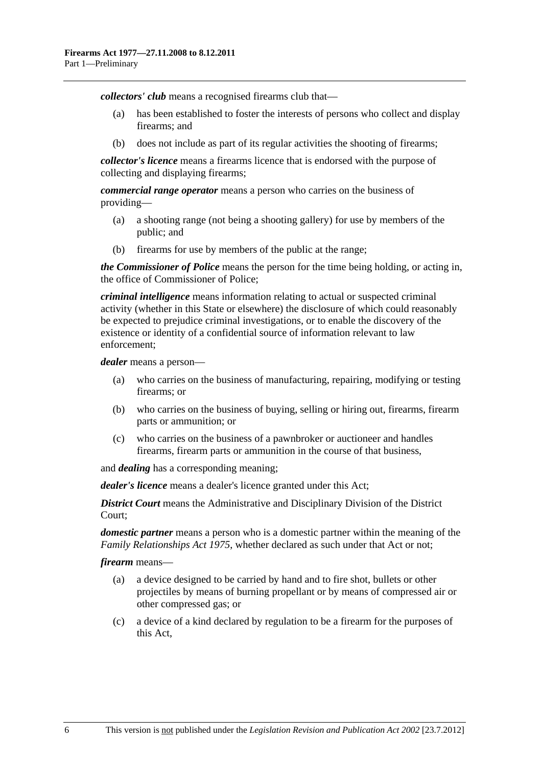***collectors' club*** means a recognised firearms club that—

(a) has been established to foster the interests of persons who collect and display firearms; and

(b) does not include as part of its regular activities the shooting of firearms;

***collector's licence*** means a firearms licence that is endorsed with the purpose of collecting and displaying firearms;

***commercial range operator*** means a person who carries on the business of providing—

(a) a shooting range (not being a shooting gallery) for use by members of the public; and

(b) firearms for use by members of the public at the range;

***the Commissioner of Police*** means the person for the time being holding, or acting in, the office of Commissioner of Police;

***criminal intelligence*** means information relating to actual or suspected criminal activity (whether in this State or elsewhere) the disclosure of which could reasonably be expected to prejudice criminal investigations, or to enable the discovery of the existence or identity of a confidential source of information relevant to law enforcement;

***dealer*** means a person—

(a) who carries on the business of manufacturing, repairing, modifying or testing firearms; or

(b) who carries on the business of buying, selling or hiring out, firearms, firearm parts or ammunition; or

(c) who carries on the business of a pawnbroker or auctioneer and handles firearms, firearm parts or ammunition in the course of that business,

and ***dealing*** has a corresponding meaning;

***dealer's licence*** means a dealer's licence granted under this Act;

***District Court*** means the Administrative and Disciplinary Division of the District Court;

***domestic partner*** means a person who is a domestic partner within the meaning of the *Family Relationships Act 1975*, whether declared as such under that Act or not;

***firearm*** means—

(a) a device designed to be carried by hand and to fire shot, bullets or other projectiles by means of burning propellant or by means of compressed air or other compressed gas; or

(c) a device of a kind declared by regulation to be a firearm for the purposes of this Act,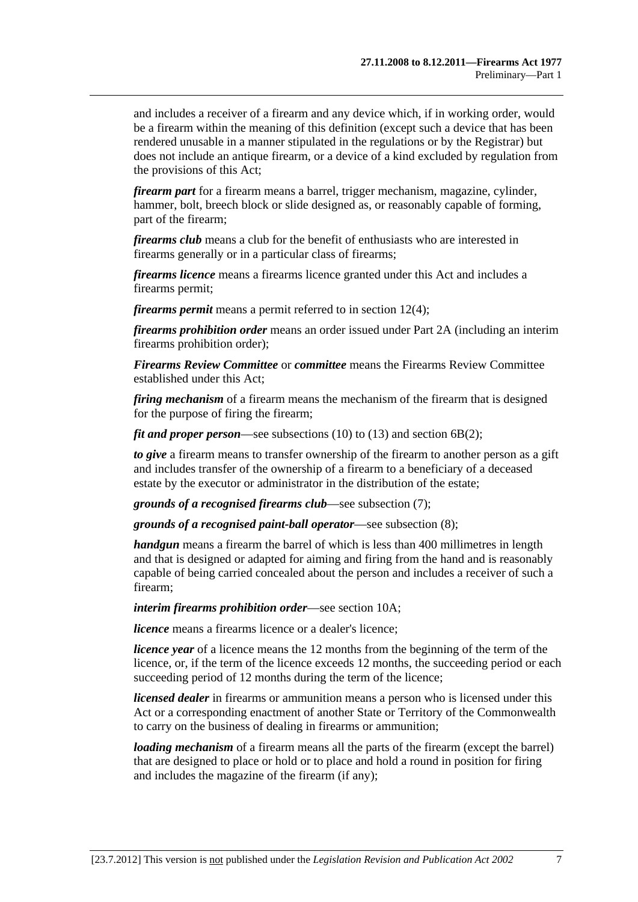and includes a receiver of a firearm and any device which, if in working order, would be a firearm within the meaning of this definition (except such a device that has been rendered unusable in a manner stipulated in the regulations or by the Registrar) but does not include an antique firearm, or a device of a kind excluded by regulation from the provisions of this Act;

***firearm part*** for a firearm means a barrel, trigger mechanism, magazine, cylinder, hammer, bolt, breech block or slide designed as, or reasonably capable of forming, part of the firearm;

***firearms club*** means a club for the benefit of enthusiasts who are interested in firearms generally or in a particular class of firearms;

***firearms licence*** means a firearms licence granted under this Act and includes a firearms permit;

***firearms permit*** means a permit referred to in section 12(4);

***firearms prohibition order*** means an order issued under Part 2A (including an interim firearms prohibition order);

***Firearms Review Committee*** or ***committee*** means the Firearms Review Committee established under this Act;

***firing mechanism*** of a firearm means the mechanism of the firearm that is designed for the purpose of firing the firearm;

***fit and proper person***—see subsections (10) to (13) and section 6B(2);

***to give*** a firearm means to transfer ownership of the firearm to another person as a gift and includes transfer of the ownership of a firearm to a beneficiary of a deceased estate by the executor or administrator in the distribution of the estate;

***grounds of a recognised firearms club***—see subsection (7);

***grounds of a recognised paint-ball operator***—see subsection (8);

***handgun*** means a firearm the barrel of which is less than 400 millimetres in length and that is designed or adapted for aiming and firing from the hand and is reasonably capable of being carried concealed about the person and includes a receiver of such a firearm;

***interim firearms prohibition order***—see section 10A;

***licence*** means a firearms licence or a dealer's licence;

***licence year*** of a licence means the 12 months from the beginning of the term of the licence, or, if the term of the licence exceeds 12 months, the succeeding period or each succeeding period of 12 months during the term of the licence;

***licensed dealer*** in firearms or ammunition means a person who is licensed under this Act or a corresponding enactment of another State or Territory of the Commonwealth to carry on the business of dealing in firearms or ammunition;

***loading mechanism*** of a firearm means all the parts of the firearm (except the barrel) that are designed to place or hold or to place and hold a round in position for firing and includes the magazine of the firearm (if any);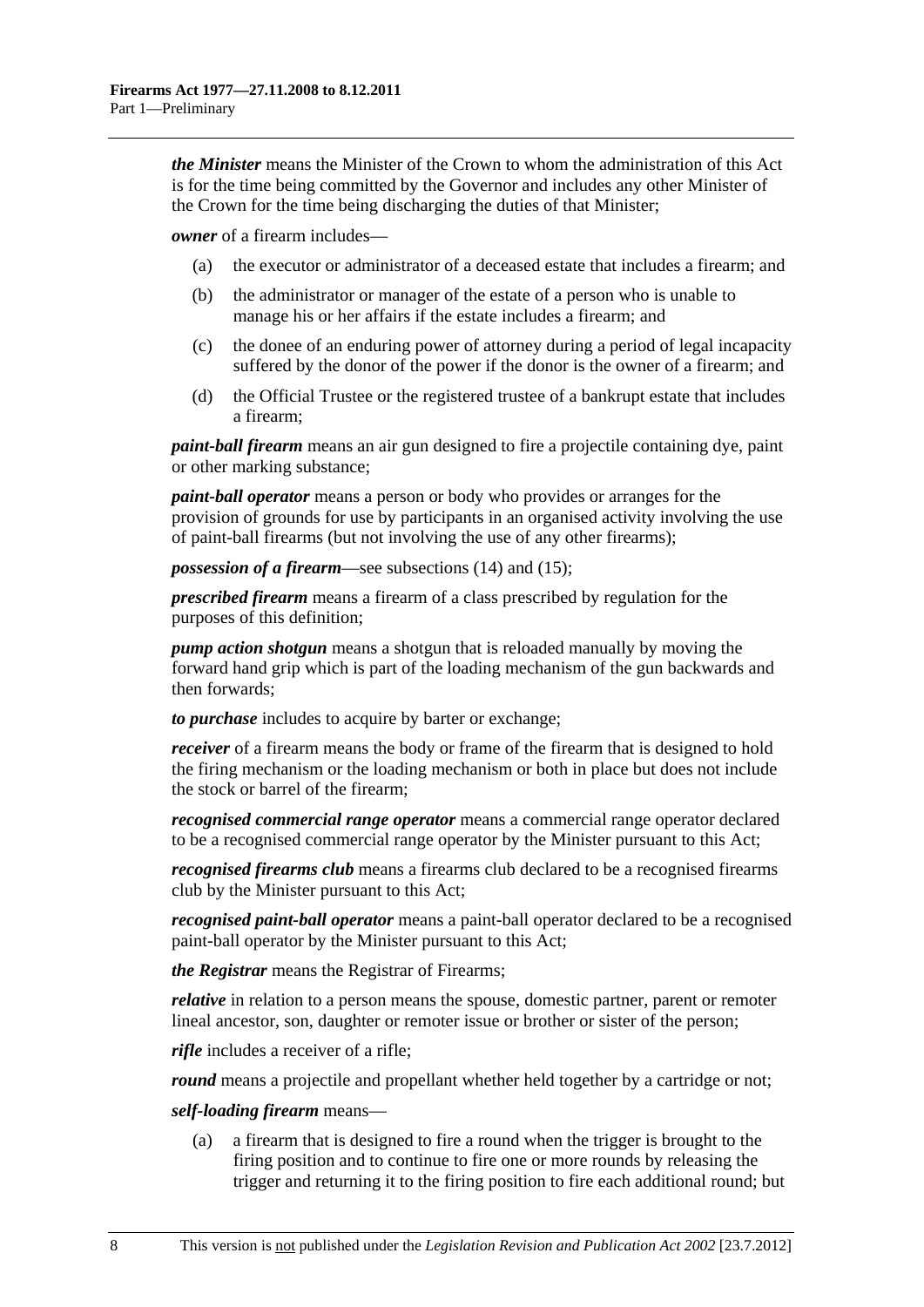***the Minister*** means the Minister of the Crown to whom the administration of this Act is for the time being committed by the Governor and includes any other Minister of the Crown for the time being discharging the duties of that Minister;

***owner*** of a firearm includes—

(a) the executor or administrator of a deceased estate that includes a firearm; and

(b) the administrator or manager of the estate of a person who is unable to manage his or her affairs if the estate includes a firearm; and

(c) the donee of an enduring power of attorney during a period of legal incapacity suffered by the donor of the power if the donor is the owner of a firearm; and

(d) the Official Trustee or the registered trustee of a bankrupt estate that includes a firearm;

***paint-ball firearm*** means an air gun designed to fire a projectile containing dye, paint or other marking substance;

***paint-ball operator*** means a person or body who provides or arranges for the provision of grounds for use by participants in an organised activity involving the use of paint-ball firearms (but not involving the use of any other firearms);

***possession of a firearm***—see subsections (14) and (15);

***prescribed firearm*** means a firearm of a class prescribed by regulation for the purposes of this definition;

***pump action shotgun*** means a shotgun that is reloaded manually by moving the forward hand grip which is part of the loading mechanism of the gun backwards and then forwards;

***to purchase*** includes to acquire by barter or exchange;

***receiver*** of a firearm means the body or frame of the firearm that is designed to hold the firing mechanism or the loading mechanism or both in place but does not include the stock or barrel of the firearm;

***recognised commercial range operator*** means a commercial range operator declared to be a recognised commercial range operator by the Minister pursuant to this Act;

***recognised firearms club*** means a firearms club declared to be a recognised firearms club by the Minister pursuant to this Act;

***recognised paint-ball operator*** means a paint-ball operator declared to be a recognised paint-ball operator by the Minister pursuant to this Act;

***the Registrar*** means the Registrar of Firearms;

***relative*** in relation to a person means the spouse, domestic partner, parent or remoter lineal ancestor, son, daughter or remoter issue or brother or sister of the person;

***rifle*** includes a receiver of a rifle;

***round*** means a projectile and propellant whether held together by a cartridge or not;

***self-loading firearm*** means—

(a) a firearm that is designed to fire a round when the trigger is brought to the firing position and to continue to fire one or more rounds by releasing the trigger and returning it to the firing position to fire each additional round; but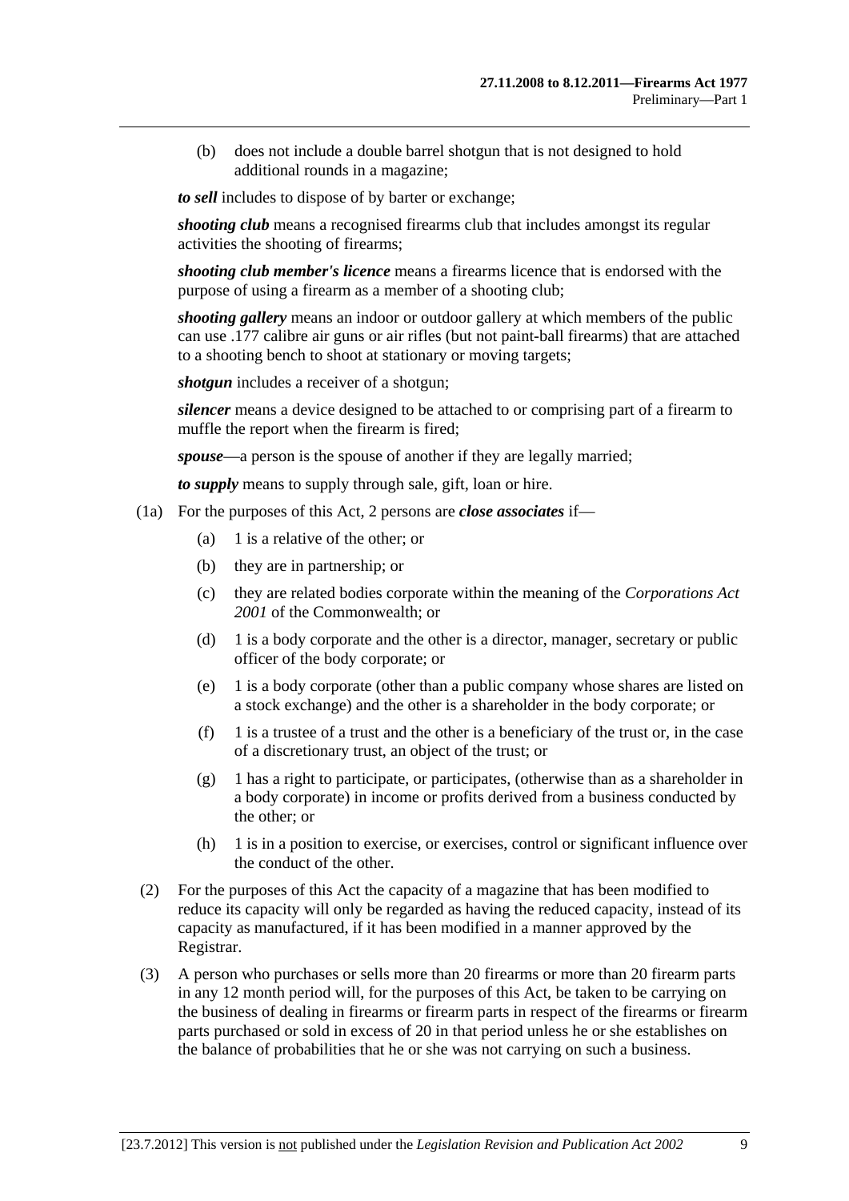(b) does not include a double barrel shotgun that is not designed to hold additional rounds in a magazine;

***to sell*** includes to dispose of by barter or exchange;

***shooting club*** means a recognised firearms club that includes amongst its regular activities the shooting of firearms;

***shooting club member's licence*** means a firearms licence that is endorsed with the purpose of using a firearm as a member of a shooting club;

***shooting gallery*** means an indoor or outdoor gallery at which members of the public can use .177 calibre air guns or air rifles (but not paint-ball firearms) that are attached to a shooting bench to shoot at stationary or moving targets;

***shotgun*** includes a receiver of a shotgun;

***silencer*** means a device designed to be attached to or comprising part of a firearm to muffle the report when the firearm is fired;

***spouse***—a person is the spouse of another if they are legally married;

***to supply*** means to supply through sale, gift, loan or hire.

(1a) For the purposes of this Act, 2 persons are ***close associates*** if—

(a) 1 is a relative of the other; or

(b) they are in partnership; or

(c) they are related bodies corporate within the meaning of the *Corporations Act 2001* of the Commonwealth; or

(d) 1 is a body corporate and the other is a director, manager, secretary or public officer of the body corporate; or

(e) 1 is a body corporate (other than a public company whose shares are listed on a stock exchange) and the other is a shareholder in the body corporate; or

(f) 1 is a trustee of a trust and the other is a beneficiary of the trust or, in the case of a discretionary trust, an object of the trust; or

(g) 1 has a right to participate, or participates, (otherwise than as a shareholder in a body corporate) in income or profits derived from a business conducted by the other; or

(h) 1 is in a position to exercise, or exercises, control or significant influence over the conduct of the other.

(2) For the purposes of this Act the capacity of a magazine that has been modified to reduce its capacity will only be regarded as having the reduced capacity, instead of its capacity as manufactured, if it has been modified in a manner approved by the Registrar.

(3) A person who purchases or sells more than 20 firearms or more than 20 firearm parts in any 12 month period will, for the purposes of this Act, be taken to be carrying on the business of dealing in firearms or firearm parts in respect of the firearms or firearm parts purchased or sold in excess of 20 in that period unless he or she establishes on the balance of probabilities that he or she was not carrying on such a business.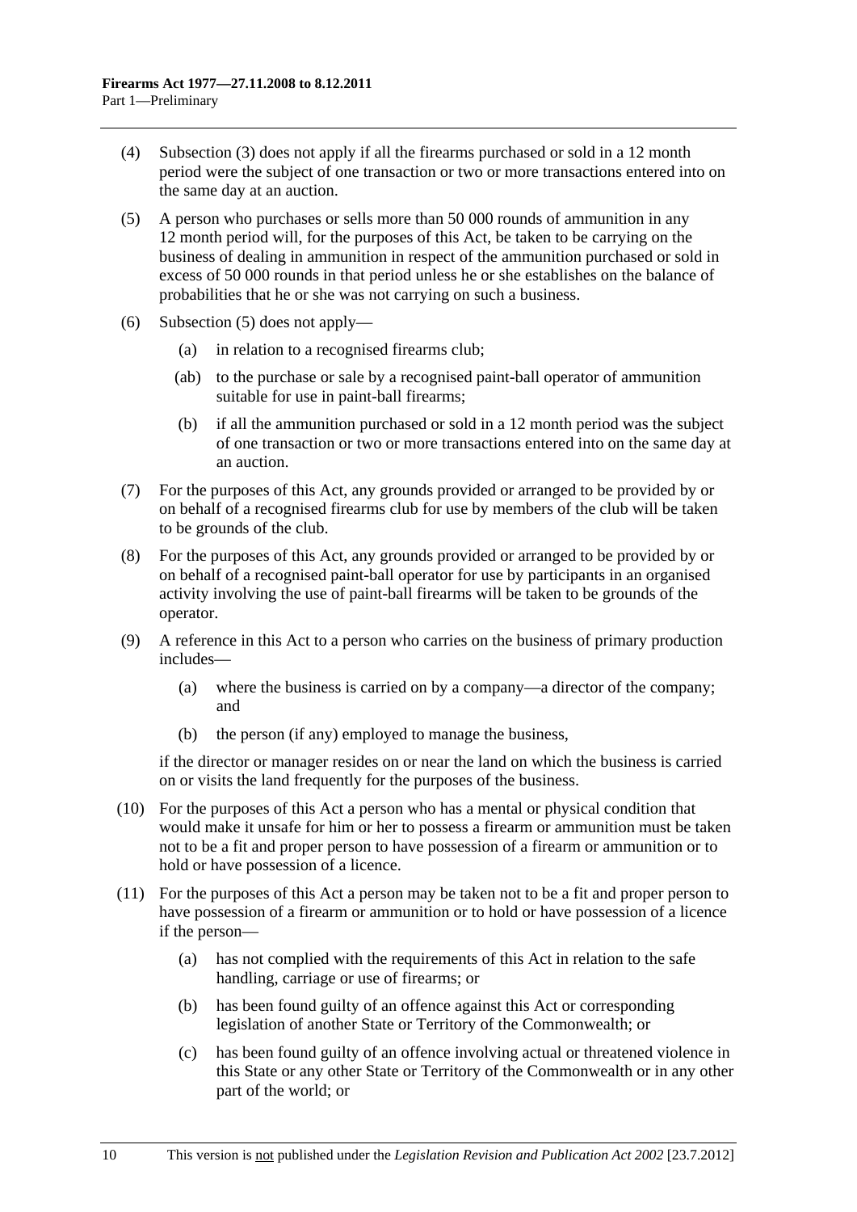(4) Subsection (3) does not apply if all the firearms purchased or sold in a 12 month period were the subject of one transaction or two or more transactions entered into on the same day at an auction.

(5) A person who purchases or sells more than 50 000 rounds of ammunition in any 12 month period will, for the purposes of this Act, be taken to be carrying on the business of dealing in ammunition in respect of the ammunition purchased or sold in excess of 50 000 rounds in that period unless he or she establishes on the balance of probabilities that he or she was not carrying on such a business.

(6) Subsection (5) does not apply—

- (a) in relation to a recognised firearms club;
- (ab) to the purchase or sale by a recognised paint-ball operator of ammunition suitable for use in paint-ball firearms;
- (b) if all the ammunition purchased or sold in a 12 month period was the subject of one transaction or two or more transactions entered into on the same day at an auction.

(7) For the purposes of this Act, any grounds provided or arranged to be provided by or on behalf of a recognised firearms club for use by members of the club will be taken to be grounds of the club.

(8) For the purposes of this Act, any grounds provided or arranged to be provided by or on behalf of a recognised paint-ball operator for use by participants in an organised activity involving the use of paint-ball firearms will be taken to be grounds of the operator.

(9) A reference in this Act to a person who carries on the business of primary production includes—

- (a) where the business is carried on by a company—a director of the company; and
- (b) the person (if any) employed to manage the business,

if the director or manager resides on or near the land on which the business is carried on or visits the land frequently for the purposes of the business.

(10) For the purposes of this Act a person who has a mental or physical condition that would make it unsafe for him or her to possess a firearm or ammunition must be taken not to be a fit and proper person to have possession of a firearm or ammunition or to hold or have possession of a licence.

(11) For the purposes of this Act a person may be taken not to be a fit and proper person to have possession of a firearm or ammunition or to hold or have possession of a licence if the person—

- (a) has not complied with the requirements of this Act in relation to the safe handling, carriage or use of firearms; or
- (b) has been found guilty of an offence against this Act or corresponding legislation of another State or Territory of the Commonwealth; or
- (c) has been found guilty of an offence involving actual or threatened violence in this State or any other State or Territory of the Commonwealth or in any other part of the world; or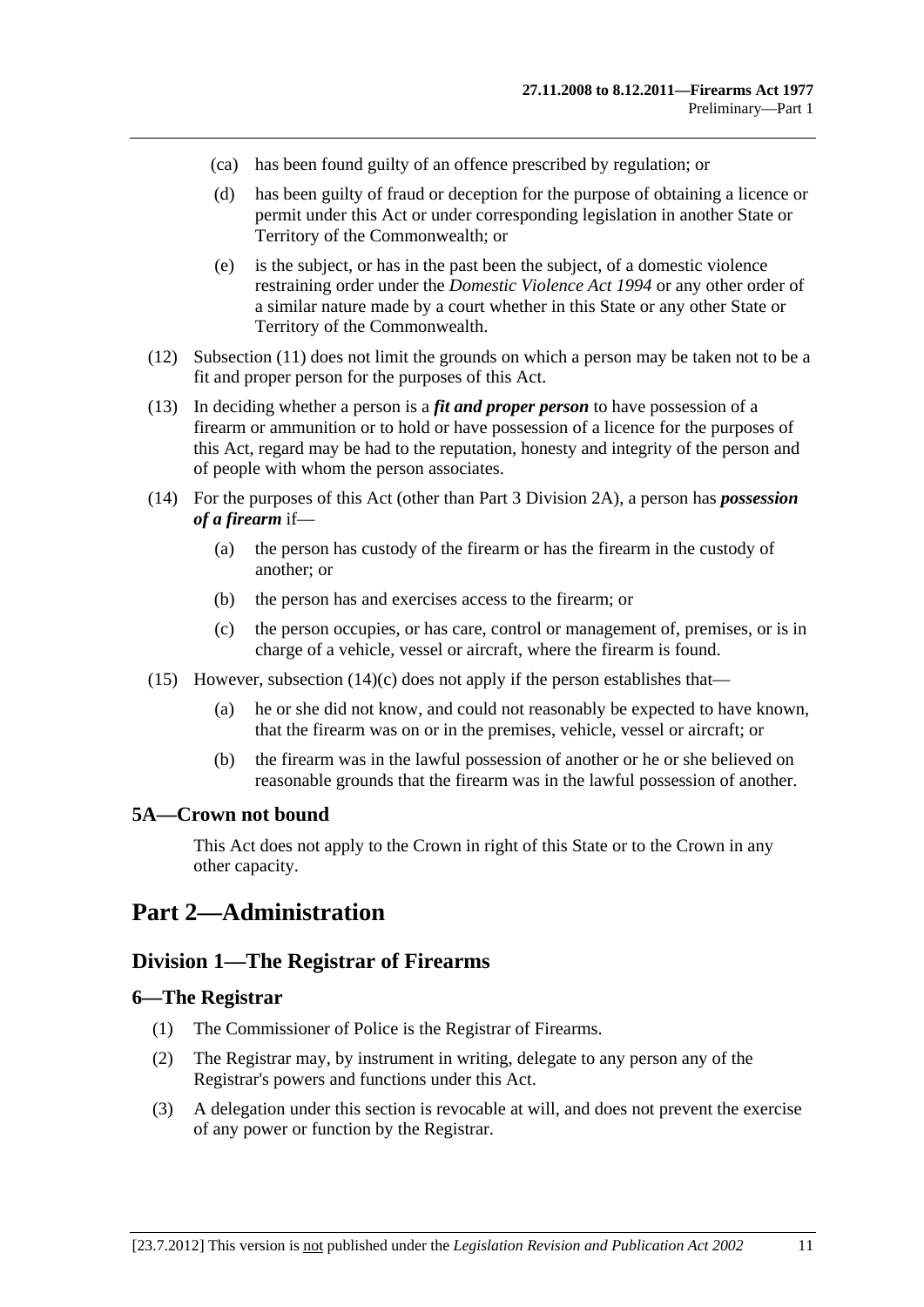(ca) has been found guilty of an offence prescribed by regulation; or

(d) has been guilty of fraud or deception for the purpose of obtaining a licence or permit under this Act or under corresponding legislation in another State or Territory of the Commonwealth; or

(e) is the subject, or has in the past been the subject, of a domestic violence restraining order under the *Domestic Violence Act 1994* or any other order of a similar nature made by a court whether in this State or any other State or Territory of the Commonwealth.

(12) Subsection (11) does not limit the grounds on which a person may be taken not to be a fit and proper person for the purposes of this Act.

(13) In deciding whether a person is a ***fit and proper person*** to have possession of a firearm or ammunition or to hold or have possession of a licence for the purposes of this Act, regard may be had to the reputation, honesty and integrity of the person and of people with whom the person associates.

(14) For the purposes of this Act (other than Part 3 Division 2A), a person has ***possession of a firearm*** if—

(a) the person has custody of the firearm or has the firearm in the custody of another; or

(b) the person has and exercises access to the firearm; or

(c) the person occupies, or has care, control or management of, premises, or is in charge of a vehicle, vessel or aircraft, where the firearm is found.

(15) However, subsection (14)(c) does not apply if the person establishes that—

(a) he or she did not know, and could not reasonably be expected to have known, that the firearm was on or in the premises, vehicle, vessel or aircraft; or

(b) the firearm was in the lawful possession of another or he or she believed on reasonable grounds that the firearm was in the lawful possession of another.

### 5A—Crown not bound

This Act does not apply to the Crown in right of this State or to the Crown in any other capacity.

# Part 2—Administration

## Division 1—The Registrar of Firearms

### 6—The Registrar

(1) The Commissioner of Police is the Registrar of Firearms.

(2) The Registrar may, by instrument in writing, delegate to any person any of the Registrar's powers and functions under this Act.

(3) A delegation under this section is revocable at will, and does not prevent the exercise of any power or function by the Registrar.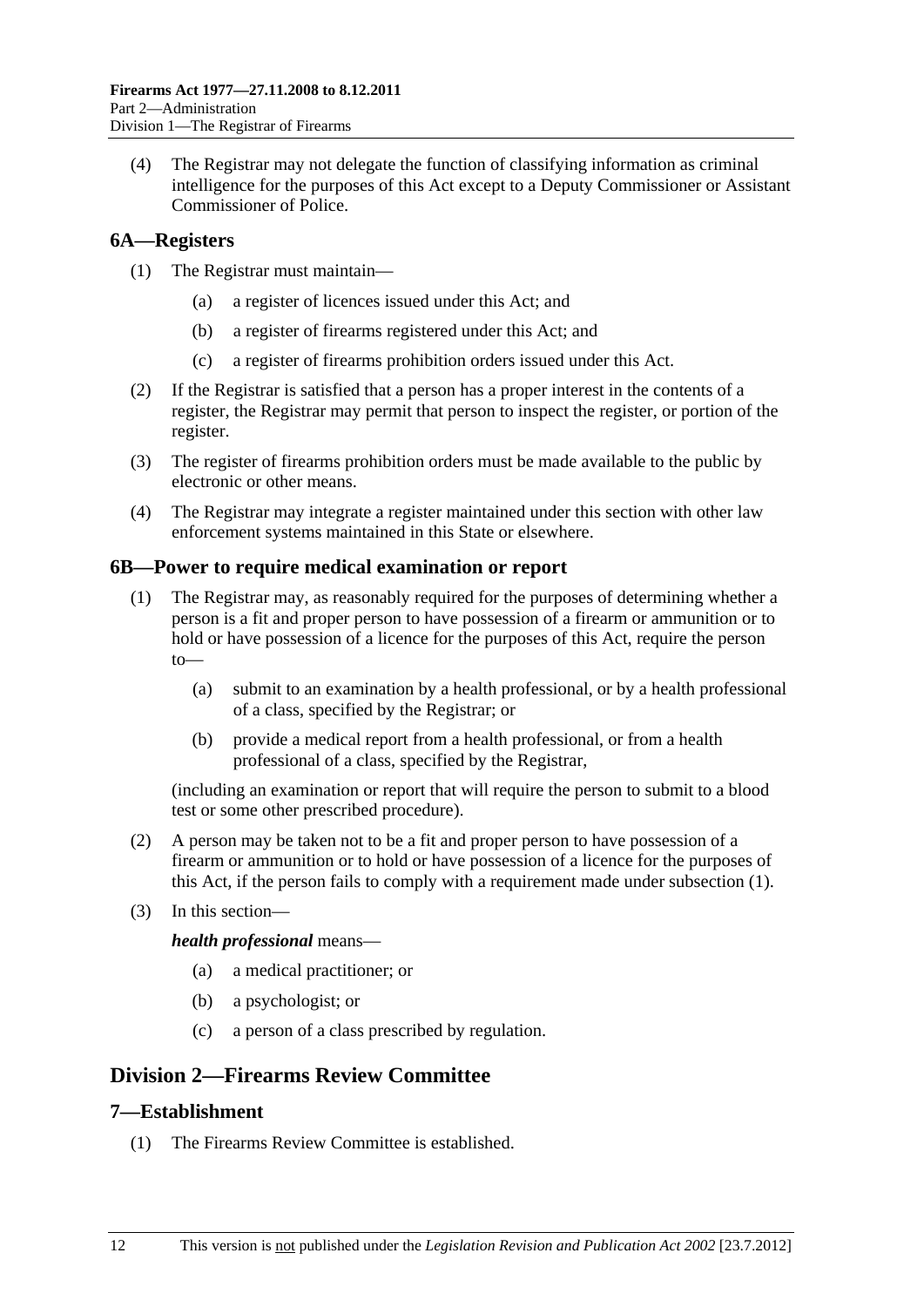(4) The Registrar may not delegate the function of classifying information as criminal intelligence for the purposes of this Act except to a Deputy Commissioner or Assistant Commissioner of Police.

## 6A—Registers

(1) The Registrar must maintain—

(a) a register of licences issued under this Act; and

(b) a register of firearms registered under this Act; and

(c) a register of firearms prohibition orders issued under this Act.

(2) If the Registrar is satisfied that a person has a proper interest in the contents of a register, the Registrar may permit that person to inspect the register, or portion of the register.

(3) The register of firearms prohibition orders must be made available to the public by electronic or other means.

(4) The Registrar may integrate a register maintained under this section with other law enforcement systems maintained in this State or elsewhere.

## 6B—Power to require medical examination or report

(1) The Registrar may, as reasonably required for the purposes of determining whether a person is a fit and proper person to have possession of a firearm or ammunition or to hold or have possession of a licence for the purposes of this Act, require the person to—

(a) submit to an examination by a health professional, or by a health professional of a class, specified by the Registrar; or

(b) provide a medical report from a health professional, or from a health professional of a class, specified by the Registrar,

(including an examination or report that will require the person to submit to a blood test or some other prescribed procedure).

(2) A person may be taken not to be a fit and proper person to have possession of a firearm or ammunition or to hold or have possession of a licence for the purposes of this Act, if the person fails to comply with a requirement made under subsection (1).

(3) In this section—

***health professional*** means—

(a) a medical practitioner; or

(b) a psychologist; or

(c) a person of a class prescribed by regulation.

# Division 2—Firearms Review Committee

## 7—Establishment

(1) The Firearms Review Committee is established.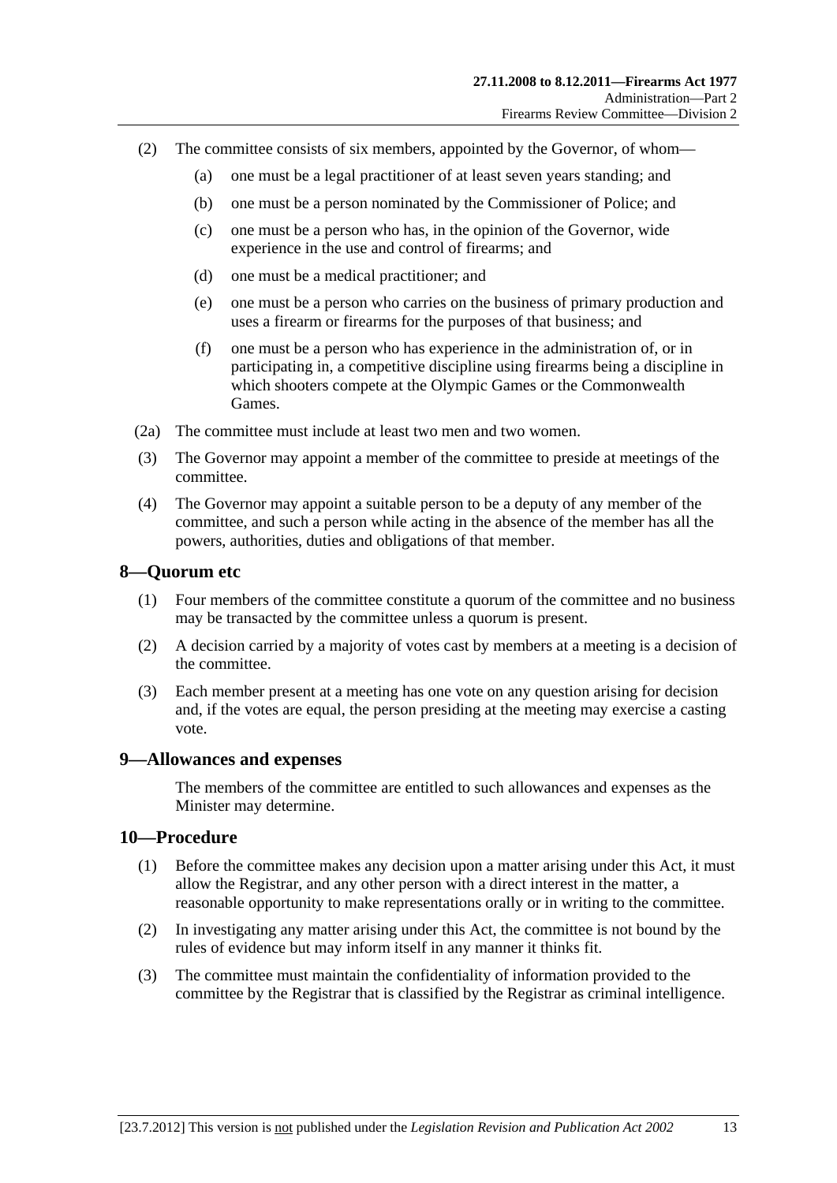(2) The committee consists of six members, appointed by the Governor, of whom—

(a) one must be a legal practitioner of at least seven years standing; and

(b) one must be a person nominated by the Commissioner of Police; and

(c) one must be a person who has, in the opinion of the Governor, wide experience in the use and control of firearms; and

(d) one must be a medical practitioner; and

(e) one must be a person who carries on the business of primary production and uses a firearm or firearms for the purposes of that business; and

(f) one must be a person who has experience in the administration of, or in participating in, a competitive discipline using firearms being a discipline in which shooters compete at the Olympic Games or the Commonwealth Games.

(2a) The committee must include at least two men and two women.

(3) The Governor may appoint a member of the committee to preside at meetings of the committee.

(4) The Governor may appoint a suitable person to be a deputy of any member of the committee, and such a person while acting in the absence of the member has all the powers, authorities, duties and obligations of that member.

## 8—Quorum etc

(1) Four members of the committee constitute a quorum of the committee and no business may be transacted by the committee unless a quorum is present.

(2) A decision carried by a majority of votes cast by members at a meeting is a decision of the committee.

(3) Each member present at a meeting has one vote on any question arising for decision and, if the votes are equal, the person presiding at the meeting may exercise a casting vote.

## 9—Allowances and expenses

The members of the committee are entitled to such allowances and expenses as the Minister may determine.

## 10—Procedure

(1) Before the committee makes any decision upon a matter arising under this Act, it must allow the Registrar, and any other person with a direct interest in the matter, a reasonable opportunity to make representations orally or in writing to the committee.

(2) In investigating any matter arising under this Act, the committee is not bound by the rules of evidence but may inform itself in any manner it thinks fit.

(3) The committee must maintain the confidentiality of information provided to the committee by the Registrar that is classified by the Registrar as criminal intelligence.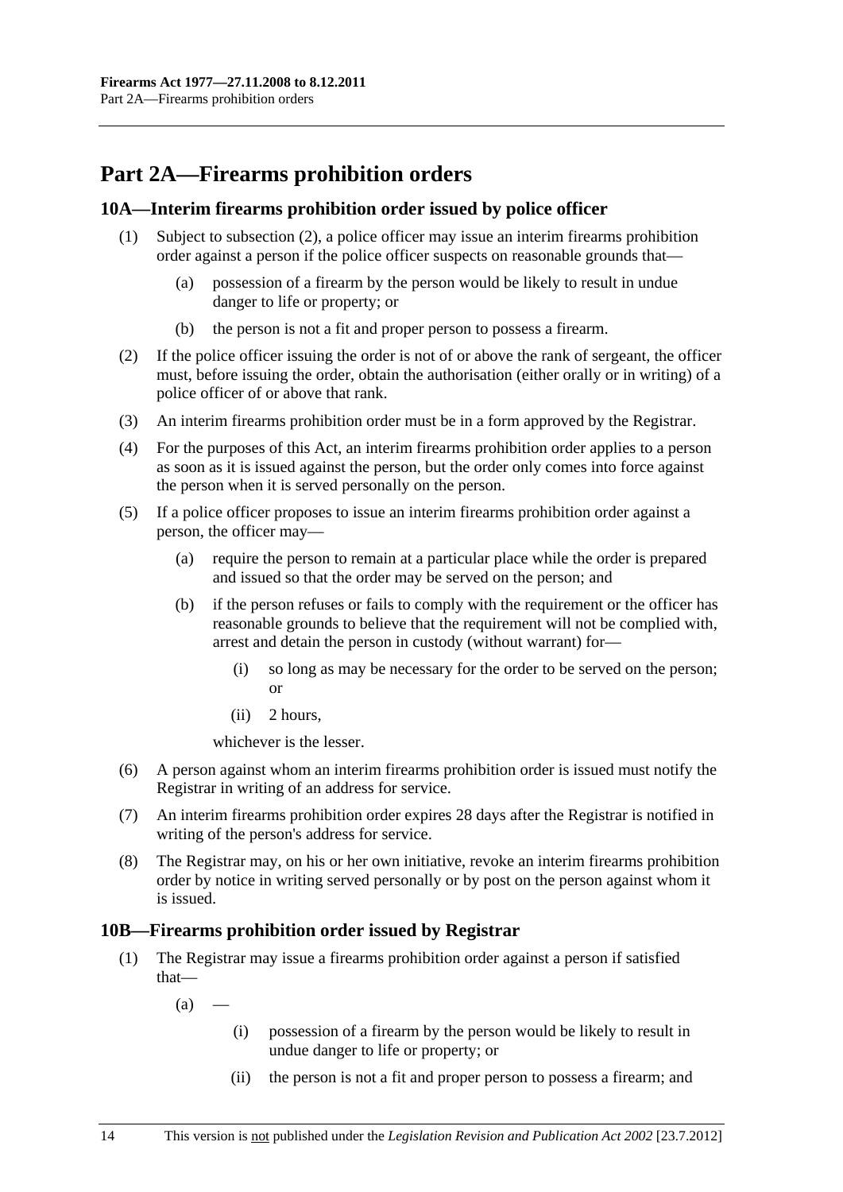# Part 2A—Firearms prohibition orders

## 10A—Interim firearms prohibition order issued by police officer

(1) Subject to subsection (2), a police officer may issue an interim firearms prohibition order against a person if the police officer suspects on reasonable grounds that—

(a) possession of a firearm by the person would be likely to result in undue danger to life or property; or

(b) the person is not a fit and proper person to possess a firearm.

(2) If the police officer issuing the order is not of or above the rank of sergeant, the officer must, before issuing the order, obtain the authorisation (either orally or in writing) of a police officer of or above that rank.

(3) An interim firearms prohibition order must be in a form approved by the Registrar.

(4) For the purposes of this Act, an interim firearms prohibition order applies to a person as soon as it is issued against the person, but the order only comes into force against the person when it is served personally on the person.

(5) If a police officer proposes to issue an interim firearms prohibition order against a person, the officer may—

(a) require the person to remain at a particular place while the order is prepared and issued so that the order may be served on the person; and

(b) if the person refuses or fails to comply with the requirement or the officer has reasonable grounds to believe that the requirement will not be complied with, arrest and detain the person in custody (without warrant) for—

(i) so long as may be necessary for the order to be served on the person; or

(ii) 2 hours,

whichever is the lesser.

(6) A person against whom an interim firearms prohibition order is issued must notify the Registrar in writing of an address for service.

(7) An interim firearms prohibition order expires 28 days after the Registrar is notified in writing of the person's address for service.

(8) The Registrar may, on his or her own initiative, revoke an interim firearms prohibition order by notice in writing served personally or by post on the person against whom it is issued.

## 10B—Firearms prohibition order issued by Registrar

(1) The Registrar may issue a firearms prohibition order against a person if satisfied that—

(a) —

(i) possession of a firearm by the person would be likely to result in undue danger to life or property; or

(ii) the person is not a fit and proper person to possess a firearm; and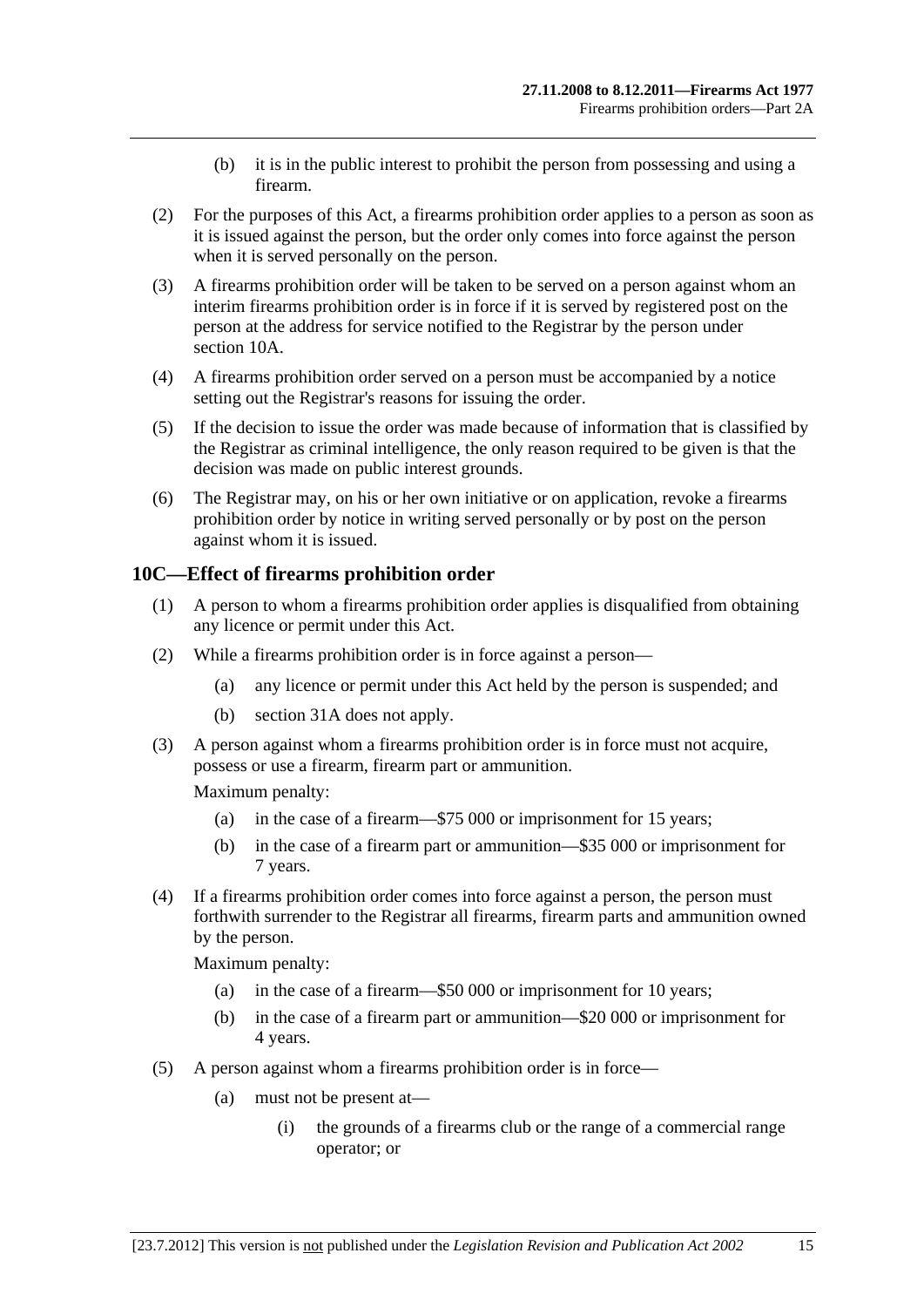(b) it is in the public interest to prohibit the person from possessing and using a firearm.

(2) For the purposes of this Act, a firearms prohibition order applies to a person as soon as it is issued against the person, but the order only comes into force against the person when it is served personally on the person.

(3) A firearms prohibition order will be taken to be served on a person against whom an interim firearms prohibition order is in force if it is served by registered post on the person at the address for service notified to the Registrar by the person under section 10A.

(4) A firearms prohibition order served on a person must be accompanied by a notice setting out the Registrar's reasons for issuing the order.

(5) If the decision to issue the order was made because of information that is classified by the Registrar as criminal intelligence, the only reason required to be given is that the decision was made on public interest grounds.

(6) The Registrar may, on his or her own initiative or on application, revoke a firearms prohibition order by notice in writing served personally or by post on the person against whom it is issued.

## 10C—Effect of firearms prohibition order

(1) A person to whom a firearms prohibition order applies is disqualified from obtaining any licence or permit under this Act.

(2) While a firearms prohibition order is in force against a person—

(a) any licence or permit under this Act held by the person is suspended; and

(b) section 31A does not apply.

(3) A person against whom a firearms prohibition order is in force must not acquire, possess or use a firearm, firearm part or ammunition.

Maximum penalty:

(a) in the case of a firearm—$75 000 or imprisonment for 15 years;

(b) in the case of a firearm part or ammunition—$35 000 or imprisonment for 7 years.

(4) If a firearms prohibition order comes into force against a person, the person must forthwith surrender to the Registrar all firearms, firearm parts and ammunition owned by the person.

Maximum penalty:

(a) in the case of a firearm—$50 000 or imprisonment for 10 years;

(b) in the case of a firearm part or ammunition—$20 000 or imprisonment for 4 years.

(5) A person against whom a firearms prohibition order is in force—

(a) must not be present at—

(i) the grounds of a firearms club or the range of a commercial range operator; or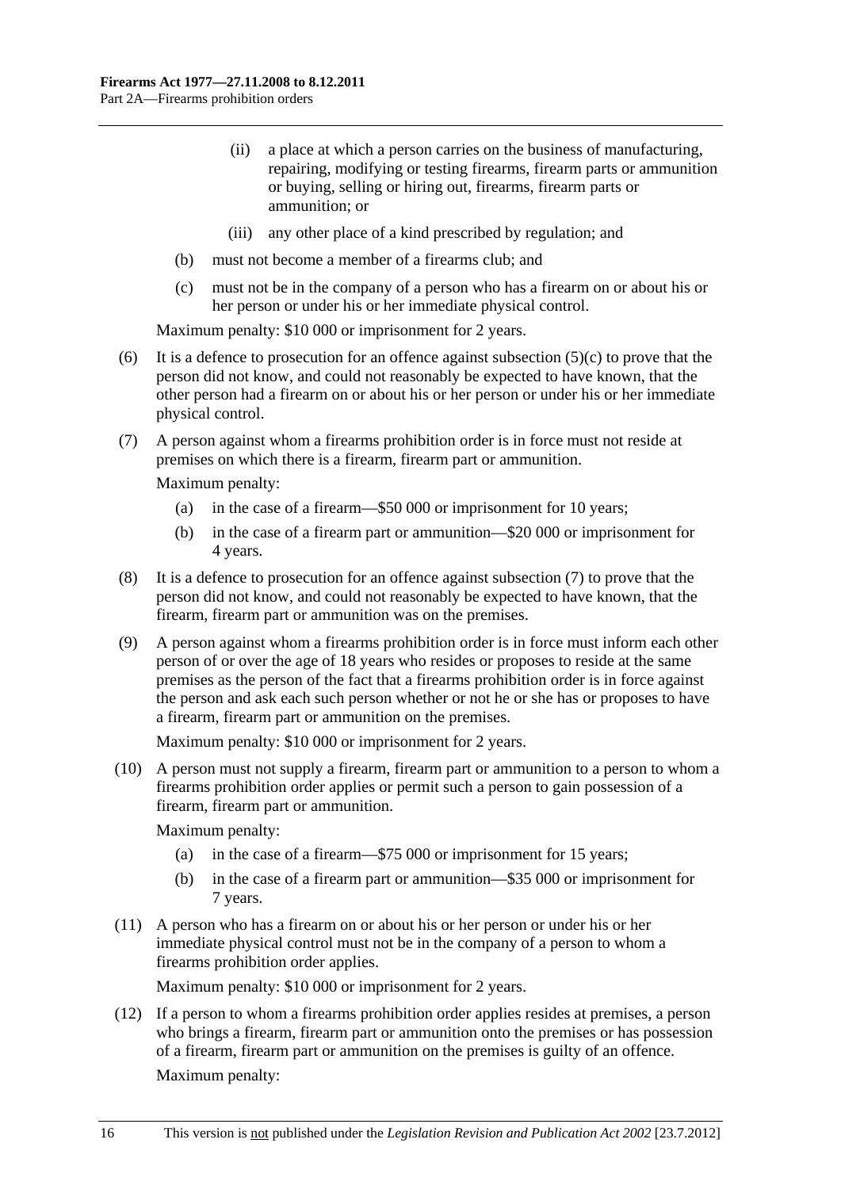(ii) a place at which a person carries on the business of manufacturing, repairing, modifying or testing firearms, firearm parts or ammunition or buying, selling or hiring out, firearms, firearm parts or ammunition; or

(iii) any other place of a kind prescribed by regulation; and

(b) must not become a member of a firearms club; and

(c) must not be in the company of a person who has a firearm on or about his or her person or under his or her immediate physical control.

Maximum penalty: $10 000 or imprisonment for 2 years.

(6) It is a defence to prosecution for an offence against subsection (5)(c) to prove that the person did not know, and could not reasonably be expected to have known, that the other person had a firearm on or about his or her person or under his or her immediate physical control.

(7) A person against whom a firearms prohibition order is in force must not reside at premises on which there is a firearm, firearm part or ammunition.

Maximum penalty:

(a) in the case of a firearm—$50 000 or imprisonment for 10 years;

(b) in the case of a firearm part or ammunition—$20 000 or imprisonment for 4 years.

(8) It is a defence to prosecution for an offence against subsection (7) to prove that the person did not know, and could not reasonably be expected to have known, that the firearm, firearm part or ammunition was on the premises.

(9) A person against whom a firearms prohibition order is in force must inform each other person of or over the age of 18 years who resides or proposes to reside at the same premises as the person of the fact that a firearms prohibition order is in force against the person and ask each such person whether or not he or she has or proposes to have a firearm, firearm part or ammunition on the premises.

Maximum penalty: $10 000 or imprisonment for 2 years.

(10) A person must not supply a firearm, firearm part or ammunition to a person to whom a firearms prohibition order applies or permit such a person to gain possession of a firearm, firearm part or ammunition.

Maximum penalty:

(a) in the case of a firearm—$75 000 or imprisonment for 15 years;

(b) in the case of a firearm part or ammunition—$35 000 or imprisonment for 7 years.

(11) A person who has a firearm on or about his or her person or under his or her immediate physical control must not be in the company of a person to whom a firearms prohibition order applies.

Maximum penalty: $10 000 or imprisonment for 2 years.

(12) If a person to whom a firearms prohibition order applies resides at premises, a person who brings a firearm, firearm part or ammunition onto the premises or has possession of a firearm, firearm part or ammunition on the premises is guilty of an offence.

Maximum penalty: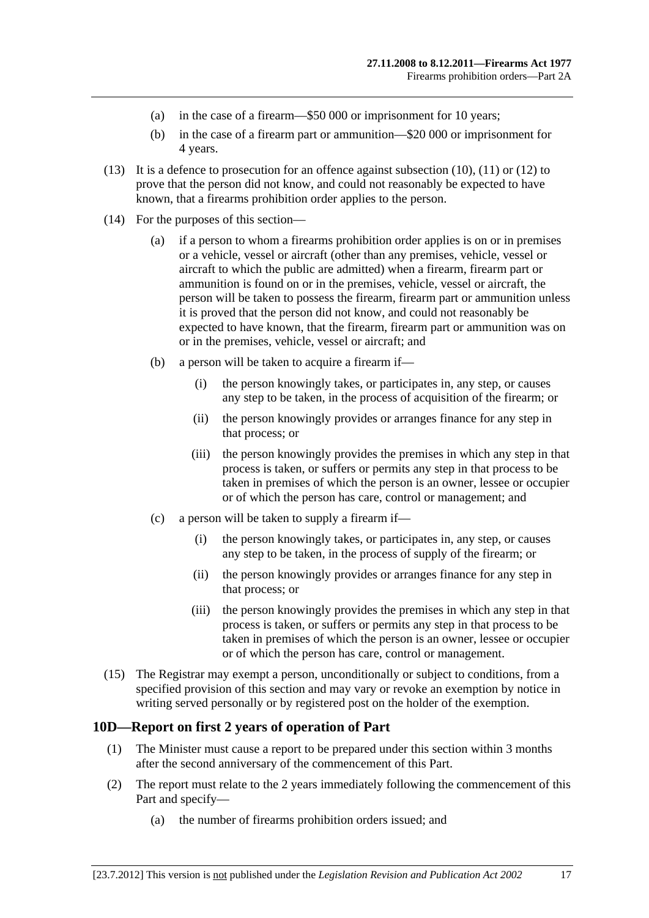(a) in the case of a firearm—$50 000 or imprisonment for 10 years;

(b) in the case of a firearm part or ammunition—$20 000 or imprisonment for 4 years.

(13) It is a defence to prosecution for an offence against subsection (10), (11) or (12) to prove that the person did not know, and could not reasonably be expected to have known, that a firearms prohibition order applies to the person.

(14) For the purposes of this section—

(a) if a person to whom a firearms prohibition order applies is on or in premises or a vehicle, vessel or aircraft (other than any premises, vehicle, vessel or aircraft to which the public are admitted) when a firearm, firearm part or ammunition is found on or in the premises, vehicle, vessel or aircraft, the person will be taken to possess the firearm, firearm part or ammunition unless it is proved that the person did not know, and could not reasonably be expected to have known, that the firearm, firearm part or ammunition was on or in the premises, vehicle, vessel or aircraft; and

(b) a person will be taken to acquire a firearm if—

(i) the person knowingly takes, or participates in, any step, or causes any step to be taken, in the process of acquisition of the firearm; or

(ii) the person knowingly provides or arranges finance for any step in that process; or

(iii) the person knowingly provides the premises in which any step in that process is taken, or suffers or permits any step in that process to be taken in premises of which the person is an owner, lessee or occupier or of which the person has care, control or management; and

(c) a person will be taken to supply a firearm if—

(i) the person knowingly takes, or participates in, any step, or causes any step to be taken, in the process of supply of the firearm; or

(ii) the person knowingly provides or arranges finance for any step in that process; or

(iii) the person knowingly provides the premises in which any step in that process is taken, or suffers or permits any step in that process to be taken in premises of which the person is an owner, lessee or occupier or of which the person has care, control or management.

(15) The Registrar may exempt a person, unconditionally or subject to conditions, from a specified provision of this section and may vary or revoke an exemption by notice in writing served personally or by registered post on the holder of the exemption.

## 10D—Report on first 2 years of operation of Part

(1) The Minister must cause a report to be prepared under this section within 3 months after the second anniversary of the commencement of this Part.

(2) The report must relate to the 2 years immediately following the commencement of this Part and specify—

(a) the number of firearms prohibition orders issued; and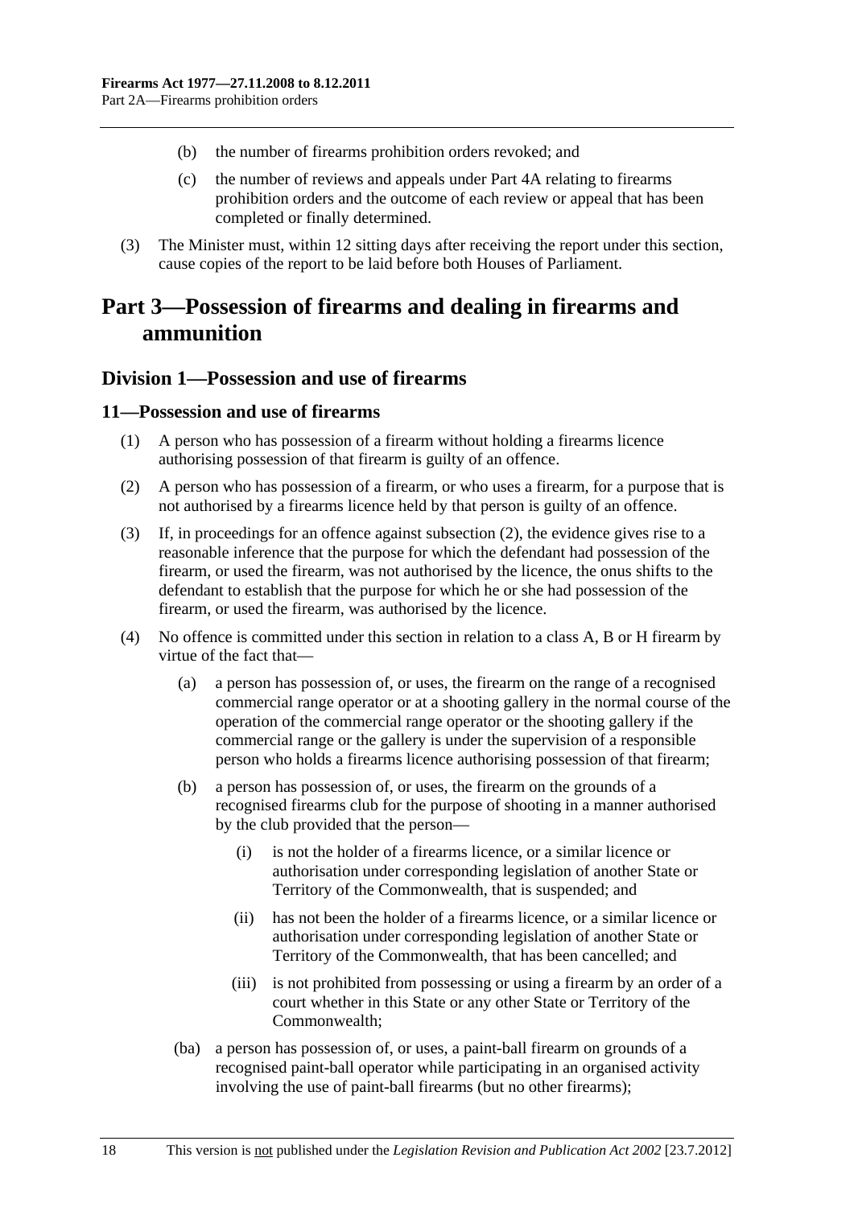(b) the number of firearms prohibition orders revoked; and

(c) the number of reviews and appeals under Part 4A relating to firearms prohibition orders and the outcome of each review or appeal that has been completed or finally determined.

(3) The Minister must, within 12 sitting days after receiving the report under this section, cause copies of the report to be laid before both Houses of Parliament.

# Part 3—Possession of firearms and dealing in firearms and ammunition

## Division 1—Possession and use of firearms

### 11—Possession and use of firearms

(1) A person who has possession of a firearm without holding a firearms licence authorising possession of that firearm is guilty of an offence.

(2) A person who has possession of a firearm, or who uses a firearm, for a purpose that is not authorised by a firearms licence held by that person is guilty of an offence.

(3) If, in proceedings for an offence against subsection (2), the evidence gives rise to a reasonable inference that the purpose for which the defendant had possession of the firearm, or used the firearm, was not authorised by the licence, the onus shifts to the defendant to establish that the purpose for which he or she had possession of the firearm, or used the firearm, was authorised by the licence.

(4) No offence is committed under this section in relation to a class A, B or H firearm by virtue of the fact that—

(a) a person has possession of, or uses, the firearm on the range of a recognised commercial range operator or at a shooting gallery in the normal course of the operation of the commercial range operator or the shooting gallery if the commercial range or the gallery is under the supervision of a responsible person who holds a firearms licence authorising possession of that firearm;

(b) a person has possession of, or uses, the firearm on the grounds of a recognised firearms club for the purpose of shooting in a manner authorised by the club provided that the person—

(i) is not the holder of a firearms licence, or a similar licence or authorisation under corresponding legislation of another State or Territory of the Commonwealth, that is suspended; and

(ii) has not been the holder of a firearms licence, or a similar licence or authorisation under corresponding legislation of another State or Territory of the Commonwealth, that has been cancelled; and

(iii) is not prohibited from possessing or using a firearm by an order of a court whether in this State or any other State or Territory of the Commonwealth;

(ba) a person has possession of, or uses, a paint-ball firearm on grounds of a recognised paint-ball operator while participating in an organised activity involving the use of paint-ball firearms (but no other firearms);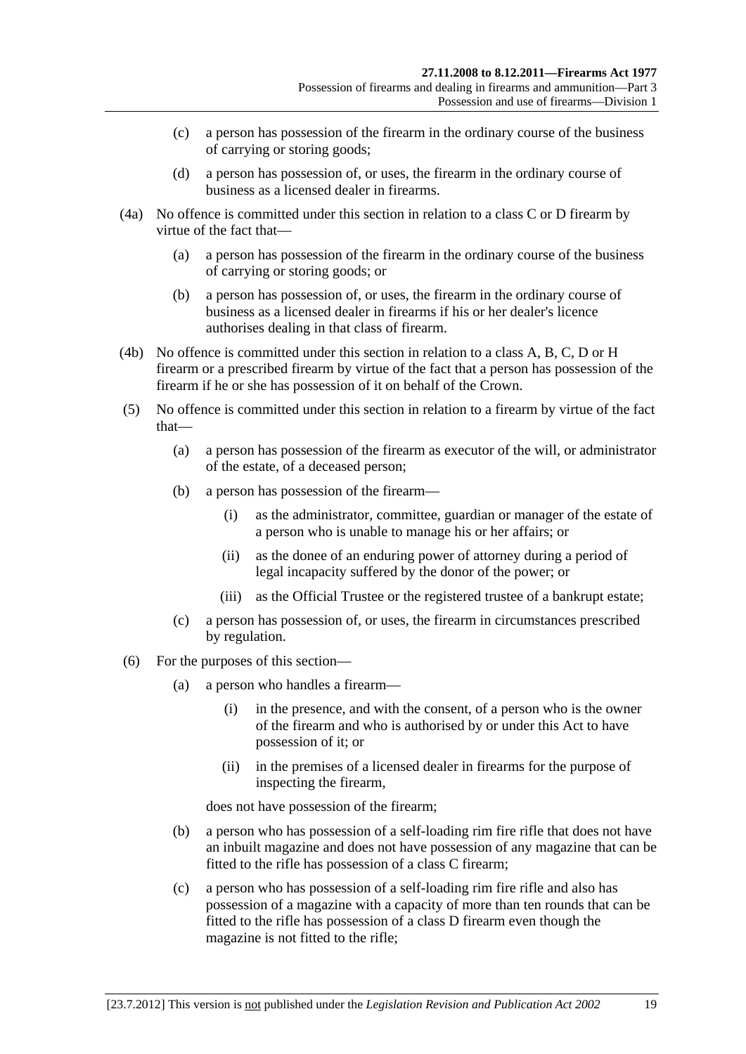(c) a person has possession of the firearm in the ordinary course of the business of carrying or storing goods;

(d) a person has possession of, or uses, the firearm in the ordinary course of business as a licensed dealer in firearms.

(4a) No offence is committed under this section in relation to a class C or D firearm by virtue of the fact that—

(a) a person has possession of the firearm in the ordinary course of the business of carrying or storing goods; or

(b) a person has possession of, or uses, the firearm in the ordinary course of business as a licensed dealer in firearms if his or her dealer's licence authorises dealing in that class of firearm.

(4b) No offence is committed under this section in relation to a class A, B, C, D or H firearm or a prescribed firearm by virtue of the fact that a person has possession of the firearm if he or she has possession of it on behalf of the Crown.

(5) No offence is committed under this section in relation to a firearm by virtue of the fact that—

(a) a person has possession of the firearm as executor of the will, or administrator of the estate, of a deceased person;

(b) a person has possession of the firearm—

(i) as the administrator, committee, guardian or manager of the estate of a person who is unable to manage his or her affairs; or

(ii) as the donee of an enduring power of attorney during a period of legal incapacity suffered by the donor of the power; or

(iii) as the Official Trustee or the registered trustee of a bankrupt estate;

(c) a person has possession of, or uses, the firearm in circumstances prescribed by regulation.

(6) For the purposes of this section—

(a) a person who handles a firearm—

(i) in the presence, and with the consent, of a person who is the owner of the firearm and who is authorised by or under this Act to have possession of it; or

(ii) in the premises of a licensed dealer in firearms for the purpose of inspecting the firearm,

does not have possession of the firearm;

(b) a person who has possession of a self-loading rim fire rifle that does not have an inbuilt magazine and does not have possession of any magazine that can be fitted to the rifle has possession of a class C firearm;

(c) a person who has possession of a self-loading rim fire rifle and also has possession of a magazine with a capacity of more than ten rounds that can be fitted to the rifle has possession of a class D firearm even though the magazine is not fitted to the rifle;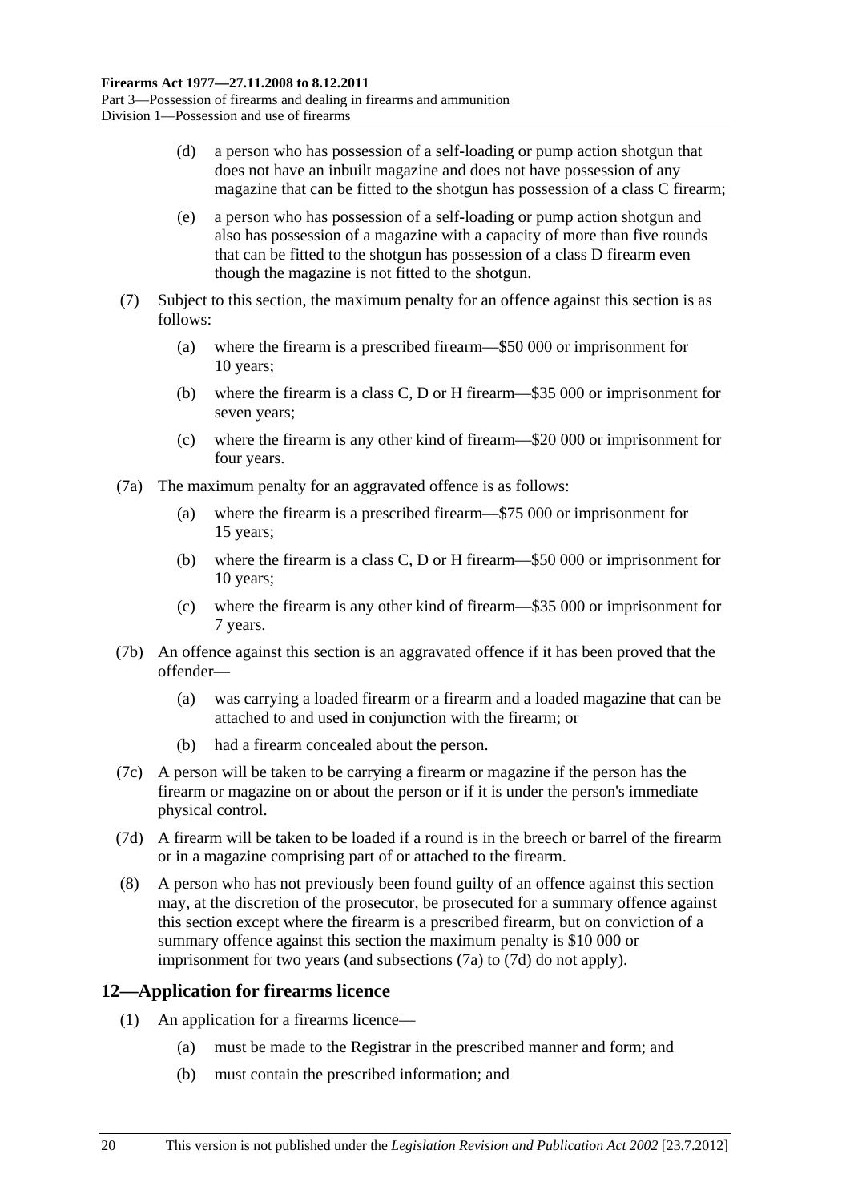(d) a person who has possession of a self-loading or pump action shotgun that does not have an inbuilt magazine and does not have possession of any magazine that can be fitted to the shotgun has possession of a class C firearm;

(e) a person who has possession of a self-loading or pump action shotgun and also has possession of a magazine with a capacity of more than five rounds that can be fitted to the shotgun has possession of a class D firearm even though the magazine is not fitted to the shotgun.

(7) Subject to this section, the maximum penalty for an offence against this section is as follows:

(a) where the firearm is a prescribed firearm—$50 000 or imprisonment for 10 years;

(b) where the firearm is a class C, D or H firearm—$35 000 or imprisonment for seven years;

(c) where the firearm is any other kind of firearm—$20 000 or imprisonment for four years.

(7a) The maximum penalty for an aggravated offence is as follows:

(a) where the firearm is a prescribed firearm—$75 000 or imprisonment for 15 years;

(b) where the firearm is a class C, D or H firearm—$50 000 or imprisonment for 10 years;

(c) where the firearm is any other kind of firearm—$35 000 or imprisonment for 7 years.

(7b) An offence against this section is an aggravated offence if it has been proved that the offender—

(a) was carrying a loaded firearm or a firearm and a loaded magazine that can be attached to and used in conjunction with the firearm; or

(b) had a firearm concealed about the person.

(7c) A person will be taken to be carrying a firearm or magazine if the person has the firearm or magazine on or about the person or if it is under the person's immediate physical control.

(7d) A firearm will be taken to be loaded if a round is in the breech or barrel of the firearm or in a magazine comprising part of or attached to the firearm.

(8) A person who has not previously been found guilty of an offence against this section may, at the discretion of the prosecutor, be prosecuted for a summary offence against this section except where the firearm is a prescribed firearm, but on conviction of a summary offence against this section the maximum penalty is $10 000 or imprisonment for two years (and subsections (7a) to (7d) do not apply).

## 12—Application for firearms licence

(1) An application for a firearms licence—

(a) must be made to the Registrar in the prescribed manner and form; and

(b) must contain the prescribed information; and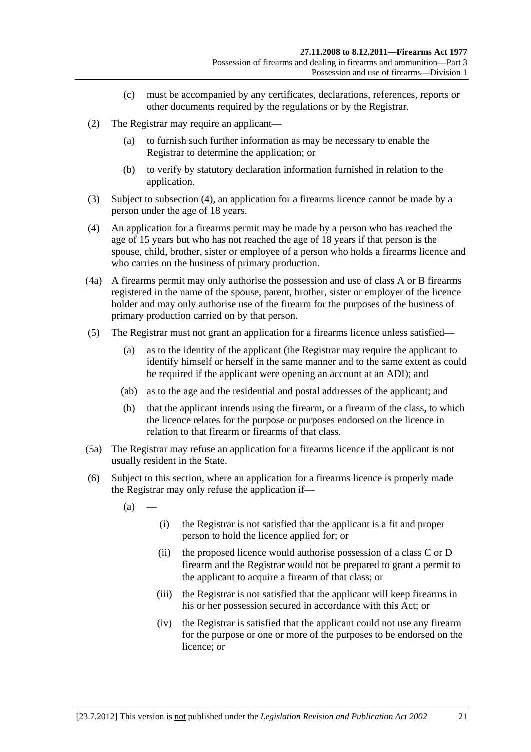(c) must be accompanied by any certificates, declarations, references, reports or other documents required by the regulations or by the Registrar.

(2) The Registrar may require an applicant—

(a) to furnish such further information as may be necessary to enable the Registrar to determine the application; or

(b) to verify by statutory declaration information furnished in relation to the application.

(3) Subject to subsection (4), an application for a firearms licence cannot be made by a person under the age of 18 years.

(4) An application for a firearms permit may be made by a person who has reached the age of 15 years but who has not reached the age of 18 years if that person is the spouse, child, brother, sister or employee of a person who holds a firearms licence and who carries on the business of primary production.

(4a) A firearms permit may only authorise the possession and use of class A or B firearms registered in the name of the spouse, parent, brother, sister or employer of the licence holder and may only authorise use of the firearm for the purposes of the business of primary production carried on by that person.

(5) The Registrar must not grant an application for a firearms licence unless satisfied—

(a) as to the identity of the applicant (the Registrar may require the applicant to identify himself or herself in the same manner and to the same extent as could be required if the applicant were opening an account at an ADI); and

(ab) as to the age and the residential and postal addresses of the applicant; and

(b) that the applicant intends using the firearm, or a firearm of the class, to which the licence relates for the purpose or purposes endorsed on the licence in relation to that firearm or firearms of that class.

(5a) The Registrar may refuse an application for a firearms licence if the applicant is not usually resident in the State.

(6) Subject to this section, where an application for a firearms licence is properly made the Registrar may only refuse the application if—

(a) —

(i) the Registrar is not satisfied that the applicant is a fit and proper person to hold the licence applied for; or

(ii) the proposed licence would authorise possession of a class C or D firearm and the Registrar would not be prepared to grant a permit to the applicant to acquire a firearm of that class; or

(iii) the Registrar is not satisfied that the applicant will keep firearms in his or her possession secured in accordance with this Act; or

(iv) the Registrar is satisfied that the applicant could not use any firearm for the purpose or one or more of the purposes to be endorsed on the licence; or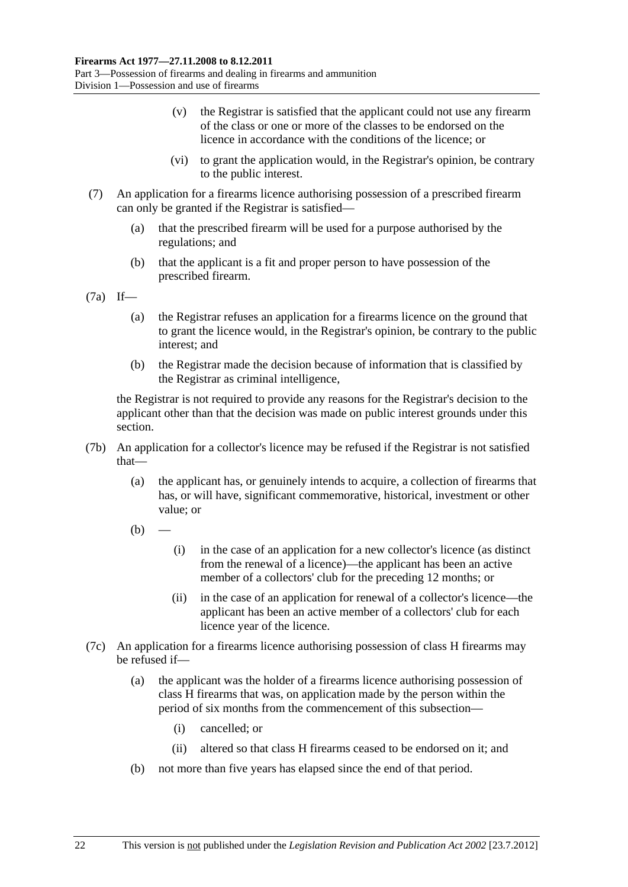(v) the Registrar is satisfied that the applicant could not use any firearm of the class or one or more of the classes to be endorsed on the licence in accordance with the conditions of the licence; or

(vi) to grant the application would, in the Registrar's opinion, be contrary to the public interest.

(7) An application for a firearms licence authorising possession of a prescribed firearm can only be granted if the Registrar is satisfied—

(a) that the prescribed firearm will be used for a purpose authorised by the regulations; and

(b) that the applicant is a fit and proper person to have possession of the prescribed firearm.

(7a) If—

(a) the Registrar refuses an application for a firearms licence on the ground that to grant the licence would, in the Registrar's opinion, be contrary to the public interest; and

(b) the Registrar made the decision because of information that is classified by the Registrar as criminal intelligence,

the Registrar is not required to provide any reasons for the Registrar's decision to the applicant other than that the decision was made on public interest grounds under this section.

(7b) An application for a collector's licence may be refused if the Registrar is not satisfied that—

(a) the applicant has, or genuinely intends to acquire, a collection of firearms that has, or will have, significant commemorative, historical, investment or other value; or

(b) —

(i) in the case of an application for a new collector's licence (as distinct from the renewal of a licence)—the applicant has been an active member of a collectors' club for the preceding 12 months; or

(ii) in the case of an application for renewal of a collector's licence—the applicant has been an active member of a collectors' club for each licence year of the licence.

(7c) An application for a firearms licence authorising possession of class H firearms may be refused if—

(a) the applicant was the holder of a firearms licence authorising possession of class H firearms that was, on application made by the person within the period of six months from the commencement of this subsection—

(i) cancelled; or

(ii) altered so that class H firearms ceased to be endorsed on it; and

(b) not more than five years has elapsed since the end of that period.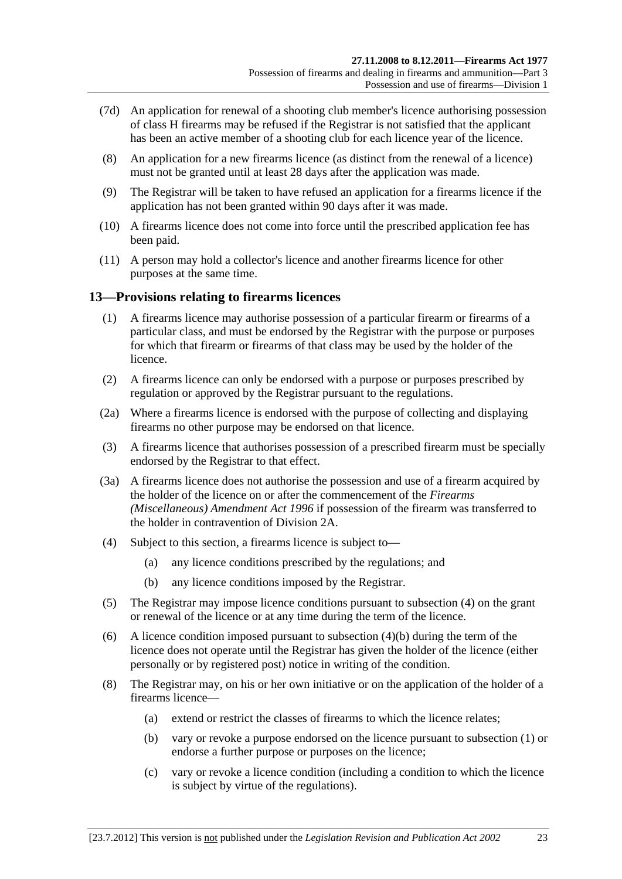(7d) An application for renewal of a shooting club member's licence authorising possession of class H firearms may be refused if the Registrar is not satisfied that the applicant has been an active member of a shooting club for each licence year of the licence.

(8) An application for a new firearms licence (as distinct from the renewal of a licence) must not be granted until at least 28 days after the application was made.

(9) The Registrar will be taken to have refused an application for a firearms licence if the application has not been granted within 90 days after it was made.

(10) A firearms licence does not come into force until the prescribed application fee has been paid.

(11) A person may hold a collector's licence and another firearms licence for other purposes at the same time.

## 13—Provisions relating to firearms licences

(1) A firearms licence may authorise possession of a particular firearm or firearms of a particular class, and must be endorsed by the Registrar with the purpose or purposes for which that firearm or firearms of that class may be used by the holder of the licence.

(2) A firearms licence can only be endorsed with a purpose or purposes prescribed by regulation or approved by the Registrar pursuant to the regulations.

(2a) Where a firearms licence is endorsed with the purpose of collecting and displaying firearms no other purpose may be endorsed on that licence.

(3) A firearms licence that authorises possession of a prescribed firearm must be specially endorsed by the Registrar to that effect.

(3a) A firearms licence does not authorise the possession and use of a firearm acquired by the holder of the licence on or after the commencement of the *Firearms (Miscellaneous) Amendment Act 1996* if possession of the firearm was transferred to the holder in contravention of Division 2A.

(4) Subject to this section, a firearms licence is subject to—

(a) any licence conditions prescribed by the regulations; and

(b) any licence conditions imposed by the Registrar.

(5) The Registrar may impose licence conditions pursuant to subsection (4) on the grant or renewal of the licence or at any time during the term of the licence.

(6) A licence condition imposed pursuant to subsection (4)(b) during the term of the licence does not operate until the Registrar has given the holder of the licence (either personally or by registered post) notice in writing of the condition.

(8) The Registrar may, on his or her own initiative or on the application of the holder of a firearms licence—

(a) extend or restrict the classes of firearms to which the licence relates;

(b) vary or revoke a purpose endorsed on the licence pursuant to subsection (1) or endorse a further purpose or purposes on the licence;

(c) vary or revoke a licence condition (including a condition to which the licence is subject by virtue of the regulations).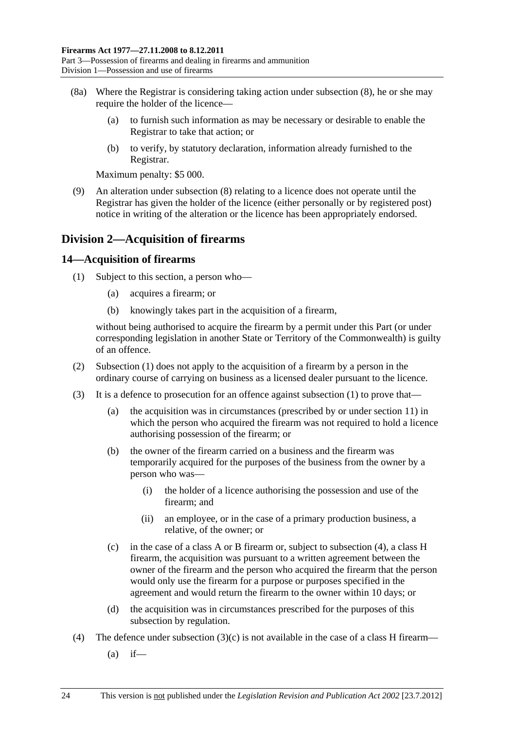(8a) Where the Registrar is considering taking action under subsection (8), he or she may require the holder of the licence—

(a) to furnish such information as may be necessary or desirable to enable the Registrar to take that action; or

(b) to verify, by statutory declaration, information already furnished to the Registrar.

Maximum penalty: $5 000.

(9) An alteration under subsection (8) relating to a licence does not operate until the Registrar has given the holder of the licence (either personally or by registered post) notice in writing of the alteration or the licence has been appropriately endorsed.

## Division 2—Acquisition of firearms

### 14—Acquisition of firearms

(1) Subject to this section, a person who—

(a) acquires a firearm; or

(b) knowingly takes part in the acquisition of a firearm,

without being authorised to acquire the firearm by a permit under this Part (or under corresponding legislation in another State or Territory of the Commonwealth) is guilty of an offence.

(2) Subsection (1) does not apply to the acquisition of a firearm by a person in the ordinary course of carrying on business as a licensed dealer pursuant to the licence.

(3) It is a defence to prosecution for an offence against subsection (1) to prove that—

(a) the acquisition was in circumstances (prescribed by or under section 11) in which the person who acquired the firearm was not required to hold a licence authorising possession of the firearm; or

(b) the owner of the firearm carried on a business and the firearm was temporarily acquired for the purposes of the business from the owner by a person who was—

(i) the holder of a licence authorising the possession and use of the firearm; and

(ii) an employee, or in the case of a primary production business, a relative, of the owner; or

(c) in the case of a class A or B firearm or, subject to subsection (4), a class H firearm, the acquisition was pursuant to a written agreement between the owner of the firearm and the person who acquired the firearm that the person would only use the firearm for a purpose or purposes specified in the agreement and would return the firearm to the owner within 10 days; or

(d) the acquisition was in circumstances prescribed for the purposes of this subsection by regulation.

(4) The defence under subsection (3)(c) is not available in the case of a class H firearm—

(a) if—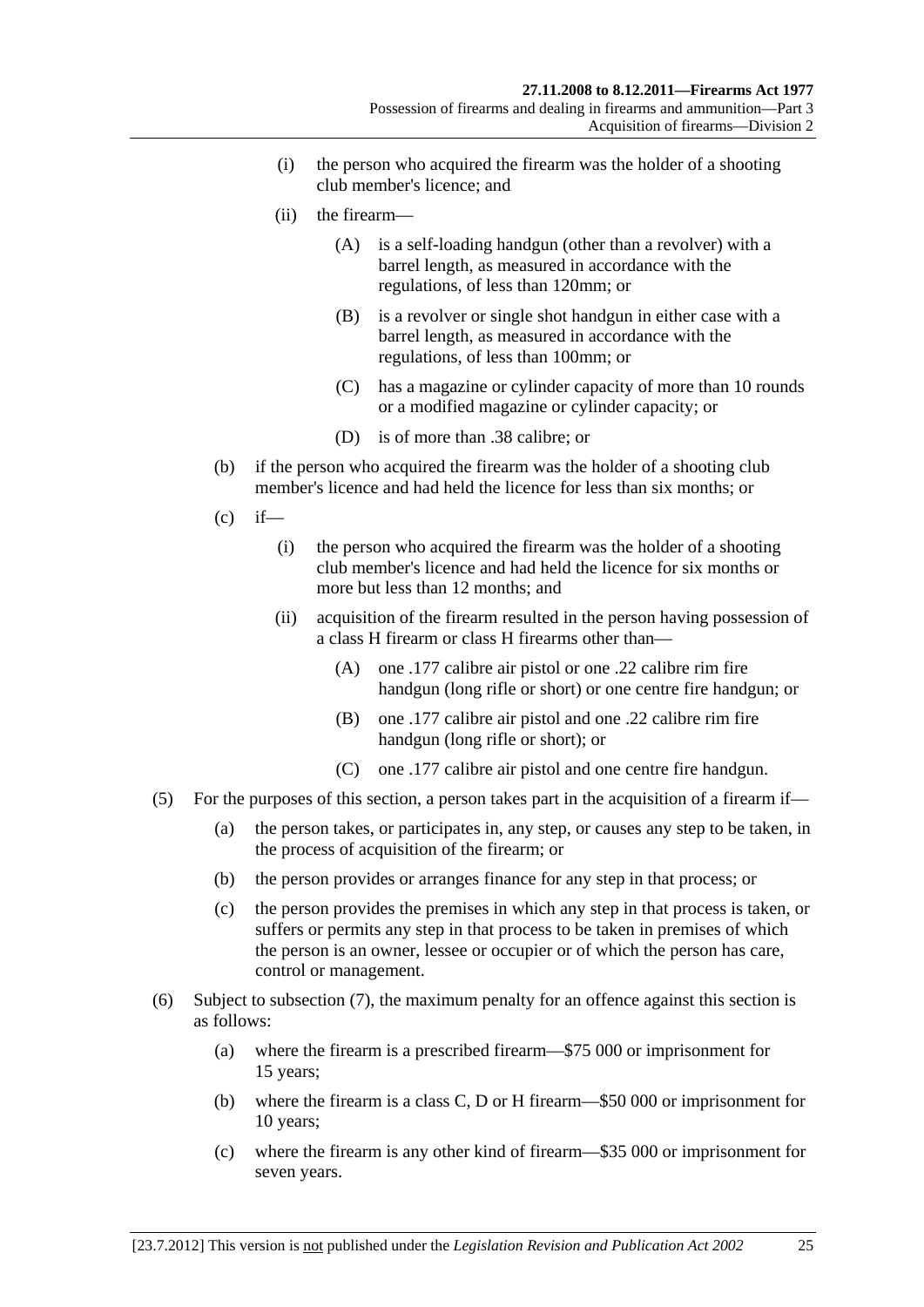(i) the person who acquired the firearm was the holder of a shooting club member's licence; and

(ii) the firearm—

(A) is a self-loading handgun (other than a revolver) with a barrel length, as measured in accordance with the regulations, of less than 120mm; or

(B) is a revolver or single shot handgun in either case with a barrel length, as measured in accordance with the regulations, of less than 100mm; or

(C) has a magazine or cylinder capacity of more than 10 rounds or a modified magazine or cylinder capacity; or

(D) is of more than .38 calibre; or

(b) if the person who acquired the firearm was the holder of a shooting club member's licence and had held the licence for less than six months; or

(c) if—

(i) the person who acquired the firearm was the holder of a shooting club member's licence and had held the licence for six months or more but less than 12 months; and

(ii) acquisition of the firearm resulted in the person having possession of a class H firearm or class H firearms other than—

(A) one .177 calibre air pistol or one .22 calibre rim fire handgun (long rifle or short) or one centre fire handgun; or

(B) one .177 calibre air pistol and one .22 calibre rim fire handgun (long rifle or short); or

(C) one .177 calibre air pistol and one centre fire handgun.

(5) For the purposes of this section, a person takes part in the acquisition of a firearm if—

(a) the person takes, or participates in, any step, or causes any step to be taken, in the process of acquisition of the firearm; or

(b) the person provides or arranges finance for any step in that process; or

(c) the person provides the premises in which any step in that process is taken, or suffers or permits any step in that process to be taken in premises of which the person is an owner, lessee or occupier or of which the person has care, control or management.

(6) Subject to subsection (7), the maximum penalty for an offence against this section is as follows:

(a) where the firearm is a prescribed firearm—$75 000 or imprisonment for 15 years;

(b) where the firearm is a class C, D or H firearm—$50 000 or imprisonment for 10 years;

(c) where the firearm is any other kind of firearm—$35 000 or imprisonment for seven years.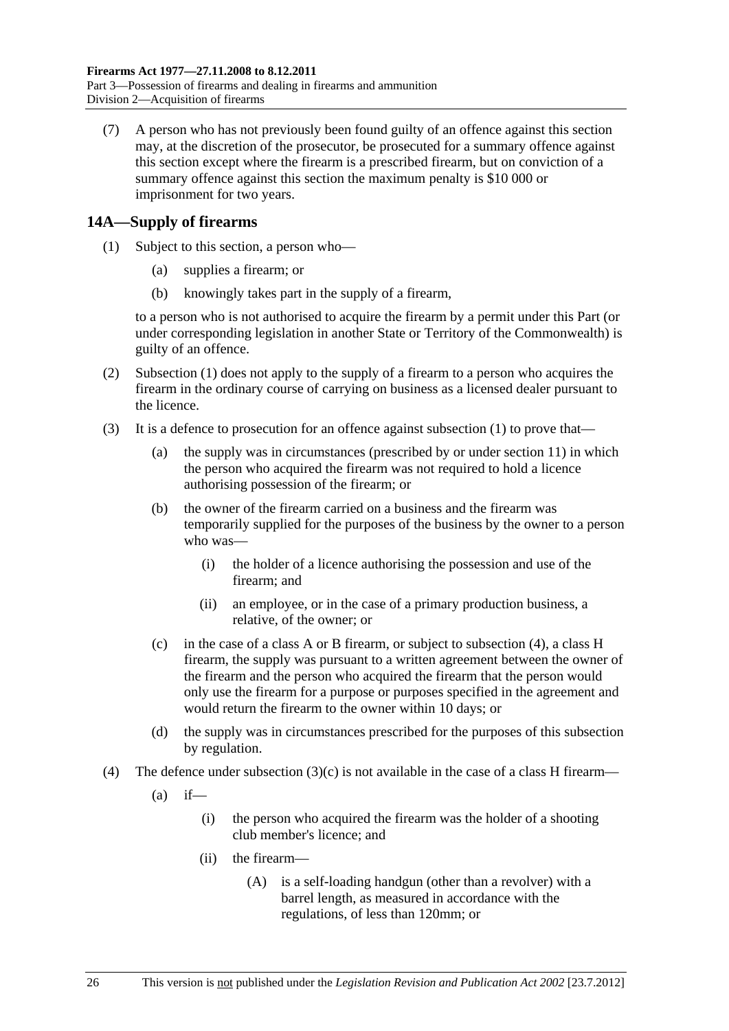(7) A person who has not previously been found guilty of an offence against this section may, at the discretion of the prosecutor, be prosecuted for a summary offence against this section except where the firearm is a prescribed firearm, but on conviction of a summary offence against this section the maximum penalty is $10 000 or imprisonment for two years.

## 14A—Supply of firearms

(1) Subject to this section, a person who—

(a) supplies a firearm; or

(b) knowingly takes part in the supply of a firearm,

to a person who is not authorised to acquire the firearm by a permit under this Part (or under corresponding legislation in another State or Territory of the Commonwealth) is guilty of an offence.

(2) Subsection (1) does not apply to the supply of a firearm to a person who acquires the firearm in the ordinary course of carrying on business as a licensed dealer pursuant to the licence.

(3) It is a defence to prosecution for an offence against subsection (1) to prove that—

(a) the supply was in circumstances (prescribed by or under section 11) in which the person who acquired the firearm was not required to hold a licence authorising possession of the firearm; or

(b) the owner of the firearm carried on a business and the firearm was temporarily supplied for the purposes of the business by the owner to a person who was—

(i) the holder of a licence authorising the possession and use of the firearm; and

(ii) an employee, or in the case of a primary production business, a relative, of the owner; or

(c) in the case of a class A or B firearm, or subject to subsection (4), a class H firearm, the supply was pursuant to a written agreement between the owner of the firearm and the person who acquired the firearm that the person would only use the firearm for a purpose or purposes specified in the agreement and would return the firearm to the owner within 10 days; or

(d) the supply was in circumstances prescribed for the purposes of this subsection by regulation.

(4) The defence under subsection (3)(c) is not available in the case of a class H firearm—

(a) if—

(i) the person who acquired the firearm was the holder of a shooting club member's licence; and

(ii) the firearm—

(A) is a self-loading handgun (other than a revolver) with a barrel length, as measured in accordance with the regulations, of less than 120mm; or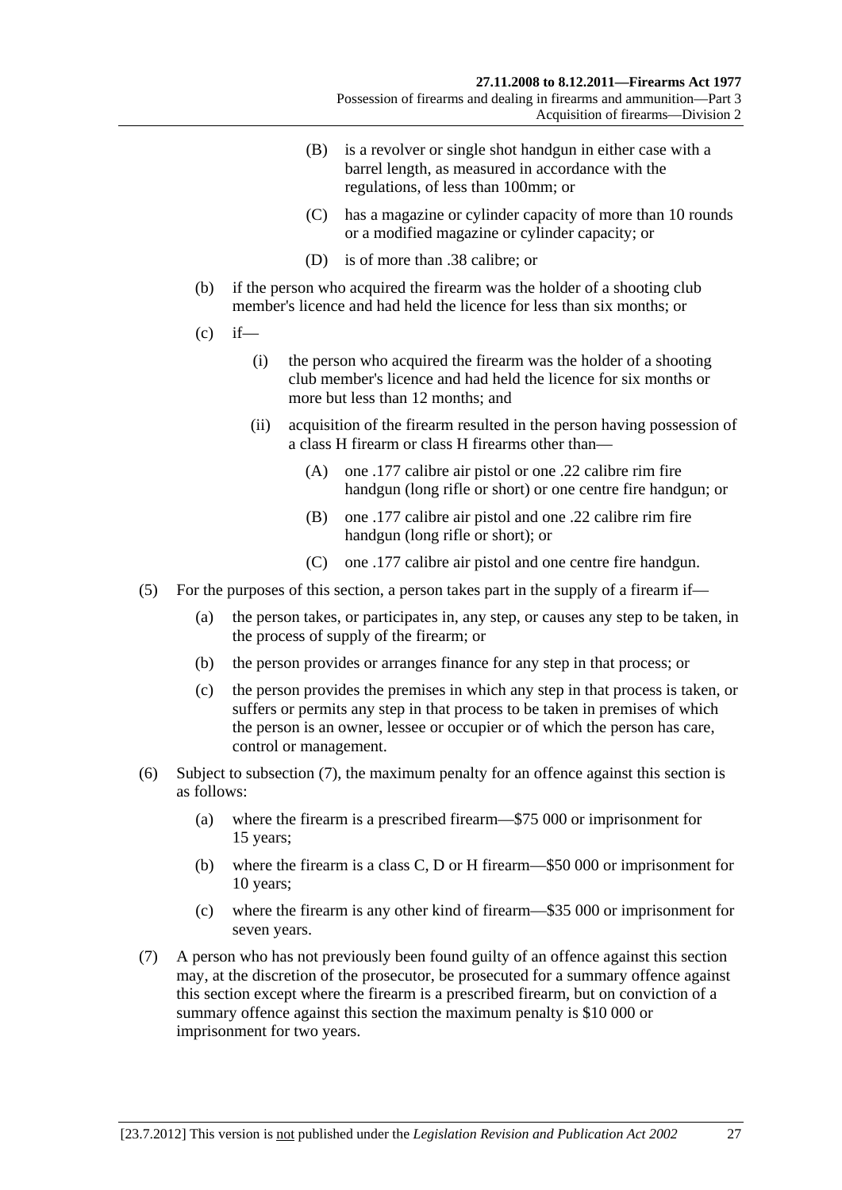(B) is a revolver or single shot handgun in either case with a barrel length, as measured in accordance with the regulations, of less than 100mm; or

(C) has a magazine or cylinder capacity of more than 10 rounds or a modified magazine or cylinder capacity; or

(D) is of more than .38 calibre; or

(b) if the person who acquired the firearm was the holder of a shooting club member's licence and had held the licence for less than six months; or

(c) if—

(i) the person who acquired the firearm was the holder of a shooting club member's licence and had held the licence for six months or more but less than 12 months; and

(ii) acquisition of the firearm resulted in the person having possession of a class H firearm or class H firearms other than—

(A) one .177 calibre air pistol or one .22 calibre rim fire handgun (long rifle or short) or one centre fire handgun; or

(B) one .177 calibre air pistol and one .22 calibre rim fire handgun (long rifle or short); or

(C) one .177 calibre air pistol and one centre fire handgun.

(5) For the purposes of this section, a person takes part in the supply of a firearm if—

(a) the person takes, or participates in, any step, or causes any step to be taken, in the process of supply of the firearm; or

(b) the person provides or arranges finance for any step in that process; or

(c) the person provides the premises in which any step in that process is taken, or suffers or permits any step in that process to be taken in premises of which the person is an owner, lessee or occupier or of which the person has care, control or management.

(6) Subject to subsection (7), the maximum penalty for an offence against this section is as follows:

(a) where the firearm is a prescribed firearm—$75 000 or imprisonment for 15 years;

(b) where the firearm is a class C, D or H firearm—$50 000 or imprisonment for 10 years;

(c) where the firearm is any other kind of firearm—$35 000 or imprisonment for seven years.

(7) A person who has not previously been found guilty of an offence against this section may, at the discretion of the prosecutor, be prosecuted for a summary offence against this section except where the firearm is a prescribed firearm, but on conviction of a summary offence against this section the maximum penalty is $10 000 or imprisonment for two years.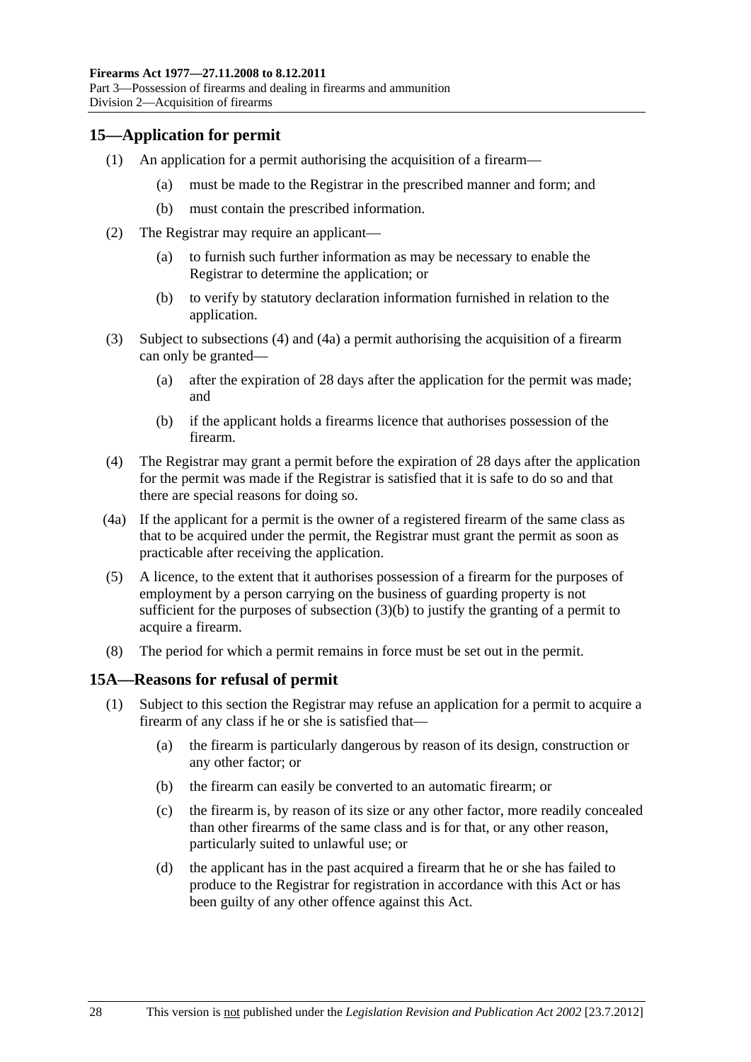## 15—Application for permit

(1) An application for a permit authorising the acquisition of a firearm—

(a) must be made to the Registrar in the prescribed manner and form; and

(b) must contain the prescribed information.

(2) The Registrar may require an applicant—

(a) to furnish such further information as may be necessary to enable the Registrar to determine the application; or

(b) to verify by statutory declaration information furnished in relation to the application.

(3) Subject to subsections (4) and (4a) a permit authorising the acquisition of a firearm can only be granted—

(a) after the expiration of 28 days after the application for the permit was made; and

(b) if the applicant holds a firearms licence that authorises possession of the firearm.

(4) The Registrar may grant a permit before the expiration of 28 days after the application for the permit was made if the Registrar is satisfied that it is safe to do so and that there are special reasons for doing so.

(4a) If the applicant for a permit is the owner of a registered firearm of the same class as that to be acquired under the permit, the Registrar must grant the permit as soon as practicable after receiving the application.

(5) A licence, to the extent that it authorises possession of a firearm for the purposes of employment by a person carrying on the business of guarding property is not sufficient for the purposes of subsection (3)(b) to justify the granting of a permit to acquire a firearm.

(8) The period for which a permit remains in force must be set out in the permit.

## 15A—Reasons for refusal of permit

(1) Subject to this section the Registrar may refuse an application for a permit to acquire a firearm of any class if he or she is satisfied that—

(a) the firearm is particularly dangerous by reason of its design, construction or any other factor; or

(b) the firearm can easily be converted to an automatic firearm; or

(c) the firearm is, by reason of its size or any other factor, more readily concealed than other firearms of the same class and is for that, or any other reason, particularly suited to unlawful use; or

(d) the applicant has in the past acquired a firearm that he or she has failed to produce to the Registrar for registration in accordance with this Act or has been guilty of any other offence against this Act.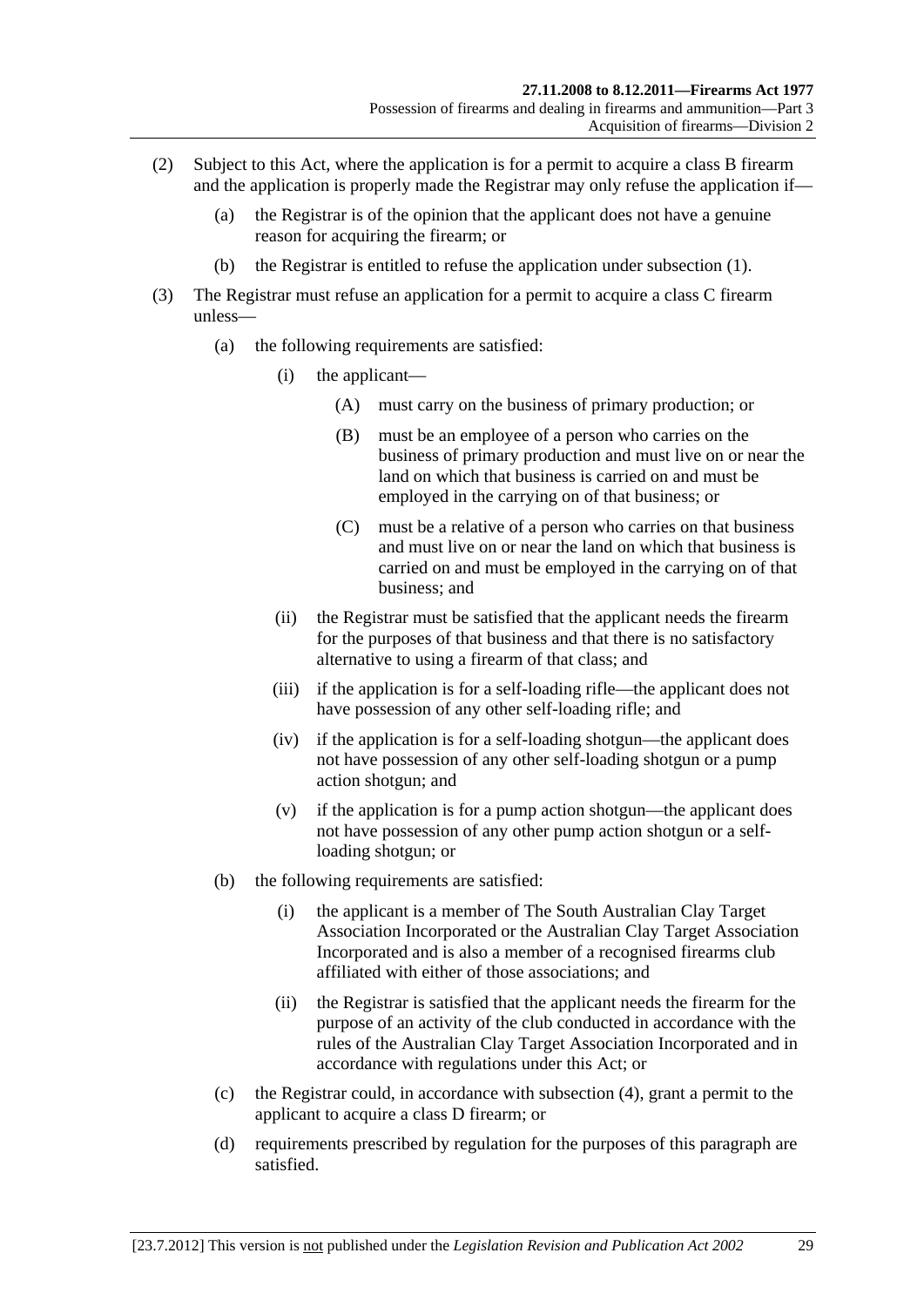(2) Subject to this Act, where the application is for a permit to acquire a class B firearm and the application is properly made the Registrar may only refuse the application if—

(a) the Registrar is of the opinion that the applicant does not have a genuine reason for acquiring the firearm; or

(b) the Registrar is entitled to refuse the application under subsection (1).

(3) The Registrar must refuse an application for a permit to acquire a class C firearm unless—

(a) the following requirements are satisfied:

(i) the applicant—

(A) must carry on the business of primary production; or

(B) must be an employee of a person who carries on the business of primary production and must live on or near the land on which that business is carried on and must be employed in the carrying on of that business; or

(C) must be a relative of a person who carries on that business and must live on or near the land on which that business is carried on and must be employed in the carrying on of that business; and

(ii) the Registrar must be satisfied that the applicant needs the firearm for the purposes of that business and that there is no satisfactory alternative to using a firearm of that class; and

(iii) if the application is for a self-loading rifle—the applicant does not have possession of any other self-loading rifle; and

(iv) if the application is for a self-loading shotgun—the applicant does not have possession of any other self-loading shotgun or a pump action shotgun; and

(v) if the application is for a pump action shotgun—the applicant does not have possession of any other pump action shotgun or a self-loading shotgun; or

(b) the following requirements are satisfied:

(i) the applicant is a member of The South Australian Clay Target Association Incorporated or the Australian Clay Target Association Incorporated and is also a member of a recognised firearms club affiliated with either of those associations; and

(ii) the Registrar is satisfied that the applicant needs the firearm for the purpose of an activity of the club conducted in accordance with the rules of the Australian Clay Target Association Incorporated and in accordance with regulations under this Act; or

(c) the Registrar could, in accordance with subsection (4), grant a permit to the applicant to acquire a class D firearm; or

(d) requirements prescribed by regulation for the purposes of this paragraph are satisfied.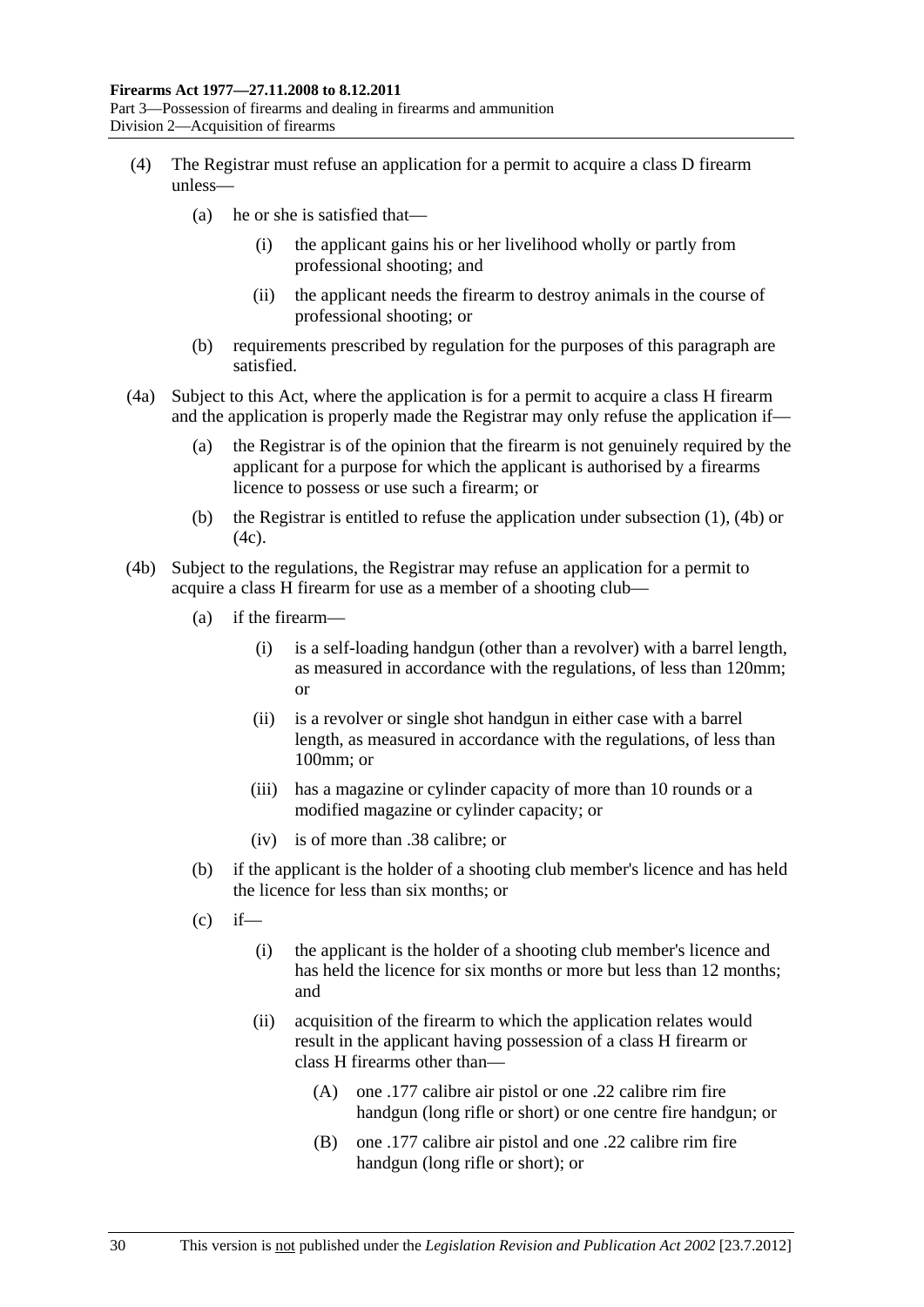(4) The Registrar must refuse an application for a permit to acquire a class D firearm unless—

(a) he or she is satisfied that—

(i) the applicant gains his or her livelihood wholly or partly from professional shooting; and

(ii) the applicant needs the firearm to destroy animals in the course of professional shooting; or

(b) requirements prescribed by regulation for the purposes of this paragraph are satisfied.

(4a) Subject to this Act, where the application is for a permit to acquire a class H firearm and the application is properly made the Registrar may only refuse the application if—

(a) the Registrar is of the opinion that the firearm is not genuinely required by the applicant for a purpose for which the applicant is authorised by a firearms licence to possess or use such a firearm; or

(b) the Registrar is entitled to refuse the application under subsection (1), (4b) or (4c).

(4b) Subject to the regulations, the Registrar may refuse an application for a permit to acquire a class H firearm for use as a member of a shooting club—

(a) if the firearm—

(i) is a self-loading handgun (other than a revolver) with a barrel length, as measured in accordance with the regulations, of less than 120mm; or

(ii) is a revolver or single shot handgun in either case with a barrel length, as measured in accordance with the regulations, of less than 100mm; or

(iii) has a magazine or cylinder capacity of more than 10 rounds or a modified magazine or cylinder capacity; or

(iv) is of more than .38 calibre; or

(b) if the applicant is the holder of a shooting club member's licence and has held the licence for less than six months; or

(c) if—

(i) the applicant is the holder of a shooting club member's licence and has held the licence for six months or more but less than 12 months; and

(ii) acquisition of the firearm to which the application relates would result in the applicant having possession of a class H firearm or class H firearms other than—

(A) one .177 calibre air pistol or one .22 calibre rim fire handgun (long rifle or short) or one centre fire handgun; or

(B) one .177 calibre air pistol and one .22 calibre rim fire handgun (long rifle or short); or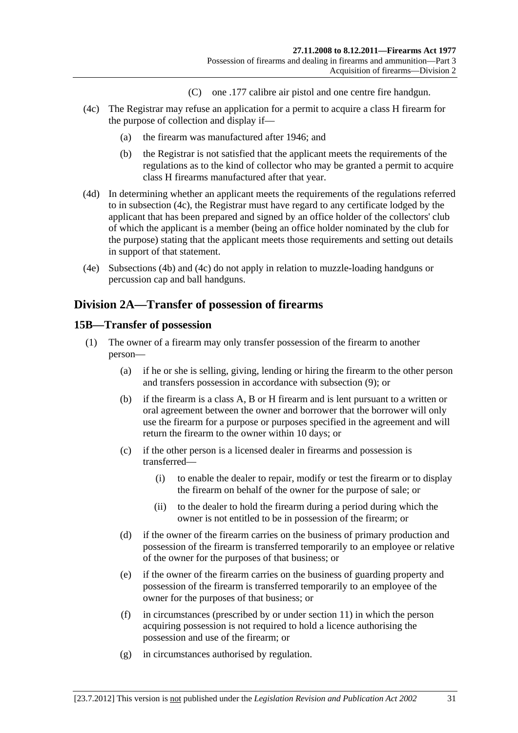(C) one .177 calibre air pistol and one centre fire handgun.

(4c) The Registrar may refuse an application for a permit to acquire a class H firearm for the purpose of collection and display if—

(a) the firearm was manufactured after 1946; and

(b) the Registrar is not satisfied that the applicant meets the requirements of the regulations as to the kind of collector who may be granted a permit to acquire class H firearms manufactured after that year.

(4d) In determining whether an applicant meets the requirements of the regulations referred to in subsection (4c), the Registrar must have regard to any certificate lodged by the applicant that has been prepared and signed by an office holder of the collectors' club of which the applicant is a member (being an office holder nominated by the club for the purpose) stating that the applicant meets those requirements and setting out details in support of that statement.

(4e) Subsections (4b) and (4c) do not apply in relation to muzzle-loading handguns or percussion cap and ball handguns.

## Division 2A—Transfer of possession of firearms

### 15B—Transfer of possession

(1) The owner of a firearm may only transfer possession of the firearm to another person—

(a) if he or she is selling, giving, lending or hiring the firearm to the other person and transfers possession in accordance with subsection (9); or

(b) if the firearm is a class A, B or H firearm and is lent pursuant to a written or oral agreement between the owner and borrower that the borrower will only use the firearm for a purpose or purposes specified in the agreement and will return the firearm to the owner within 10 days; or

(c) if the other person is a licensed dealer in firearms and possession is transferred—

(i) to enable the dealer to repair, modify or test the firearm or to display the firearm on behalf of the owner for the purpose of sale; or

(ii) to the dealer to hold the firearm during a period during which the owner is not entitled to be in possession of the firearm; or

(d) if the owner of the firearm carries on the business of primary production and possession of the firearm is transferred temporarily to an employee or relative of the owner for the purposes of that business; or

(e) if the owner of the firearm carries on the business of guarding property and possession of the firearm is transferred temporarily to an employee of the owner for the purposes of that business; or

(f) in circumstances (prescribed by or under section 11) in which the person acquiring possession is not required to hold a licence authorising the possession and use of the firearm; or

(g) in circumstances authorised by regulation.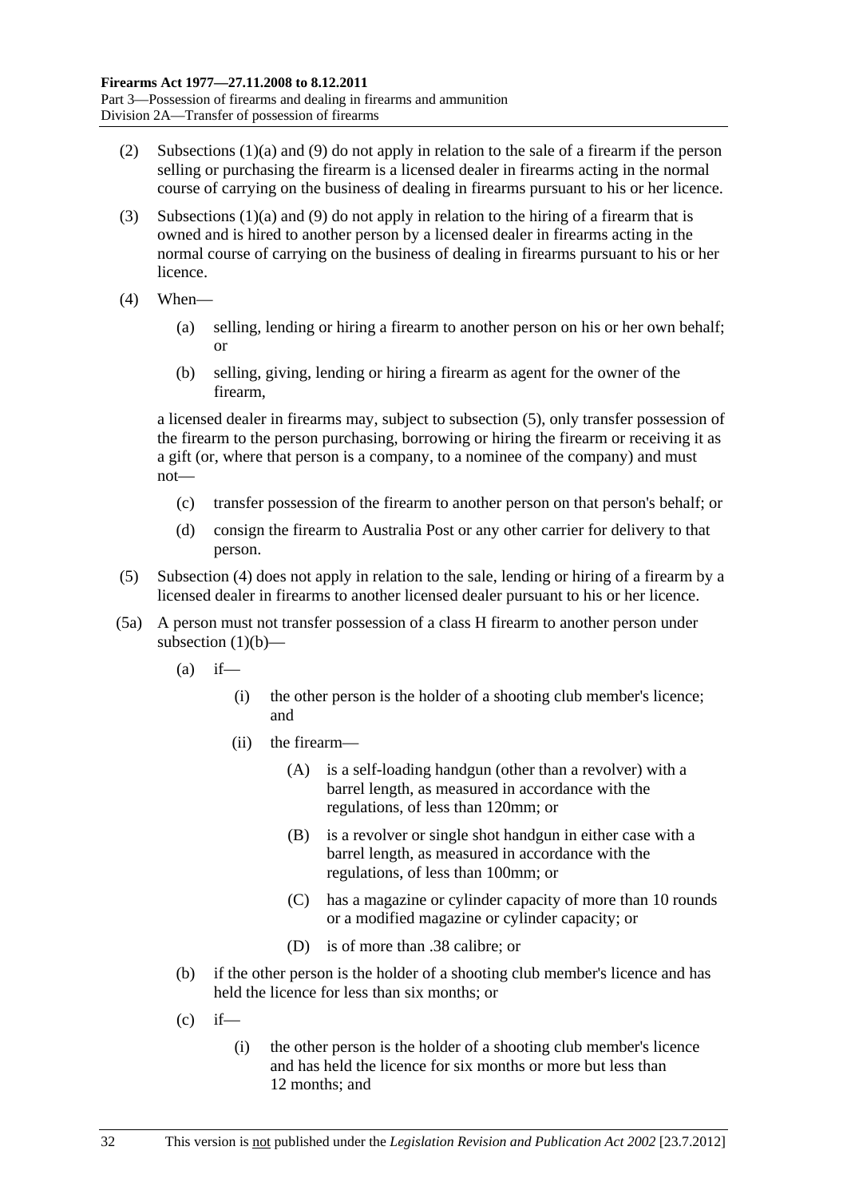(2) Subsections (1)(a) and (9) do not apply in relation to the sale of a firearm if the person selling or purchasing the firearm is a licensed dealer in firearms acting in the normal course of carrying on the business of dealing in firearms pursuant to his or her licence.

(3) Subsections (1)(a) and (9) do not apply in relation to the hiring of a firearm that is owned and is hired to another person by a licensed dealer in firearms acting in the normal course of carrying on the business of dealing in firearms pursuant to his or her licence.

(4) When—

- (a) selling, lending or hiring a firearm to another person on his or her own behalf; or
- (b) selling, giving, lending or hiring a firearm as agent for the owner of the firearm,

a licensed dealer in firearms may, subject to subsection (5), only transfer possession of the firearm to the person purchasing, borrowing or hiring the firearm or receiving it as a gift (or, where that person is a company, to a nominee of the company) and must not—

- (c) transfer possession of the firearm to another person on that person's behalf; or
- (d) consign the firearm to Australia Post or any other carrier for delivery to that person.

(5) Subsection (4) does not apply in relation to the sale, lending or hiring of a firearm by a licensed dealer in firearms to another licensed dealer pursuant to his or her licence.

(5a) A person must not transfer possession of a class H firearm to another person under subsection (1)(b)—

- (a) if—
  - (i) the other person is the holder of a shooting club member's licence; and
  - (ii) the firearm—
    - (A) is a self-loading handgun (other than a revolver) with a barrel length, as measured in accordance with the regulations, of less than 120mm; or
    - (B) is a revolver or single shot handgun in either case with a barrel length, as measured in accordance with the regulations, of less than 100mm; or
    - (C) has a magazine or cylinder capacity of more than 10 rounds or a modified magazine or cylinder capacity; or
    - (D) is of more than .38 calibre; or
- (b) if the other person is the holder of a shooting club member's licence and has held the licence for less than six months; or
- (c) if—
  - (i) the other person is the holder of a shooting club member's licence and has held the licence for six months or more but less than 12 months; and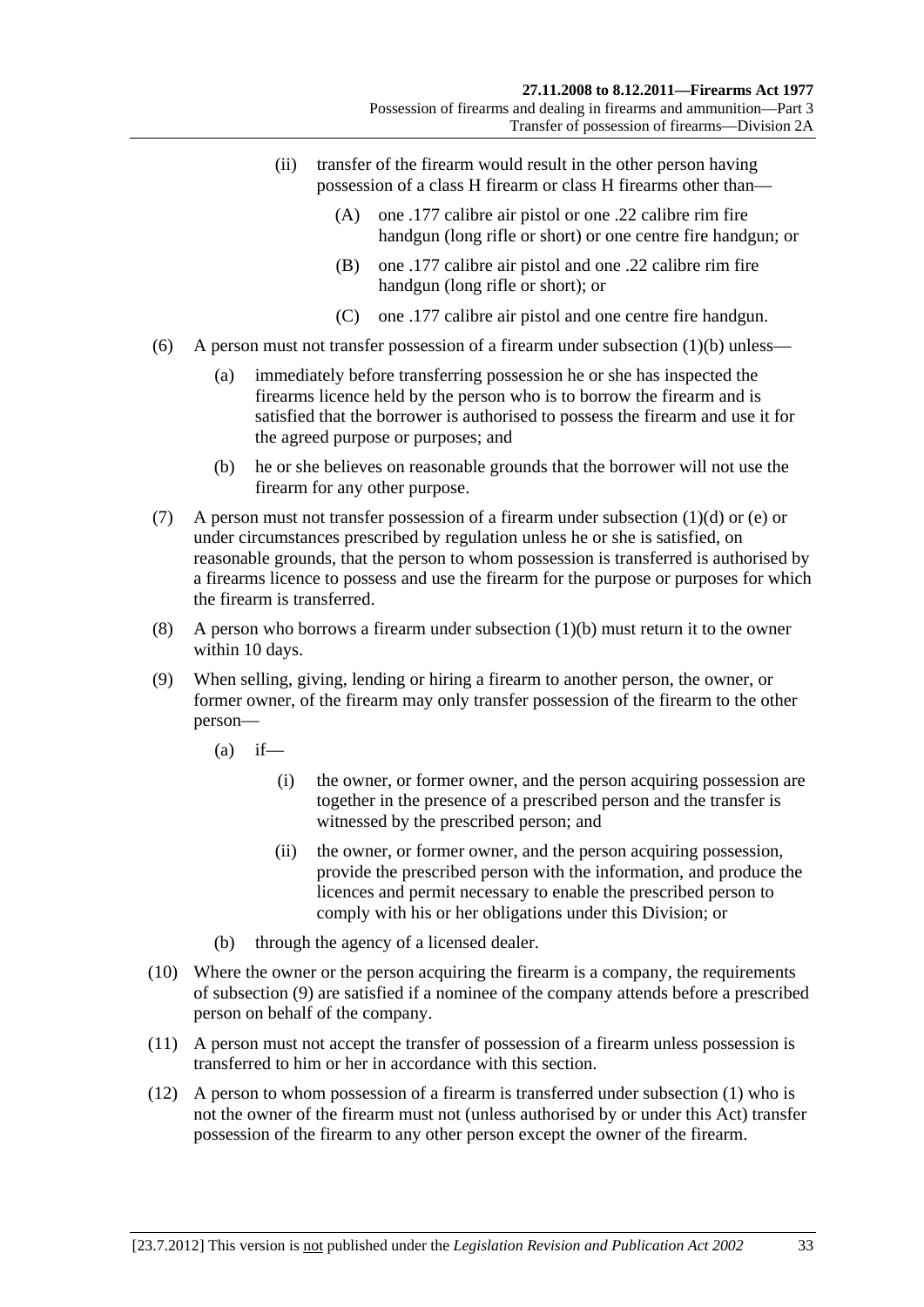(ii) transfer of the firearm would result in the other person having possession of a class H firearm or class H firearms other than—

(A) one .177 calibre air pistol or one .22 calibre rim fire handgun (long rifle or short) or one centre fire handgun; or

(B) one .177 calibre air pistol and one .22 calibre rim fire handgun (long rifle or short); or

(C) one .177 calibre air pistol and one centre fire handgun.

(6) A person must not transfer possession of a firearm under subsection (1)(b) unless—

(a) immediately before transferring possession he or she has inspected the firearms licence held by the person who is to borrow the firearm and is satisfied that the borrower is authorised to possess the firearm and use it for the agreed purpose or purposes; and

(b) he or she believes on reasonable grounds that the borrower will not use the firearm for any other purpose.

(7) A person must not transfer possession of a firearm under subsection (1)(d) or (e) or under circumstances prescribed by regulation unless he or she is satisfied, on reasonable grounds, that the person to whom possession is transferred is authorised by a firearms licence to possess and use the firearm for the purpose or purposes for which the firearm is transferred.

(8) A person who borrows a firearm under subsection (1)(b) must return it to the owner within 10 days.

(9) When selling, giving, lending or hiring a firearm to another person, the owner, or former owner, of the firearm may only transfer possession of the firearm to the other person—

(a) if—

(i) the owner, or former owner, and the person acquiring possession are together in the presence of a prescribed person and the transfer is witnessed by the prescribed person; and

(ii) the owner, or former owner, and the person acquiring possession, provide the prescribed person with the information, and produce the licences and permit necessary to enable the prescribed person to comply with his or her obligations under this Division; or

(b) through the agency of a licensed dealer.

(10) Where the owner or the person acquiring the firearm is a company, the requirements of subsection (9) are satisfied if a nominee of the company attends before a prescribed person on behalf of the company.

(11) A person must not accept the transfer of possession of a firearm unless possession is transferred to him or her in accordance with this section.

(12) A person to whom possession of a firearm is transferred under subsection (1) who is not the owner of the firearm must not (unless authorised by or under this Act) transfer possession of the firearm to any other person except the owner of the firearm.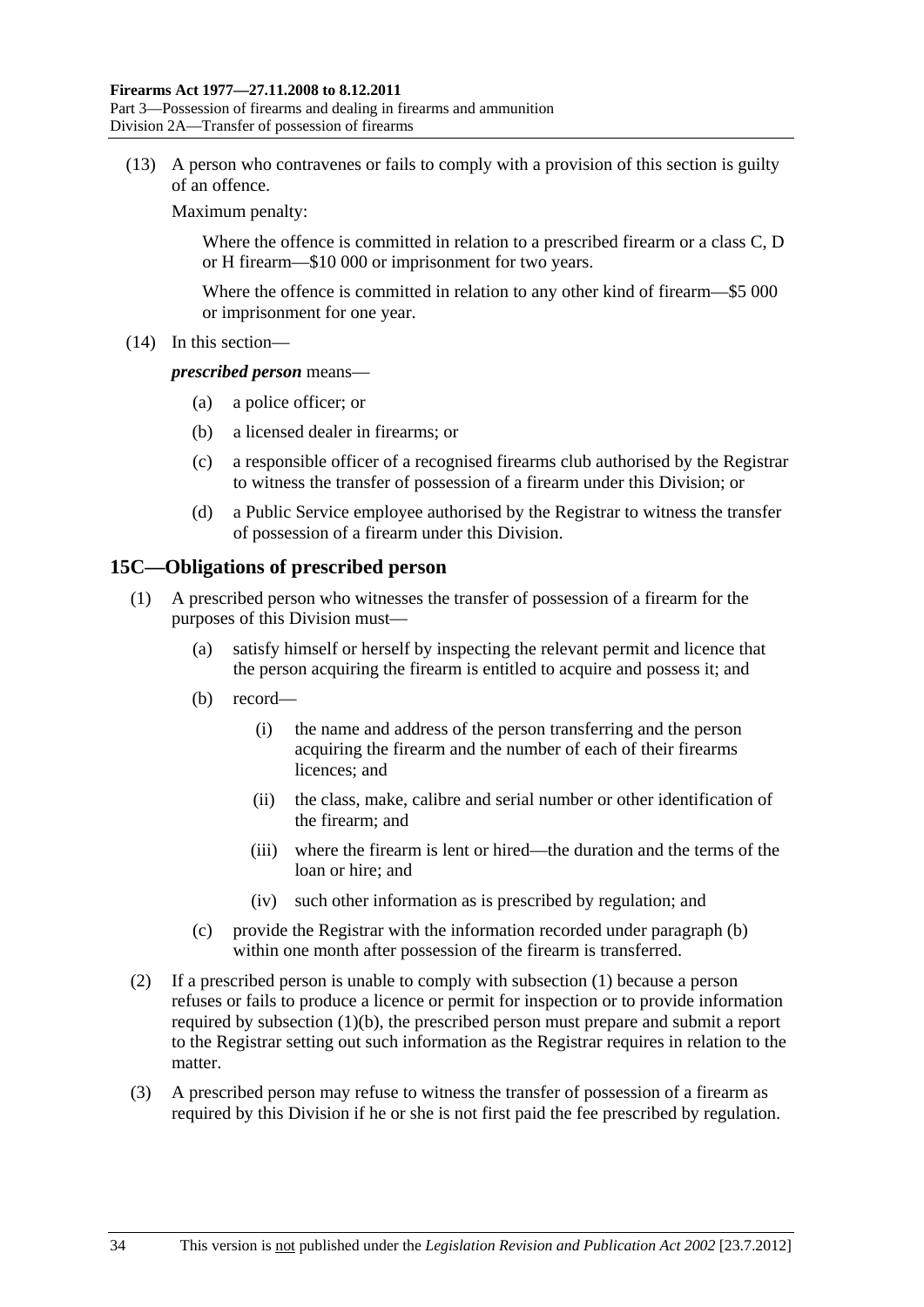(13) A person who contravenes or fails to comply with a provision of this section is guilty of an offence.

Maximum penalty:

Where the offence is committed in relation to a prescribed firearm or a class C, D or H firearm—$10 000 or imprisonment for two years.

Where the offence is committed in relation to any other kind of firearm—$5 000 or imprisonment for one year.

(14) In this section—

***prescribed person*** means—

(a) a police officer; or

(b) a licensed dealer in firearms; or

(c) a responsible officer of a recognised firearms club authorised by the Registrar to witness the transfer of possession of a firearm under this Division; or

(d) a Public Service employee authorised by the Registrar to witness the transfer of possession of a firearm under this Division.

## 15C—Obligations of prescribed person

(1) A prescribed person who witnesses the transfer of possession of a firearm for the purposes of this Division must—

(a) satisfy himself or herself by inspecting the relevant permit and licence that the person acquiring the firearm is entitled to acquire and possess it; and

(b) record—

(i) the name and address of the person transferring and the person acquiring the firearm and the number of each of their firearms licences; and

(ii) the class, make, calibre and serial number or other identification of the firearm; and

(iii) where the firearm is lent or hired—the duration and the terms of the loan or hire; and

(iv) such other information as is prescribed by regulation; and

(c) provide the Registrar with the information recorded under paragraph (b) within one month after possession of the firearm is transferred.

(2) If a prescribed person is unable to comply with subsection (1) because a person refuses or fails to produce a licence or permit for inspection or to provide information required by subsection (1)(b), the prescribed person must prepare and submit a report to the Registrar setting out such information as the Registrar requires in relation to the matter.

(3) A prescribed person may refuse to witness the transfer of possession of a firearm as required by this Division if he or she is not first paid the fee prescribed by regulation.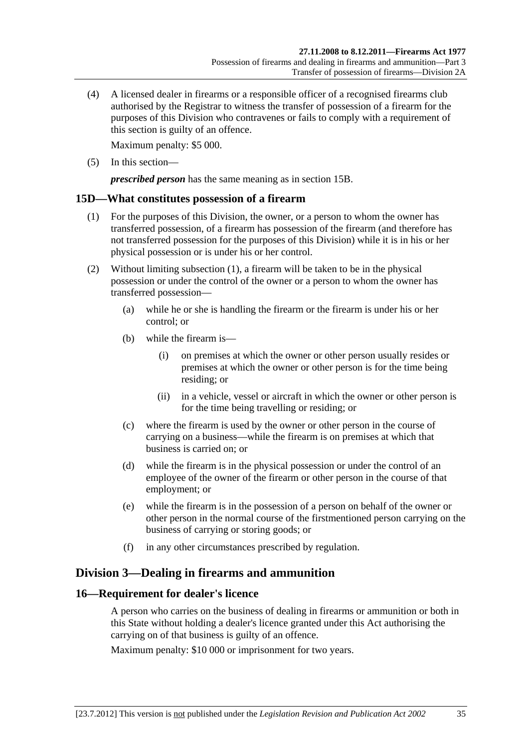(4) A licensed dealer in firearms or a responsible officer of a recognised firearms club authorised by the Registrar to witness the transfer of possession of a firearm for the purposes of this Division who contravenes or fails to comply with a requirement of this section is guilty of an offence.

Maximum penalty: $5 000.

(5) In this section—

***prescribed person*** has the same meaning as in section 15B.

## 15D—What constitutes possession of a firearm

(1) For the purposes of this Division, the owner, or a person to whom the owner has transferred possession, of a firearm has possession of the firearm (and therefore has not transferred possession for the purposes of this Division) while it is in his or her physical possession or is under his or her control.

(2) Without limiting subsection (1), a firearm will be taken to be in the physical possession or under the control of the owner or a person to whom the owner has transferred possession—

(a) while he or she is handling the firearm or the firearm is under his or her control; or

(b) while the firearm is—

(i) on premises at which the owner or other person usually resides or premises at which the owner or other person is for the time being residing; or

(ii) in a vehicle, vessel or aircraft in which the owner or other person is for the time being travelling or residing; or

(c) where the firearm is used by the owner or other person in the course of carrying on a business—while the firearm is on premises at which that business is carried on; or

(d) while the firearm is in the physical possession or under the control of an employee of the owner of the firearm or other person in the course of that employment; or

(e) while the firearm is in the possession of a person on behalf of the owner or other person in the normal course of the firstmentioned person carrying on the business of carrying or storing goods; or

(f) in any other circumstances prescribed by regulation.

# Division 3—Dealing in firearms and ammunition

## 16—Requirement for dealer's licence

A person who carries on the business of dealing in firearms or ammunition or both in this State without holding a dealer's licence granted under this Act authorising the carrying on of that business is guilty of an offence.

Maximum penalty: $10 000 or imprisonment for two years.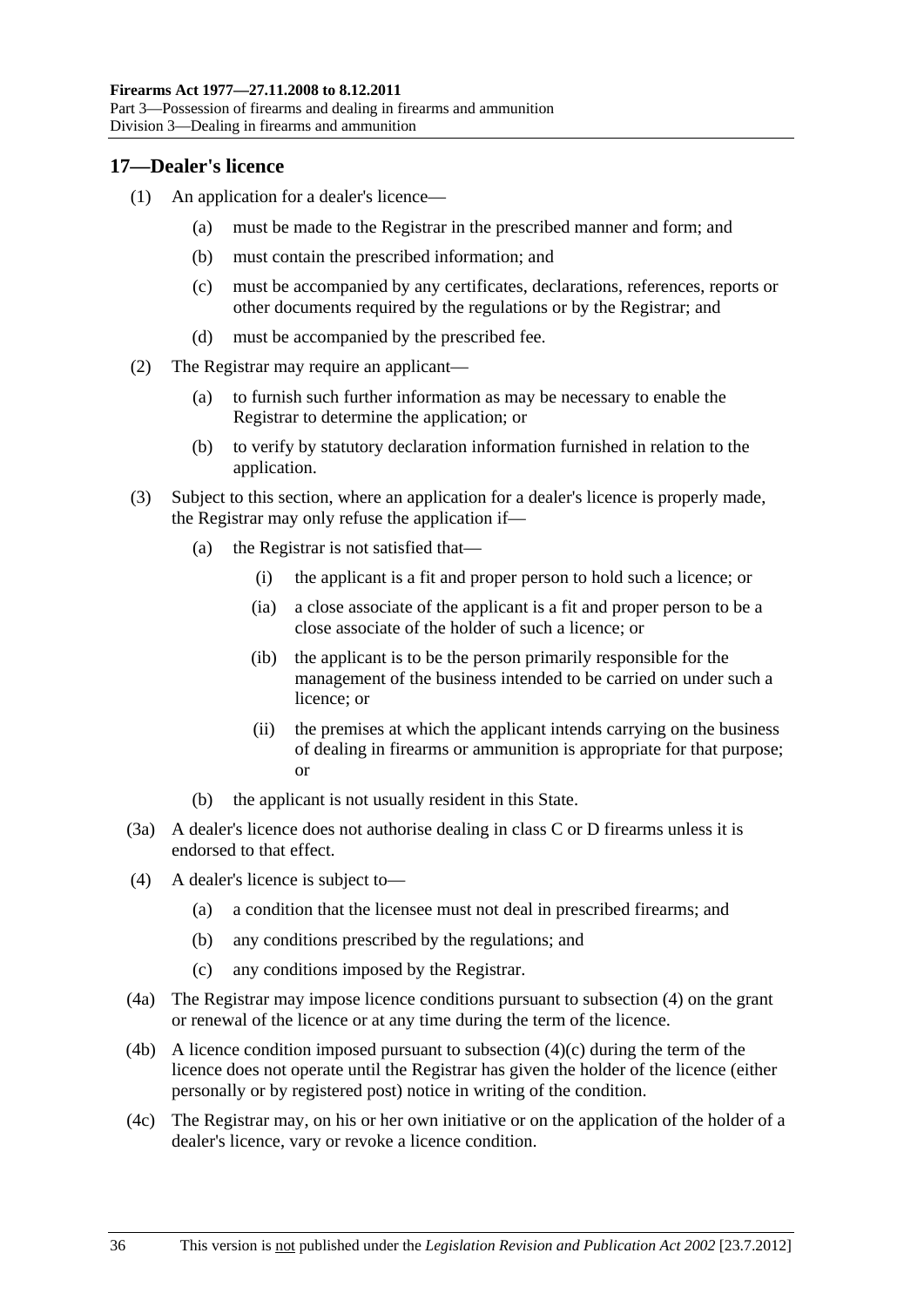## 17—Dealer's licence

(1) An application for a dealer's licence—

(a) must be made to the Registrar in the prescribed manner and form; and

(b) must contain the prescribed information; and

(c) must be accompanied by any certificates, declarations, references, reports or other documents required by the regulations or by the Registrar; and

(d) must be accompanied by the prescribed fee.

(2) The Registrar may require an applicant—

(a) to furnish such further information as may be necessary to enable the Registrar to determine the application; or

(b) to verify by statutory declaration information furnished in relation to the application.

(3) Subject to this section, where an application for a dealer's licence is properly made, the Registrar may only refuse the application if—

(a) the Registrar is not satisfied that—

(i) the applicant is a fit and proper person to hold such a licence; or

(ia) a close associate of the applicant is a fit and proper person to be a close associate of the holder of such a licence; or

(ib) the applicant is to be the person primarily responsible for the management of the business intended to be carried on under such a licence; or

(ii) the premises at which the applicant intends carrying on the business of dealing in firearms or ammunition is appropriate for that purpose; or

(b) the applicant is not usually resident in this State.

(3a) A dealer's licence does not authorise dealing in class C or D firearms unless it is endorsed to that effect.

(4) A dealer's licence is subject to—

(a) a condition that the licensee must not deal in prescribed firearms; and

(b) any conditions prescribed by the regulations; and

(c) any conditions imposed by the Registrar.

(4a) The Registrar may impose licence conditions pursuant to subsection (4) on the grant or renewal of the licence or at any time during the term of the licence.

(4b) A licence condition imposed pursuant to subsection (4)(c) during the term of the licence does not operate until the Registrar has given the holder of the licence (either personally or by registered post) notice in writing of the condition.

(4c) The Registrar may, on his or her own initiative or on the application of the holder of a dealer's licence, vary or revoke a licence condition.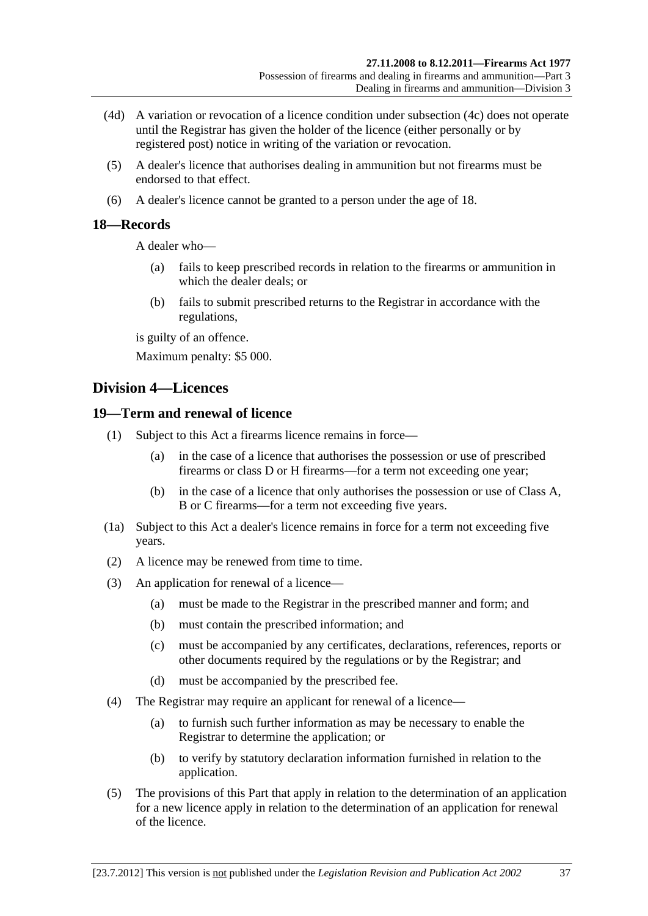(4d) A variation or revocation of a licence condition under subsection (4c) does not operate until the Registrar has given the holder of the licence (either personally or by registered post) notice in writing of the variation or revocation.

(5) A dealer's licence that authorises dealing in ammunition but not firearms must be endorsed to that effect.

(6) A dealer's licence cannot be granted to a person under the age of 18.

### 18—Records

A dealer who—

(a) fails to keep prescribed records in relation to the firearms or ammunition in which the dealer deals; or

(b) fails to submit prescribed returns to the Registrar in accordance with the regulations,

is guilty of an offence.

Maximum penalty: $5 000.

## Division 4—Licences

### 19—Term and renewal of licence

(1) Subject to this Act a firearms licence remains in force—

(a) in the case of a licence that authorises the possession or use of prescribed firearms or class D or H firearms—for a term not exceeding one year;

(b) in the case of a licence that only authorises the possession or use of Class A, B or C firearms—for a term not exceeding five years.

(1a) Subject to this Act a dealer's licence remains in force for a term not exceeding five years.

(2) A licence may be renewed from time to time.

(3) An application for renewal of a licence—

(a) must be made to the Registrar in the prescribed manner and form; and

(b) must contain the prescribed information; and

(c) must be accompanied by any certificates, declarations, references, reports or other documents required by the regulations or by the Registrar; and

(d) must be accompanied by the prescribed fee.

(4) The Registrar may require an applicant for renewal of a licence—

(a) to furnish such further information as may be necessary to enable the Registrar to determine the application; or

(b) to verify by statutory declaration information furnished in relation to the application.

(5) The provisions of this Part that apply in relation to the determination of an application for a new licence apply in relation to the determination of an application for renewal of the licence.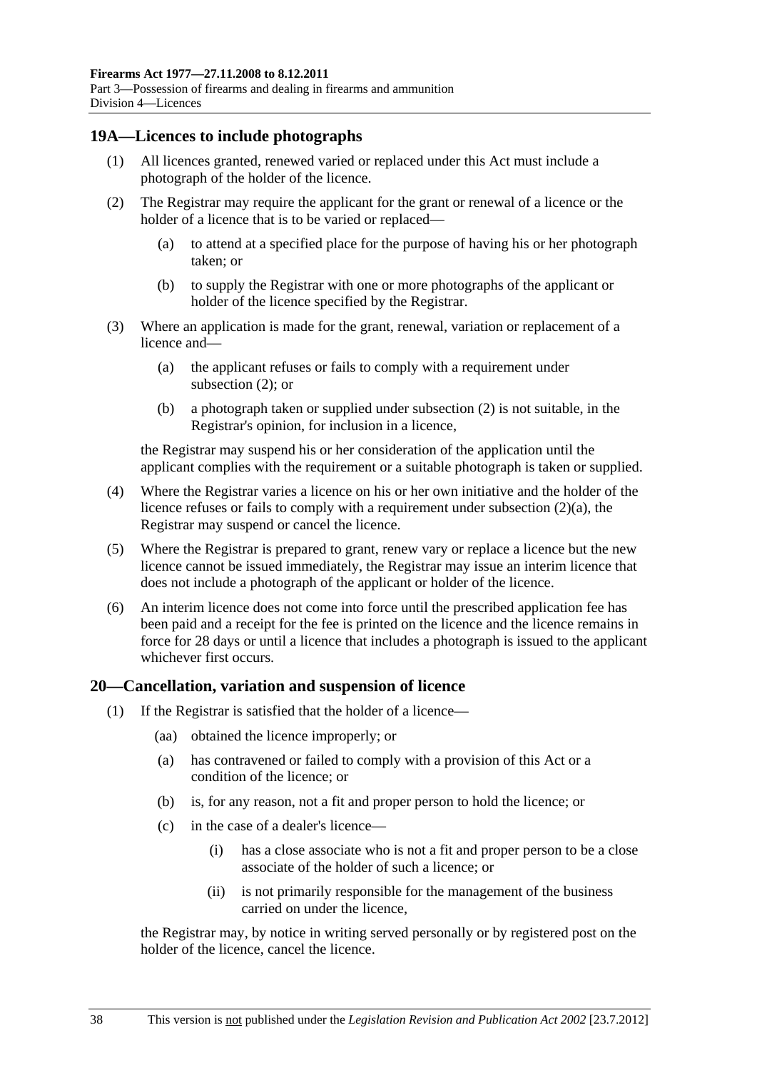## 19A—Licences to include photographs

(1) All licences granted, renewed varied or replaced under this Act must include a photograph of the holder of the licence.

(2) The Registrar may require the applicant for the grant or renewal of a licence or the holder of a licence that is to be varied or replaced—

  (a) to attend at a specified place for the purpose of having his or her photograph taken; or

  (b) to supply the Registrar with one or more photographs of the applicant or holder of the licence specified by the Registrar.

(3) Where an application is made for the grant, renewal, variation or replacement of a licence and—

  (a) the applicant refuses or fails to comply with a requirement under subsection (2); or

  (b) a photograph taken or supplied under subsection (2) is not suitable, in the Registrar's opinion, for inclusion in a licence,

the Registrar may suspend his or her consideration of the application until the applicant complies with the requirement or a suitable photograph is taken or supplied.

(4) Where the Registrar varies a licence on his or her own initiative and the holder of the licence refuses or fails to comply with a requirement under subsection (2)(a), the Registrar may suspend or cancel the licence.

(5) Where the Registrar is prepared to grant, renew vary or replace a licence but the new licence cannot be issued immediately, the Registrar may issue an interim licence that does not include a photograph of the applicant or holder of the licence.

(6) An interim licence does not come into force until the prescribed application fee has been paid and a receipt for the fee is printed on the licence and the licence remains in force for 28 days or until a licence that includes a photograph is issued to the applicant whichever first occurs.

## 20—Cancellation, variation and suspension of licence

(1) If the Registrar is satisfied that the holder of a licence—

  (aa) obtained the licence improperly; or

  (a) has contravened or failed to comply with a provision of this Act or a condition of the licence; or

  (b) is, for any reason, not a fit and proper person to hold the licence; or

  (c) in the case of a dealer's licence—

    (i) has a close associate who is not a fit and proper person to be a close associate of the holder of such a licence; or

    (ii) is not primarily responsible for the management of the business carried on under the licence,

the Registrar may, by notice in writing served personally or by registered post on the holder of the licence, cancel the licence.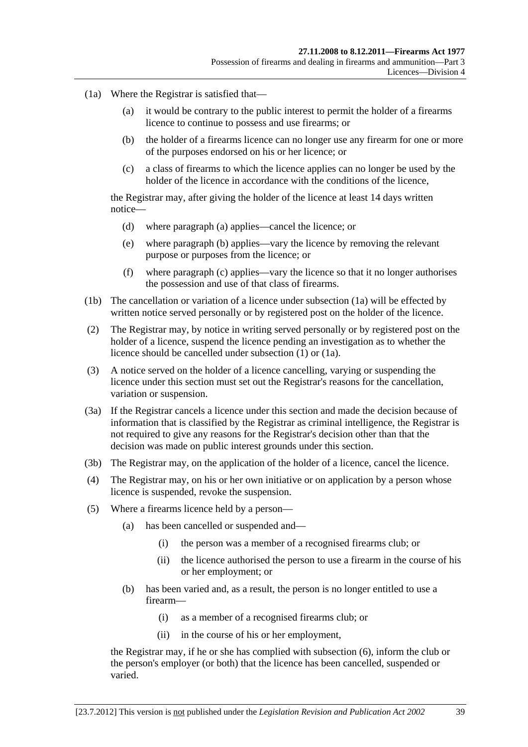(1a) Where the Registrar is satisfied that—

(a) it would be contrary to the public interest to permit the holder of a firearms licence to continue to possess and use firearms; or

(b) the holder of a firearms licence can no longer use any firearm for one or more of the purposes endorsed on his or her licence; or

(c) a class of firearms to which the licence applies can no longer be used by the holder of the licence in accordance with the conditions of the licence,

the Registrar may, after giving the holder of the licence at least 14 days written notice—

(d) where paragraph (a) applies—cancel the licence; or

(e) where paragraph (b) applies—vary the licence by removing the relevant purpose or purposes from the licence; or

(f) where paragraph (c) applies—vary the licence so that it no longer authorises the possession and use of that class of firearms.

(1b) The cancellation or variation of a licence under subsection (1a) will be effected by written notice served personally or by registered post on the holder of the licence.

(2) The Registrar may, by notice in writing served personally or by registered post on the holder of a licence, suspend the licence pending an investigation as to whether the licence should be cancelled under subsection (1) or (1a).

(3) A notice served on the holder of a licence cancelling, varying or suspending the licence under this section must set out the Registrar's reasons for the cancellation, variation or suspension.

(3a) If the Registrar cancels a licence under this section and made the decision because of information that is classified by the Registrar as criminal intelligence, the Registrar is not required to give any reasons for the Registrar's decision other than that the decision was made on public interest grounds under this section.

(3b) The Registrar may, on the application of the holder of a licence, cancel the licence.

(4) The Registrar may, on his or her own initiative or on application by a person whose licence is suspended, revoke the suspension.

(5) Where a firearms licence held by a person—

(a) has been cancelled or suspended and—

(i) the person was a member of a recognised firearms club; or

(ii) the licence authorised the person to use a firearm in the course of his or her employment; or

(b) has been varied and, as a result, the person is no longer entitled to use a firearm—

(i) as a member of a recognised firearms club; or

(ii) in the course of his or her employment,

the Registrar may, if he or she has complied with subsection (6), inform the club or the person's employer (or both) that the licence has been cancelled, suspended or varied.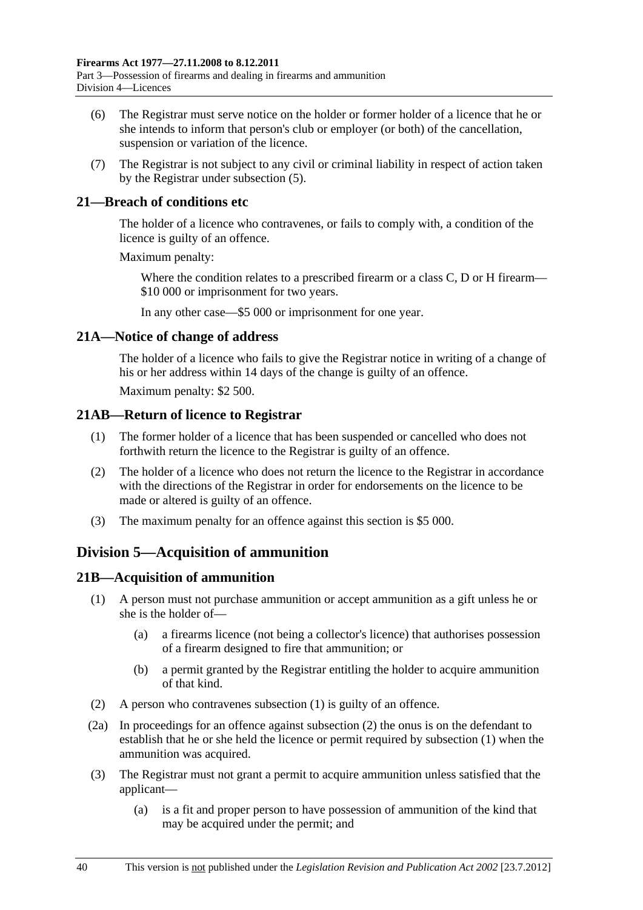(6) The Registrar must serve notice on the holder or former holder of a licence that he or she intends to inform that person's club or employer (or both) of the cancellation, suspension or variation of the licence.

(7) The Registrar is not subject to any civil or criminal liability in respect of action taken by the Registrar under subsection (5).

### 21—Breach of conditions etc

The holder of a licence who contravenes, or fails to comply with, a condition of the licence is guilty of an offence.

Maximum penalty:

Where the condition relates to a prescribed firearm or a class C, D or H firearm—$10 000 or imprisonment for two years.

In any other case—$5 000 or imprisonment for one year.

### 21A—Notice of change of address

The holder of a licence who fails to give the Registrar notice in writing of a change of his or her address within 14 days of the change is guilty of an offence.

Maximum penalty: $2 500.

### 21AB—Return of licence to Registrar

(1) The former holder of a licence that has been suspended or cancelled who does not forthwith return the licence to the Registrar is guilty of an offence.

(2) The holder of a licence who does not return the licence to the Registrar in accordance with the directions of the Registrar in order for endorsements on the licence to be made or altered is guilty of an offence.

(3) The maximum penalty for an offence against this section is $5 000.

## Division 5—Acquisition of ammunition

### 21B—Acquisition of ammunition

(1) A person must not purchase ammunition or accept ammunition as a gift unless he or she is the holder of—

(a) a firearms licence (not being a collector's licence) that authorises possession of a firearm designed to fire that ammunition; or

(b) a permit granted by the Registrar entitling the holder to acquire ammunition of that kind.

(2) A person who contravenes subsection (1) is guilty of an offence.

(2a) In proceedings for an offence against subsection (2) the onus is on the defendant to establish that he or she held the licence or permit required by subsection (1) when the ammunition was acquired.

(3) The Registrar must not grant a permit to acquire ammunition unless satisfied that the applicant—

(a) is a fit and proper person to have possession of ammunition of the kind that may be acquired under the permit; and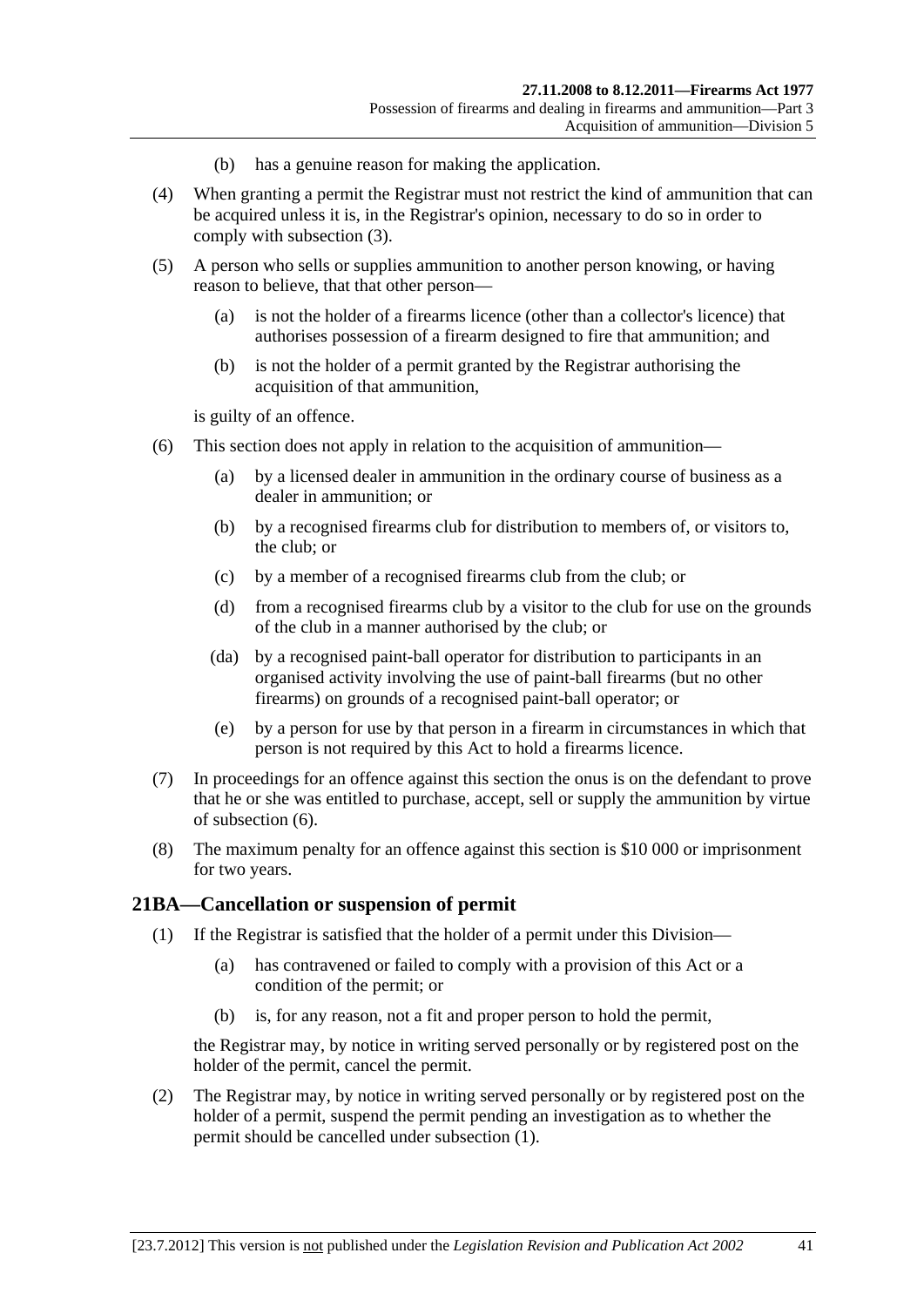(b) has a genuine reason for making the application.

(4) When granting a permit the Registrar must not restrict the kind of ammunition that can be acquired unless it is, in the Registrar's opinion, necessary to do so in order to comply with subsection (3).

(5) A person who sells or supplies ammunition to another person knowing, or having reason to believe, that that other person—

(a) is not the holder of a firearms licence (other than a collector's licence) that authorises possession of a firearm designed to fire that ammunition; and

(b) is not the holder of a permit granted by the Registrar authorising the acquisition of that ammunition,

is guilty of an offence.

(6) This section does not apply in relation to the acquisition of ammunition—

(a) by a licensed dealer in ammunition in the ordinary course of business as a dealer in ammunition; or

(b) by a recognised firearms club for distribution to members of, or visitors to, the club; or

(c) by a member of a recognised firearms club from the club; or

(d) from a recognised firearms club by a visitor to the club for use on the grounds of the club in a manner authorised by the club; or

(da) by a recognised paint-ball operator for distribution to participants in an organised activity involving the use of paint-ball firearms (but no other firearms) on grounds of a recognised paint-ball operator; or

(e) by a person for use by that person in a firearm in circumstances in which that person is not required by this Act to hold a firearms licence.

(7) In proceedings for an offence against this section the onus is on the defendant to prove that he or she was entitled to purchase, accept, sell or supply the ammunition by virtue of subsection (6).

(8) The maximum penalty for an offence against this section is $10 000 or imprisonment for two years.

## 21BA—Cancellation or suspension of permit

(1) If the Registrar is satisfied that the holder of a permit under this Division—

(a) has contravened or failed to comply with a provision of this Act or a condition of the permit; or

(b) is, for any reason, not a fit and proper person to hold the permit,

the Registrar may, by notice in writing served personally or by registered post on the holder of the permit, cancel the permit.

(2) The Registrar may, by notice in writing served personally or by registered post on the holder of a permit, suspend the permit pending an investigation as to whether the permit should be cancelled under subsection (1).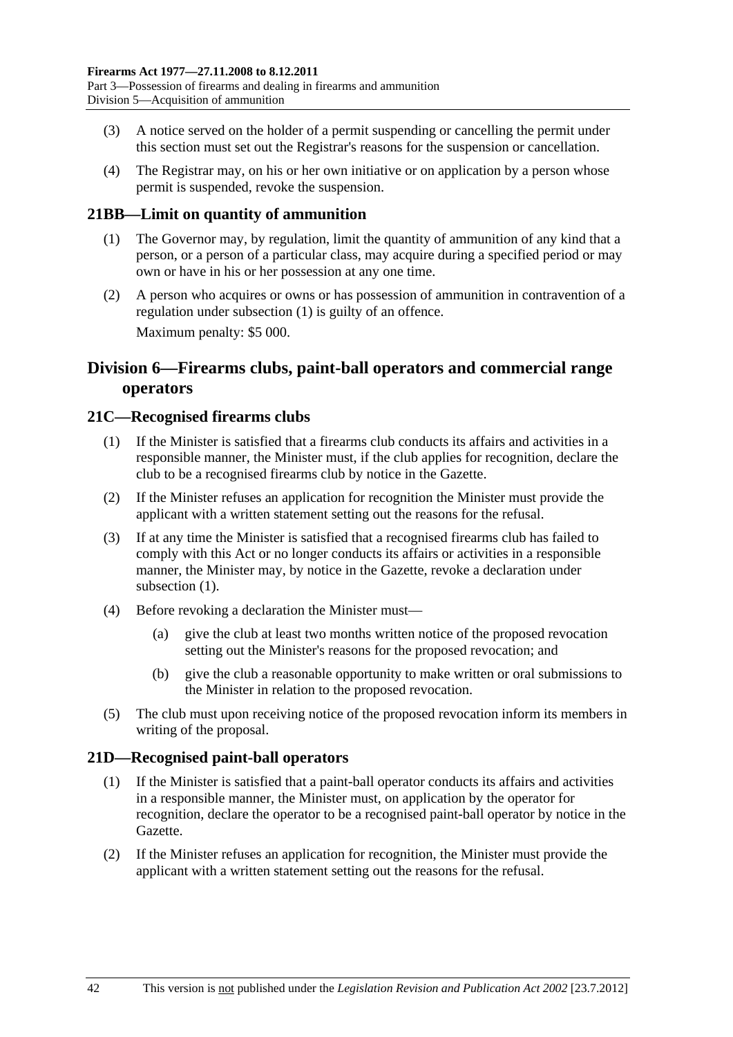(3) A notice served on the holder of a permit suspending or cancelling the permit under this section must set out the Registrar's reasons for the suspension or cancellation.

(4) The Registrar may, on his or her own initiative or on application by a person whose permit is suspended, revoke the suspension.

## 21BB—Limit on quantity of ammunition

(1) The Governor may, by regulation, limit the quantity of ammunition of any kind that a person, or a person of a particular class, may acquire during a specified period or may own or have in his or her possession at any one time.

(2) A person who acquires or owns or has possession of ammunition in contravention of a regulation under subsection (1) is guilty of an offence.

Maximum penalty: $5 000.

# Division 6—Firearms clubs, paint-ball operators and commercial range operators

## 21C—Recognised firearms clubs

(1) If the Minister is satisfied that a firearms club conducts its affairs and activities in a responsible manner, the Minister must, if the club applies for recognition, declare the club to be a recognised firearms club by notice in the Gazette.

(2) If the Minister refuses an application for recognition the Minister must provide the applicant with a written statement setting out the reasons for the refusal.

(3) If at any time the Minister is satisfied that a recognised firearms club has failed to comply with this Act or no longer conducts its affairs or activities in a responsible manner, the Minister may, by notice in the Gazette, revoke a declaration under subsection (1).

(4) Before revoking a declaration the Minister must—

- (a) give the club at least two months written notice of the proposed revocation setting out the Minister's reasons for the proposed revocation; and
- (b) give the club a reasonable opportunity to make written or oral submissions to the Minister in relation to the proposed revocation.

(5) The club must upon receiving notice of the proposed revocation inform its members in writing of the proposal.

## 21D—Recognised paint-ball operators

(1) If the Minister is satisfied that a paint-ball operator conducts its affairs and activities in a responsible manner, the Minister must, on application by the operator for recognition, declare the operator to be a recognised paint-ball operator by notice in the Gazette.

(2) If the Minister refuses an application for recognition, the Minister must provide the applicant with a written statement setting out the reasons for the refusal.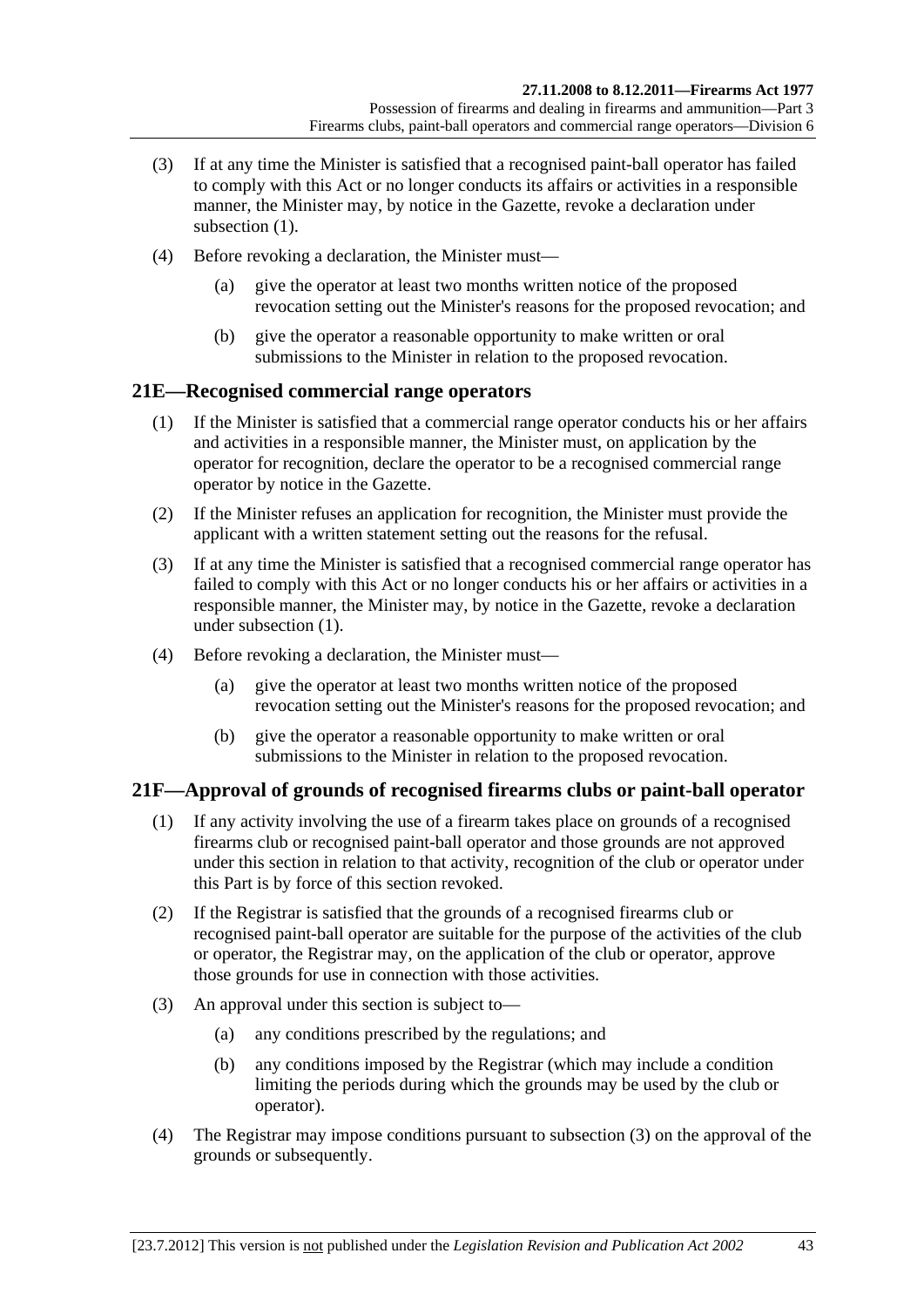(3) If at any time the Minister is satisfied that a recognised paint-ball operator has failed to comply with this Act or no longer conducts its affairs or activities in a responsible manner, the Minister may, by notice in the Gazette, revoke a declaration under subsection (1).

(4) Before revoking a declaration, the Minister must—

(a) give the operator at least two months written notice of the proposed revocation setting out the Minister's reasons for the proposed revocation; and

(b) give the operator a reasonable opportunity to make written or oral submissions to the Minister in relation to the proposed revocation.

## 21E—Recognised commercial range operators

(1) If the Minister is satisfied that a commercial range operator conducts his or her affairs and activities in a responsible manner, the Minister must, on application by the operator for recognition, declare the operator to be a recognised commercial range operator by notice in the Gazette.

(2) If the Minister refuses an application for recognition, the Minister must provide the applicant with a written statement setting out the reasons for the refusal.

(3) If at any time the Minister is satisfied that a recognised commercial range operator has failed to comply with this Act or no longer conducts his or her affairs or activities in a responsible manner, the Minister may, by notice in the Gazette, revoke a declaration under subsection (1).

(4) Before revoking a declaration, the Minister must—

(a) give the operator at least two months written notice of the proposed revocation setting out the Minister's reasons for the proposed revocation; and

(b) give the operator a reasonable opportunity to make written or oral submissions to the Minister in relation to the proposed revocation.

## 21F—Approval of grounds of recognised firearms clubs or paint-ball operator

(1) If any activity involving the use of a firearm takes place on grounds of a recognised firearms club or recognised paint-ball operator and those grounds are not approved under this section in relation to that activity, recognition of the club or operator under this Part is by force of this section revoked.

(2) If the Registrar is satisfied that the grounds of a recognised firearms club or recognised paint-ball operator are suitable for the purpose of the activities of the club or operator, the Registrar may, on the application of the club or operator, approve those grounds for use in connection with those activities.

(3) An approval under this section is subject to—

(a) any conditions prescribed by the regulations; and

(b) any conditions imposed by the Registrar (which may include a condition limiting the periods during which the grounds may be used by the club or operator).

(4) The Registrar may impose conditions pursuant to subsection (3) on the approval of the grounds or subsequently.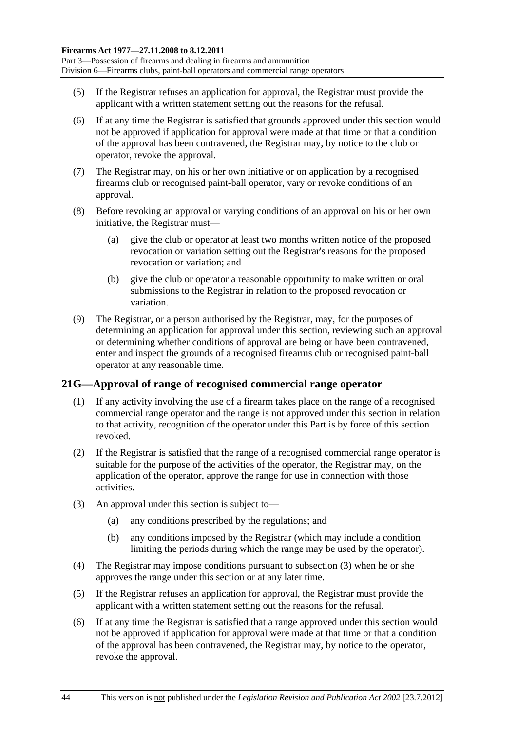(5) If the Registrar refuses an application for approval, the Registrar must provide the applicant with a written statement setting out the reasons for the refusal.

(6) If at any time the Registrar is satisfied that grounds approved under this section would not be approved if application for approval were made at that time or that a condition of the approval has been contravened, the Registrar may, by notice to the club or operator, revoke the approval.

(7) The Registrar may, on his or her own initiative or on application by a recognised firearms club or recognised paint-ball operator, vary or revoke conditions of an approval.

(8) Before revoking an approval or varying conditions of an approval on his or her own initiative, the Registrar must—

(a) give the club or operator at least two months written notice of the proposed revocation or variation setting out the Registrar's reasons for the proposed revocation or variation; and

(b) give the club or operator a reasonable opportunity to make written or oral submissions to the Registrar in relation to the proposed revocation or variation.

(9) The Registrar, or a person authorised by the Registrar, may, for the purposes of determining an application for approval under this section, reviewing such an approval or determining whether conditions of approval are being or have been contravened, enter and inspect the grounds of a recognised firearms club or recognised paint-ball operator at any reasonable time.

## 21G—Approval of range of recognised commercial range operator

(1) If any activity involving the use of a firearm takes place on the range of a recognised commercial range operator and the range is not approved under this section in relation to that activity, recognition of the operator under this Part is by force of this section revoked.

(2) If the Registrar is satisfied that the range of a recognised commercial range operator is suitable for the purpose of the activities of the operator, the Registrar may, on the application of the operator, approve the range for use in connection with those activities.

(3) An approval under this section is subject to—

(a) any conditions prescribed by the regulations; and

(b) any conditions imposed by the Registrar (which may include a condition limiting the periods during which the range may be used by the operator).

(4) The Registrar may impose conditions pursuant to subsection (3) when he or she approves the range under this section or at any later time.

(5) If the Registrar refuses an application for approval, the Registrar must provide the applicant with a written statement setting out the reasons for the refusal.

(6) If at any time the Registrar is satisfied that a range approved under this section would not be approved if application for approval were made at that time or that a condition of the approval has been contravened, the Registrar may, by notice to the operator, revoke the approval.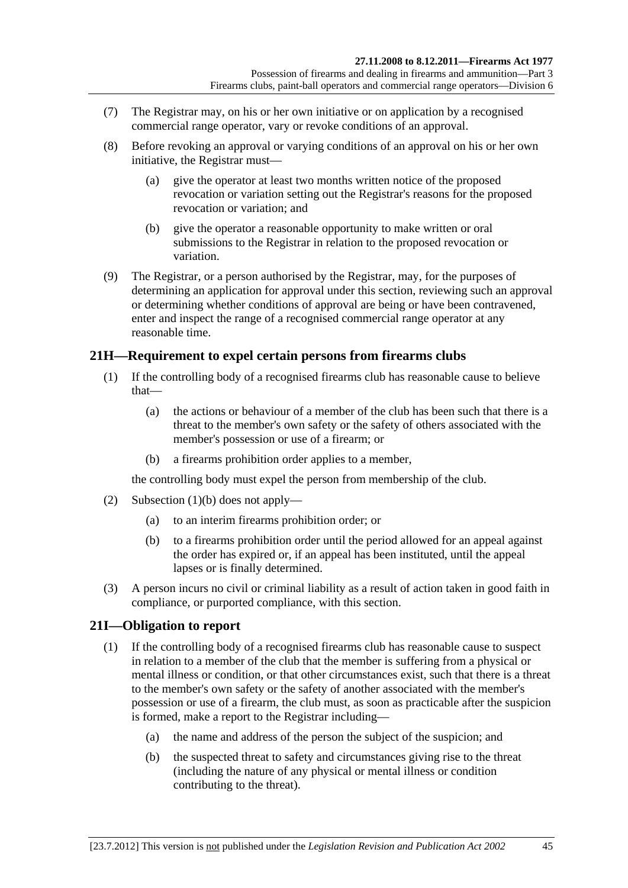(7) The Registrar may, on his or her own initiative or on application by a recognised commercial range operator, vary or revoke conditions of an approval.

(8) Before revoking an approval or varying conditions of an approval on his or her own initiative, the Registrar must—

(a) give the operator at least two months written notice of the proposed revocation or variation setting out the Registrar's reasons for the proposed revocation or variation; and

(b) give the operator a reasonable opportunity to make written or oral submissions to the Registrar in relation to the proposed revocation or variation.

(9) The Registrar, or a person authorised by the Registrar, may, for the purposes of determining an application for approval under this section, reviewing such an approval or determining whether conditions of approval are being or have been contravened, enter and inspect the range of a recognised commercial range operator at any reasonable time.

## 21H—Requirement to expel certain persons from firearms clubs

(1) If the controlling body of a recognised firearms club has reasonable cause to believe that—

(a) the actions or behaviour of a member of the club has been such that there is a threat to the member's own safety or the safety of others associated with the member's possession or use of a firearm; or

(b) a firearms prohibition order applies to a member,

the controlling body must expel the person from membership of the club.

(2) Subsection (1)(b) does not apply—

(a) to an interim firearms prohibition order; or

(b) to a firearms prohibition order until the period allowed for an appeal against the order has expired or, if an appeal has been instituted, until the appeal lapses or is finally determined.

(3) A person incurs no civil or criminal liability as a result of action taken in good faith in compliance, or purported compliance, with this section.

## 21I—Obligation to report

(1) If the controlling body of a recognised firearms club has reasonable cause to suspect in relation to a member of the club that the member is suffering from a physical or mental illness or condition, or that other circumstances exist, such that there is a threat to the member's own safety or the safety of another associated with the member's possession or use of a firearm, the club must, as soon as practicable after the suspicion is formed, make a report to the Registrar including—

(a) the name and address of the person the subject of the suspicion; and

(b) the suspected threat to safety and circumstances giving rise to the threat (including the nature of any physical or mental illness or condition contributing to the threat).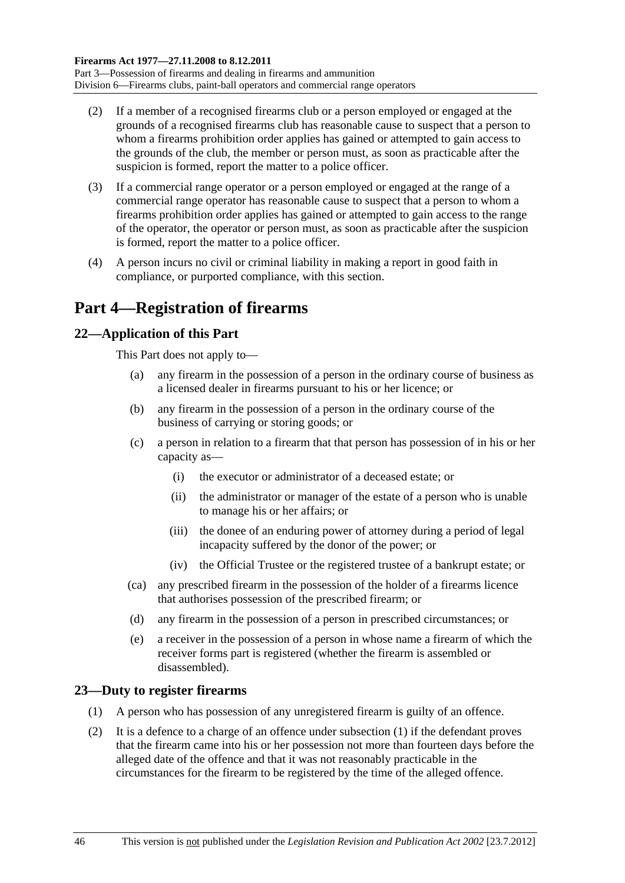(2) If a member of a recognised firearms club or a person employed or engaged at the grounds of a recognised firearms club has reasonable cause to suspect that a person to whom a firearms prohibition order applies has gained or attempted to gain access to the grounds of the club, the member or person must, as soon as practicable after the suspicion is formed, report the matter to a police officer.

(3) If a commercial range operator or a person employed or engaged at the range of a commercial range operator has reasonable cause to suspect that a person to whom a firearms prohibition order applies has gained or attempted to gain access to the range of the operator, the operator or person must, as soon as practicable after the suspicion is formed, report the matter to a police officer.

(4) A person incurs no civil or criminal liability in making a report in good faith in compliance, or purported compliance, with this section.

# Part 4—Registration of firearms

## 22—Application of this Part

This Part does not apply to—

(a) any firearm in the possession of a person in the ordinary course of business as a licensed dealer in firearms pursuant to his or her licence; or

(b) any firearm in the possession of a person in the ordinary course of the business of carrying or storing goods; or

(c) a person in relation to a firearm that that person has possession of in his or her capacity as—

(i) the executor or administrator of a deceased estate; or

(ii) the administrator or manager of the estate of a person who is unable to manage his or her affairs; or

(iii) the donee of an enduring power of attorney during a period of legal incapacity suffered by the donor of the power; or

(iv) the Official Trustee or the registered trustee of a bankrupt estate; or

(ca) any prescribed firearm in the possession of the holder of a firearms licence that authorises possession of the prescribed firearm; or

(d) any firearm in the possession of a person in prescribed circumstances; or

(e) a receiver in the possession of a person in whose name a firearm of which the receiver forms part is registered (whether the firearm is assembled or disassembled).

## 23—Duty to register firearms

(1) A person who has possession of any unregistered firearm is guilty of an offence.

(2) It is a defence to a charge of an offence under subsection (1) if the defendant proves that the firearm came into his or her possession not more than fourteen days before the alleged date of the offence and that it was not reasonably practicable in the circumstances for the firearm to be registered by the time of the alleged offence.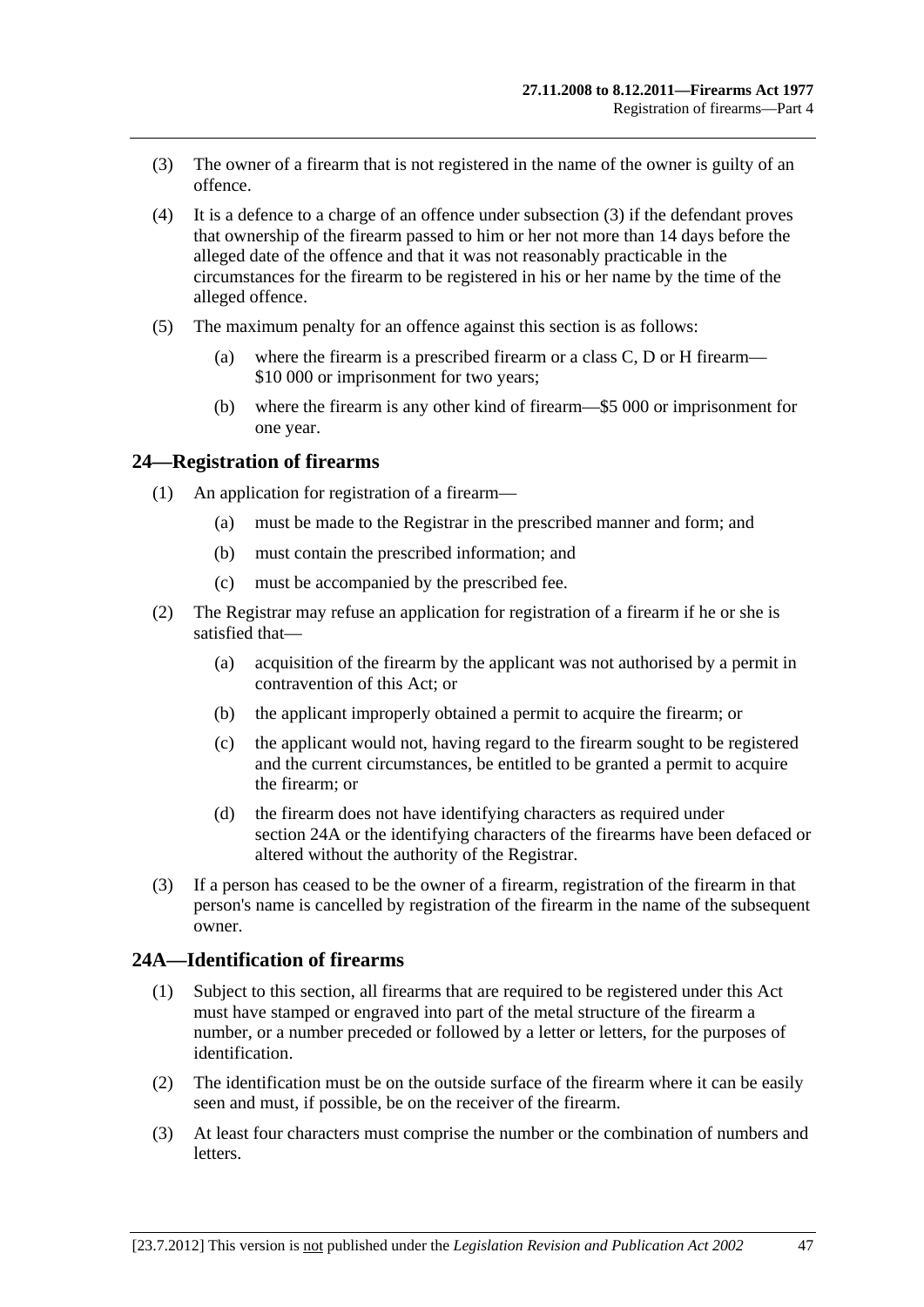(3) The owner of a firearm that is not registered in the name of the owner is guilty of an offence.

(4) It is a defence to a charge of an offence under subsection (3) if the defendant proves that ownership of the firearm passed to him or her not more than 14 days before the alleged date of the offence and that it was not reasonably practicable in the circumstances for the firearm to be registered in his or her name by the time of the alleged offence.

(5) The maximum penalty for an offence against this section is as follows:

(a) where the firearm is a prescribed firearm or a class C, D or H firearm—$10 000 or imprisonment for two years;

(b) where the firearm is any other kind of firearm—$5 000 or imprisonment for one year.

## 24—Registration of firearms

(1) An application for registration of a firearm—

(a) must be made to the Registrar in the prescribed manner and form; and

(b) must contain the prescribed information; and

(c) must be accompanied by the prescribed fee.

(2) The Registrar may refuse an application for registration of a firearm if he or she is satisfied that—

(a) acquisition of the firearm by the applicant was not authorised by a permit in contravention of this Act; or

(b) the applicant improperly obtained a permit to acquire the firearm; or

(c) the applicant would not, having regard to the firearm sought to be registered and the current circumstances, be entitled to be granted a permit to acquire the firearm; or

(d) the firearm does not have identifying characters as required under section 24A or the identifying characters of the firearms have been defaced or altered without the authority of the Registrar.

(3) If a person has ceased to be the owner of a firearm, registration of the firearm in that person's name is cancelled by registration of the firearm in the name of the subsequent owner.

## 24A—Identification of firearms

(1) Subject to this section, all firearms that are required to be registered under this Act must have stamped or engraved into part of the metal structure of the firearm a number, or a number preceded or followed by a letter or letters, for the purposes of identification.

(2) The identification must be on the outside surface of the firearm where it can be easily seen and must, if possible, be on the receiver of the firearm.

(3) At least four characters must comprise the number or the combination of numbers and letters.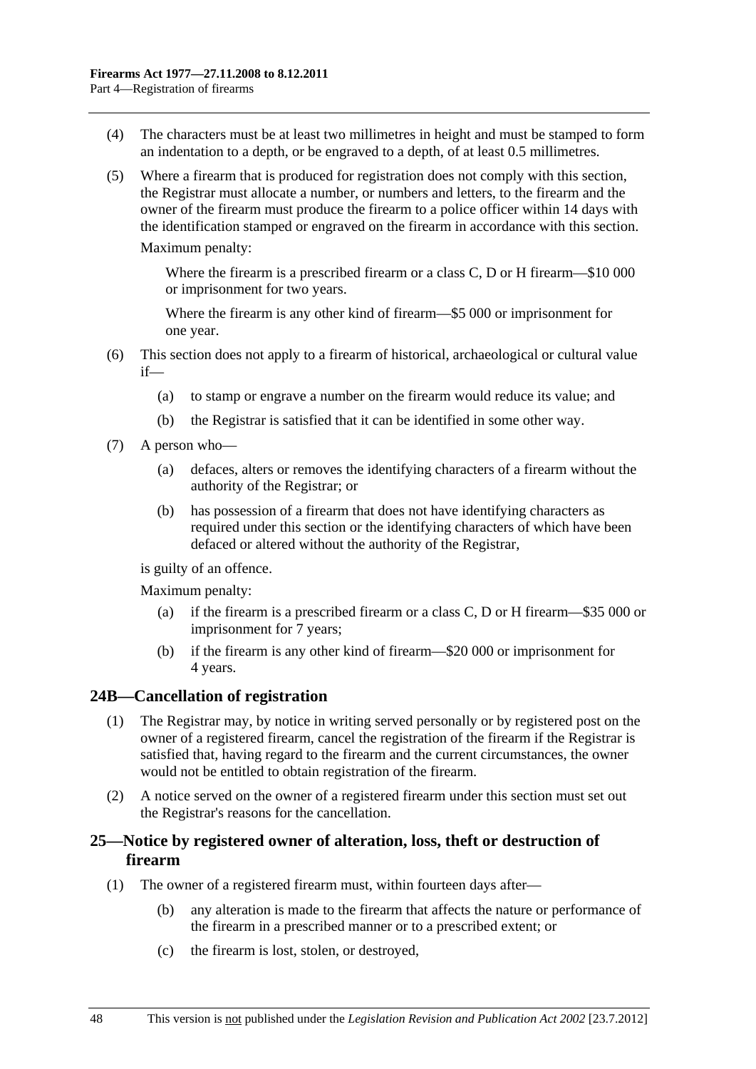(4) The characters must be at least two millimetres in height and must be stamped to form an indentation to a depth, or be engraved to a depth, of at least 0.5 millimetres.

(5) Where a firearm that is produced for registration does not comply with this section, the Registrar must allocate a number, or numbers and letters, to the firearm and the owner of the firearm must produce the firearm to a police officer within 14 days with the identification stamped or engraved on the firearm in accordance with this section.

Maximum penalty:

Where the firearm is a prescribed firearm or a class C, D or H firearm—$10 000 or imprisonment for two years.

Where the firearm is any other kind of firearm—$5 000 or imprisonment for one year.

(6) This section does not apply to a firearm of historical, archaeological or cultural value if—

(a) to stamp or engrave a number on the firearm would reduce its value; and

(b) the Registrar is satisfied that it can be identified in some other way.

(7) A person who—

(a) defaces, alters or removes the identifying characters of a firearm without the authority of the Registrar; or

(b) has possession of a firearm that does not have identifying characters as required under this section or the identifying characters of which have been defaced or altered without the authority of the Registrar,

is guilty of an offence.

Maximum penalty:

(a) if the firearm is a prescribed firearm or a class C, D or H firearm—$35 000 or imprisonment for 7 years;

(b) if the firearm is any other kind of firearm—$20 000 or imprisonment for 4 years.

## 24B—Cancellation of registration

(1) The Registrar may, by notice in writing served personally or by registered post on the owner of a registered firearm, cancel the registration of the firearm if the Registrar is satisfied that, having regard to the firearm and the current circumstances, the owner would not be entitled to obtain registration of the firearm.

(2) A notice served on the owner of a registered firearm under this section must set out the Registrar's reasons for the cancellation.

## 25—Notice by registered owner of alteration, loss, theft or destruction of firearm

(1) The owner of a registered firearm must, within fourteen days after—

(b) any alteration is made to the firearm that affects the nature or performance of the firearm in a prescribed manner or to a prescribed extent; or

(c) the firearm is lost, stolen, or destroyed,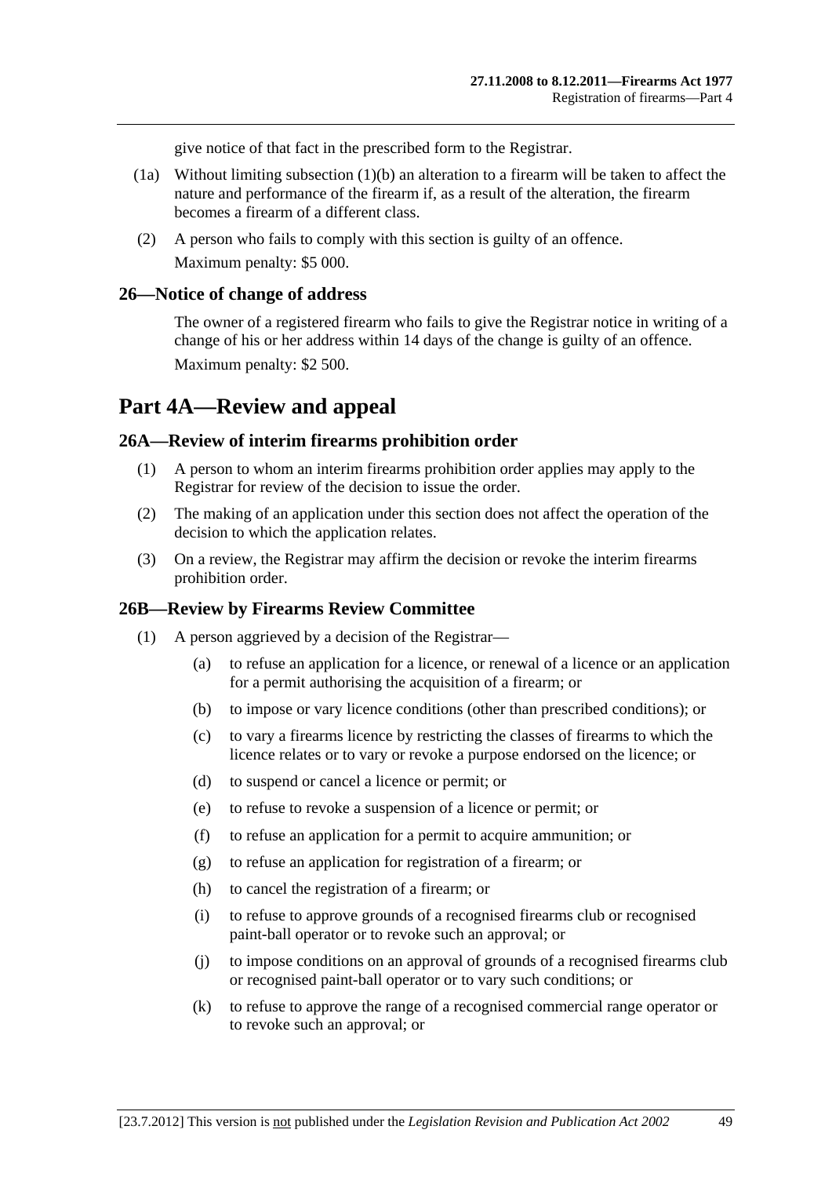give notice of that fact in the prescribed form to the Registrar.

(1a) Without limiting subsection (1)(b) an alteration to a firearm will be taken to affect the nature and performance of the firearm if, as a result of the alteration, the firearm becomes a firearm of a different class.

(2) A person who fails to comply with this section is guilty of an offence.

Maximum penalty: $5 000.

### 26—Notice of change of address

The owner of a registered firearm who fails to give the Registrar notice in writing of a change of his or her address within 14 days of the change is guilty of an offence.

Maximum penalty: $2 500.

## Part 4A—Review and appeal

### 26A—Review of interim firearms prohibition order

(1) A person to whom an interim firearms prohibition order applies may apply to the Registrar for review of the decision to issue the order.

(2) The making of an application under this section does not affect the operation of the decision to which the application relates.

(3) On a review, the Registrar may affirm the decision or revoke the interim firearms prohibition order.

### 26B—Review by Firearms Review Committee

(1) A person aggrieved by a decision of the Registrar—

(a) to refuse an application for a licence, or renewal of a licence or an application for a permit authorising the acquisition of a firearm; or

(b) to impose or vary licence conditions (other than prescribed conditions); or

(c) to vary a firearms licence by restricting the classes of firearms to which the licence relates or to vary or revoke a purpose endorsed on the licence; or

(d) to suspend or cancel a licence or permit; or

(e) to refuse to revoke a suspension of a licence or permit; or

(f) to refuse an application for a permit to acquire ammunition; or

(g) to refuse an application for registration of a firearm; or

(h) to cancel the registration of a firearm; or

(i) to refuse to approve grounds of a recognised firearms club or recognised paint-ball operator or to revoke such an approval; or

(j) to impose conditions on an approval of grounds of a recognised firearms club or recognised paint-ball operator or to vary such conditions; or

(k) to refuse to approve the range of a recognised commercial range operator or to revoke such an approval; or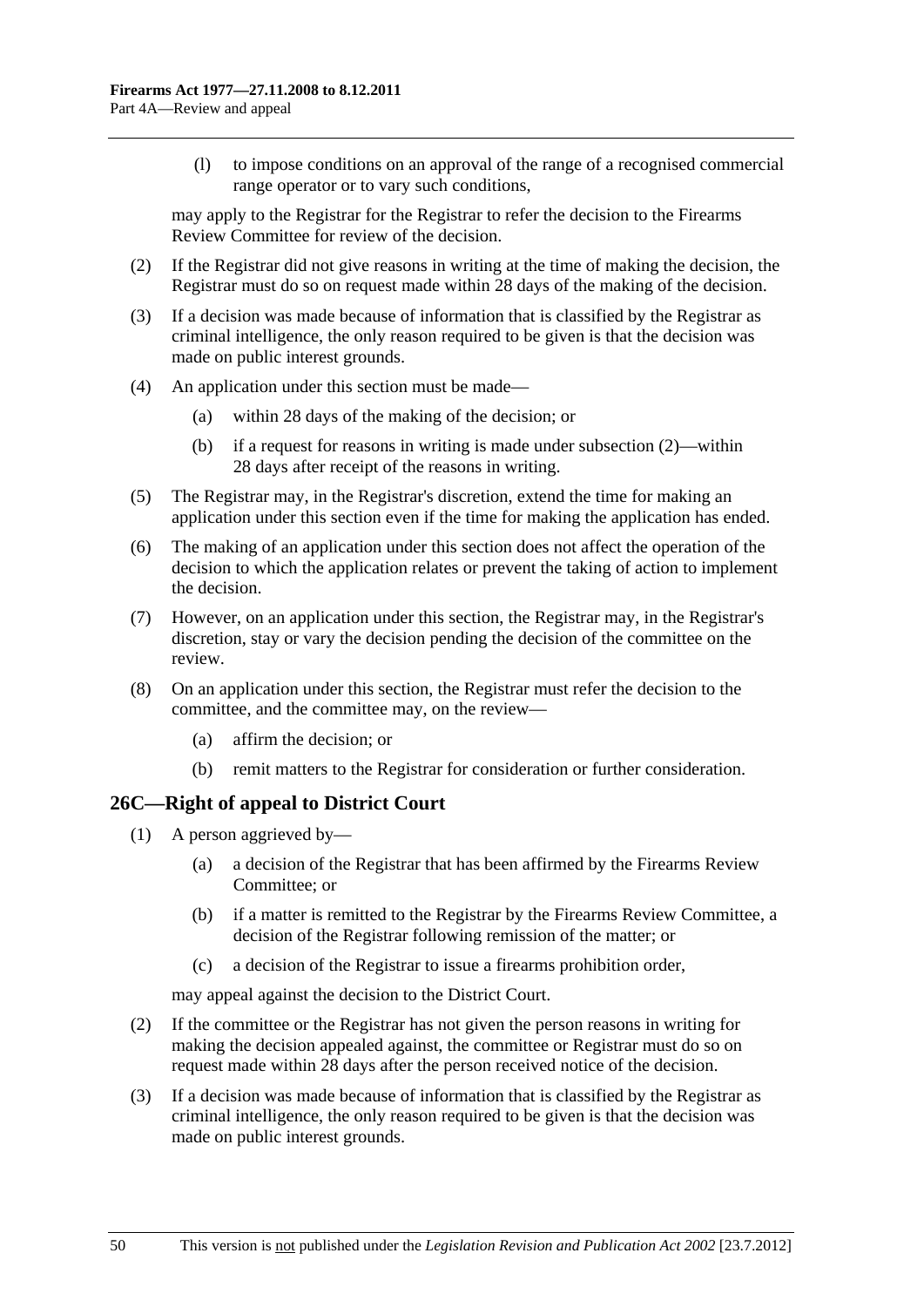(l) to impose conditions on an approval of the range of a recognised commercial range operator or to vary such conditions,

may apply to the Registrar for the Registrar to refer the decision to the Firearms Review Committee for review of the decision.

(2) If the Registrar did not give reasons in writing at the time of making the decision, the Registrar must do so on request made within 28 days of the making of the decision.

(3) If a decision was made because of information that is classified by the Registrar as criminal intelligence, the only reason required to be given is that the decision was made on public interest grounds.

(4) An application under this section must be made—

(a) within 28 days of the making of the decision; or

(b) if a request for reasons in writing is made under subsection (2)—within 28 days after receipt of the reasons in writing.

(5) The Registrar may, in the Registrar's discretion, extend the time for making an application under this section even if the time for making the application has ended.

(6) The making of an application under this section does not affect the operation of the decision to which the application relates or prevent the taking of action to implement the decision.

(7) However, on an application under this section, the Registrar may, in the Registrar's discretion, stay or vary the decision pending the decision of the committee on the review.

(8) On an application under this section, the Registrar must refer the decision to the committee, and the committee may, on the review—

(a) affirm the decision; or

(b) remit matters to the Registrar for consideration or further consideration.

## 26C—Right of appeal to District Court

(1) A person aggrieved by—

(a) a decision of the Registrar that has been affirmed by the Firearms Review Committee; or

(b) if a matter is remitted to the Registrar by the Firearms Review Committee, a decision of the Registrar following remission of the matter; or

(c) a decision of the Registrar to issue a firearms prohibition order,

may appeal against the decision to the District Court.

(2) If the committee or the Registrar has not given the person reasons in writing for making the decision appealed against, the committee or Registrar must do so on request made within 28 days after the person received notice of the decision.

(3) If a decision was made because of information that is classified by the Registrar as criminal intelligence, the only reason required to be given is that the decision was made on public interest grounds.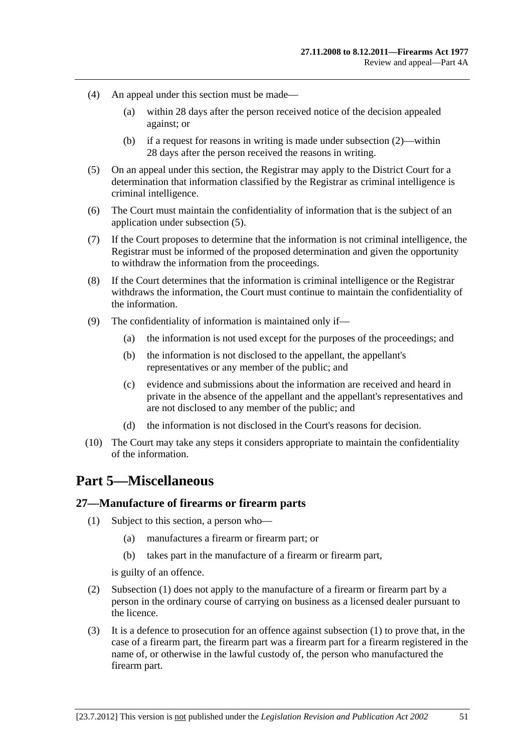(4) An appeal under this section must be made—

(a) within 28 days after the person received notice of the decision appealed against; or

(b) if a request for reasons in writing is made under subsection (2)—within 28 days after the person received the reasons in writing.

(5) On an appeal under this section, the Registrar may apply to the District Court for a determination that information classified by the Registrar as criminal intelligence is criminal intelligence.

(6) The Court must maintain the confidentiality of information that is the subject of an application under subsection (5).

(7) If the Court proposes to determine that the information is not criminal intelligence, the Registrar must be informed of the proposed determination and given the opportunity to withdraw the information from the proceedings.

(8) If the Court determines that the information is criminal intelligence or the Registrar withdraws the information, the Court must continue to maintain the confidentiality of the information.

(9) The confidentiality of information is maintained only if—

(a) the information is not used except for the purposes of the proceedings; and

(b) the information is not disclosed to the appellant, the appellant's representatives or any member of the public; and

(c) evidence and submissions about the information are received and heard in private in the absence of the appellant and the appellant's representatives and are not disclosed to any member of the public; and

(d) the information is not disclosed in the Court's reasons for decision.

(10) The Court may take any steps it considers appropriate to maintain the confidentiality of the information.

# Part 5—Miscellaneous

## 27—Manufacture of firearms or firearm parts

(1) Subject to this section, a person who—

(a) manufactures a firearm or firearm part; or

(b) takes part in the manufacture of a firearm or firearm part,

is guilty of an offence.

(2) Subsection (1) does not apply to the manufacture of a firearm or firearm part by a person in the ordinary course of carrying on business as a licensed dealer pursuant to the licence.

(3) It is a defence to prosecution for an offence against subsection (1) to prove that, in the case of a firearm part, the firearm part was a firearm part for a firearm registered in the name of, or otherwise in the lawful custody of, the person who manufactured the firearm part.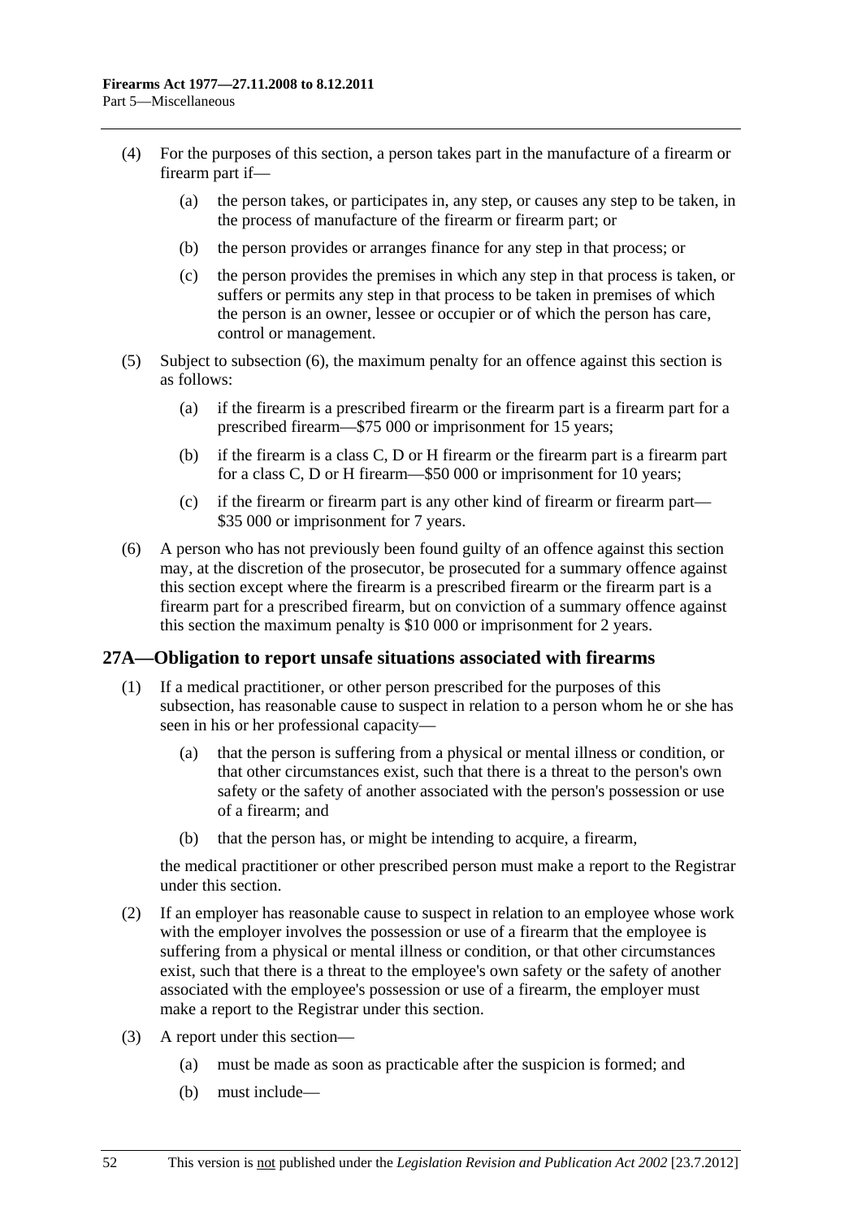(4) For the purposes of this section, a person takes part in the manufacture of a firearm or firearm part if—

 (a) the person takes, or participates in, any step, or causes any step to be taken, in the process of manufacture of the firearm or firearm part; or

 (b) the person provides or arranges finance for any step in that process; or

 (c) the person provides the premises in which any step in that process is taken, or suffers or permits any step in that process to be taken in premises of which the person is an owner, lessee or occupier or of which the person has care, control or management.

(5) Subject to subsection (6), the maximum penalty for an offence against this section is as follows:

 (a) if the firearm is a prescribed firearm or the firearm part is a firearm part for a prescribed firearm—$75 000 or imprisonment for 15 years;

 (b) if the firearm is a class C, D or H firearm or the firearm part is a firearm part for a class C, D or H firearm—$50 000 or imprisonment for 10 years;

 (c) if the firearm or firearm part is any other kind of firearm or firearm part—$35 000 or imprisonment for 7 years.

(6) A person who has not previously been found guilty of an offence against this section may, at the discretion of the prosecutor, be prosecuted for a summary offence against this section except where the firearm is a prescribed firearm or the firearm part is a firearm part for a prescribed firearm, but on conviction of a summary offence against this section the maximum penalty is $10 000 or imprisonment for 2 years.

## 27A—Obligation to report unsafe situations associated with firearms

(1) If a medical practitioner, or other person prescribed for the purposes of this subsection, has reasonable cause to suspect in relation to a person whom he or she has seen in his or her professional capacity—

 (a) that the person is suffering from a physical or mental illness or condition, or that other circumstances exist, such that there is a threat to the person's own safety or the safety of another associated with the person's possession or use of a firearm; and

 (b) that the person has, or might be intending to acquire, a firearm,

the medical practitioner or other prescribed person must make a report to the Registrar under this section.

(2) If an employer has reasonable cause to suspect in relation to an employee whose work with the employer involves the possession or use of a firearm that the employee is suffering from a physical or mental illness or condition, or that other circumstances exist, such that there is a threat to the employee's own safety or the safety of another associated with the employee's possession or use of a firearm, the employer must make a report to the Registrar under this section.

(3) A report under this section—

 (a) must be made as soon as practicable after the suspicion is formed; and

 (b) must include—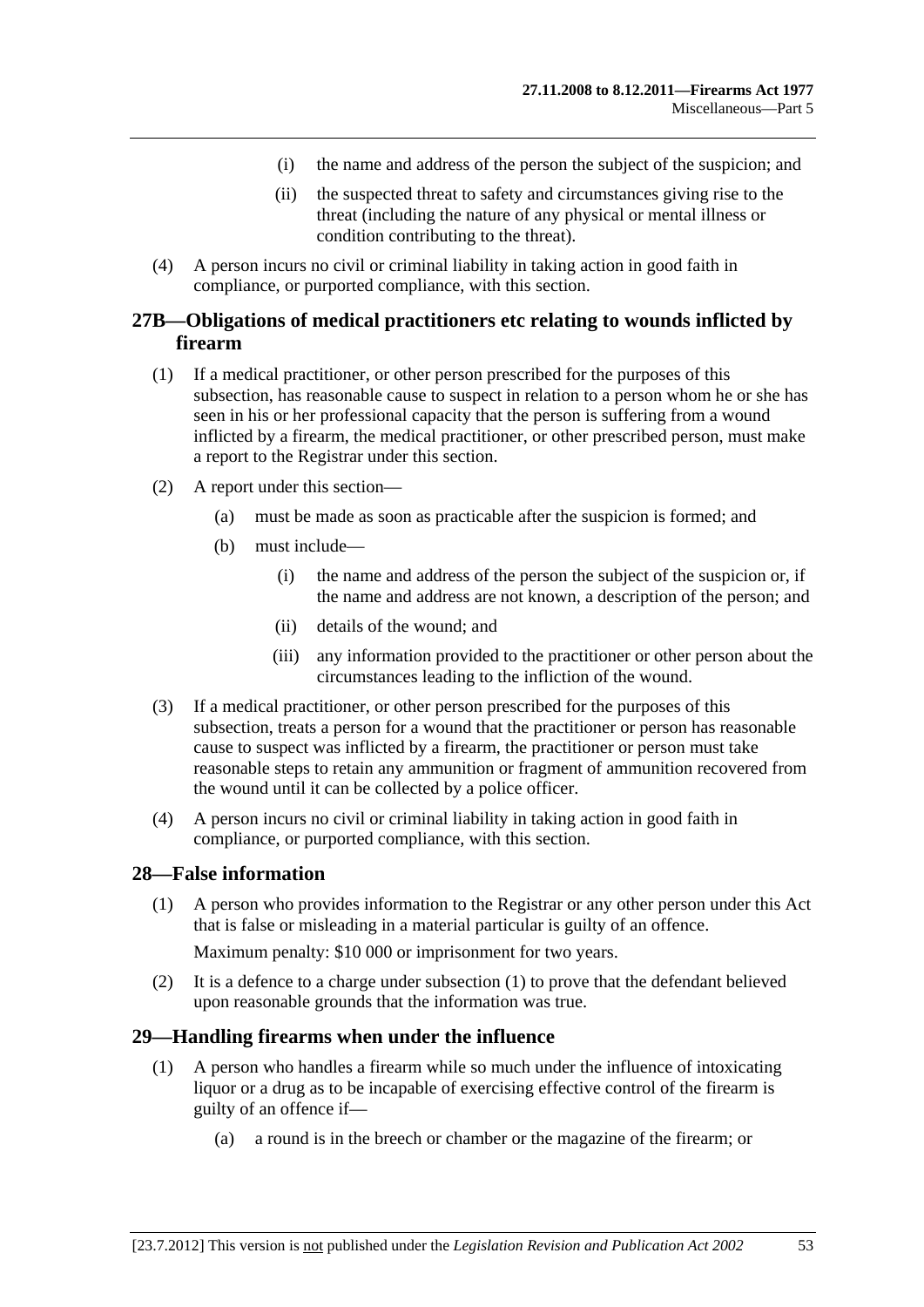(i) the name and address of the person the subject of the suspicion; and

(ii) the suspected threat to safety and circumstances giving rise to the threat (including the nature of any physical or mental illness or condition contributing to the threat).

(4) A person incurs no civil or criminal liability in taking action in good faith in compliance, or purported compliance, with this section.

## 27B—Obligations of medical practitioners etc relating to wounds inflicted by firearm

(1) If a medical practitioner, or other person prescribed for the purposes of this subsection, has reasonable cause to suspect in relation to a person whom he or she has seen in his or her professional capacity that the person is suffering from a wound inflicted by a firearm, the medical practitioner, or other prescribed person, must make a report to the Registrar under this section.

(2) A report under this section—

(a) must be made as soon as practicable after the suspicion is formed; and

(b) must include—

(i) the name and address of the person the subject of the suspicion or, if the name and address are not known, a description of the person; and

(ii) details of the wound; and

(iii) any information provided to the practitioner or other person about the circumstances leading to the infliction of the wound.

(3) If a medical practitioner, or other person prescribed for the purposes of this subsection, treats a person for a wound that the practitioner or person has reasonable cause to suspect was inflicted by a firearm, the practitioner or person must take reasonable steps to retain any ammunition or fragment of ammunition recovered from the wound until it can be collected by a police officer.

(4) A person incurs no civil or criminal liability in taking action in good faith in compliance, or purported compliance, with this section.

## 28—False information

(1) A person who provides information to the Registrar or any other person under this Act that is false or misleading in a material particular is guilty of an offence.

Maximum penalty: $10 000 or imprisonment for two years.

(2) It is a defence to a charge under subsection (1) to prove that the defendant believed upon reasonable grounds that the information was true.

## 29—Handling firearms when under the influence

(1) A person who handles a firearm while so much under the influence of intoxicating liquor or a drug as to be incapable of exercising effective control of the firearm is guilty of an offence if—

(a) a round is in the breech or chamber or the magazine of the firearm; or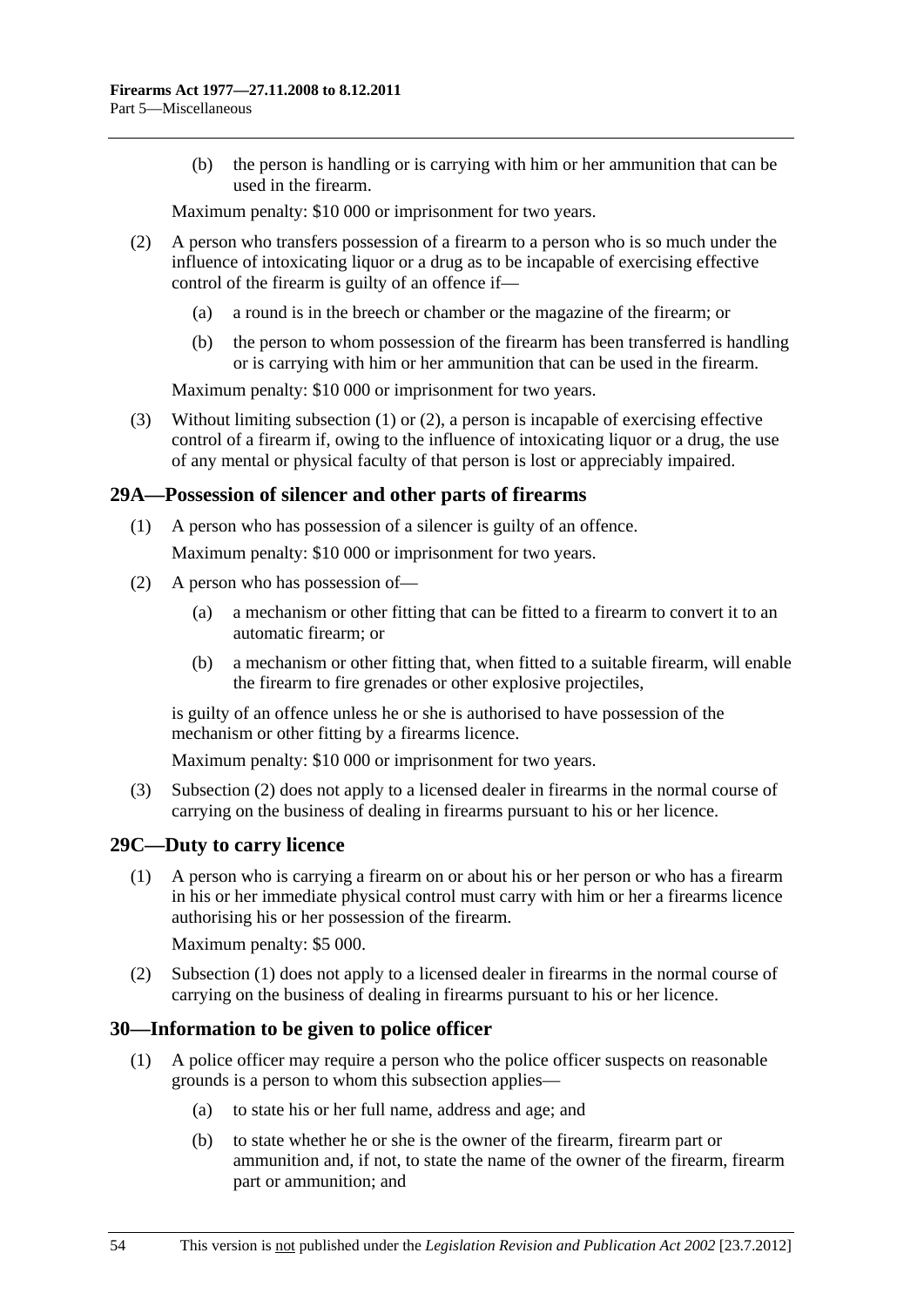(b) the person is handling or is carrying with him or her ammunition that can be used in the firearm.

Maximum penalty: $10 000 or imprisonment for two years.

(2) A person who transfers possession of a firearm to a person who is so much under the influence of intoxicating liquor or a drug as to be incapable of exercising effective control of the firearm is guilty of an offence if—

(a) a round is in the breech or chamber or the magazine of the firearm; or

(b) the person to whom possession of the firearm has been transferred is handling or is carrying with him or her ammunition that can be used in the firearm.

Maximum penalty: $10 000 or imprisonment for two years.

(3) Without limiting subsection (1) or (2), a person is incapable of exercising effective control of a firearm if, owing to the influence of intoxicating liquor or a drug, the use of any mental or physical faculty of that person is lost or appreciably impaired.

## 29A—Possession of silencer and other parts of firearms

(1) A person who has possession of a silencer is guilty of an offence.

Maximum penalty: $10 000 or imprisonment for two years.

(2) A person who has possession of—

(a) a mechanism or other fitting that can be fitted to a firearm to convert it to an automatic firearm; or

(b) a mechanism or other fitting that, when fitted to a suitable firearm, will enable the firearm to fire grenades or other explosive projectiles,

is guilty of an offence unless he or she is authorised to have possession of the mechanism or other fitting by a firearms licence.

Maximum penalty: $10 000 or imprisonment for two years.

(3) Subsection (2) does not apply to a licensed dealer in firearms in the normal course of carrying on the business of dealing in firearms pursuant to his or her licence.

## 29C—Duty to carry licence

(1) A person who is carrying a firearm on or about his or her person or who has a firearm in his or her immediate physical control must carry with him or her a firearms licence authorising his or her possession of the firearm.

Maximum penalty: $5 000.

(2) Subsection (1) does not apply to a licensed dealer in firearms in the normal course of carrying on the business of dealing in firearms pursuant to his or her licence.

## 30—Information to be given to police officer

(1) A police officer may require a person who the police officer suspects on reasonable grounds is a person to whom this subsection applies—

(a) to state his or her full name, address and age; and

(b) to state whether he or she is the owner of the firearm, firearm part or ammunition and, if not, to state the name of the owner of the firearm, firearm part or ammunition; and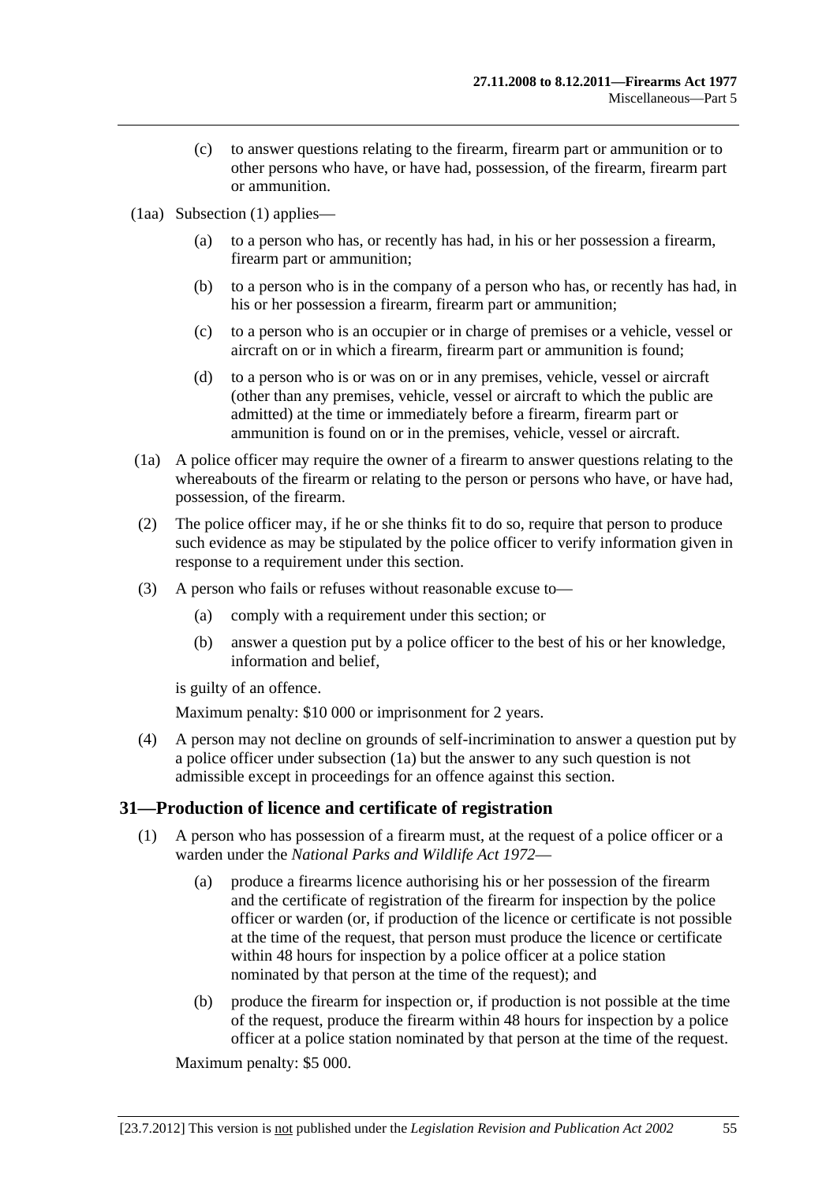(c) to answer questions relating to the firearm, firearm part or ammunition or to other persons who have, or have had, possession, of the firearm, firearm part or ammunition.

(1aa) Subsection (1) applies—

(a) to a person who has, or recently has had, in his or her possession a firearm, firearm part or ammunition;

(b) to a person who is in the company of a person who has, or recently has had, in his or her possession a firearm, firearm part or ammunition;

(c) to a person who is an occupier or in charge of premises or a vehicle, vessel or aircraft on or in which a firearm, firearm part or ammunition is found;

(d) to a person who is or was on or in any premises, vehicle, vessel or aircraft (other than any premises, vehicle, vessel or aircraft to which the public are admitted) at the time or immediately before a firearm, firearm part or ammunition is found on or in the premises, vehicle, vessel or aircraft.

(1a) A police officer may require the owner of a firearm to answer questions relating to the whereabouts of the firearm or relating to the person or persons who have, or have had, possession, of the firearm.

(2) The police officer may, if he or she thinks fit to do so, require that person to produce such evidence as may be stipulated by the police officer to verify information given in response to a requirement under this section.

(3) A person who fails or refuses without reasonable excuse to—

(a) comply with a requirement under this section; or

(b) answer a question put by a police officer to the best of his or her knowledge, information and belief,

is guilty of an offence.

Maximum penalty: $10 000 or imprisonment for 2 years.

(4) A person may not decline on grounds of self-incrimination to answer a question put by a police officer under subsection (1a) but the answer to any such question is not admissible except in proceedings for an offence against this section.

## 31—Production of licence and certificate of registration

(1) A person who has possession of a firearm must, at the request of a police officer or a warden under the *National Parks and Wildlife Act 1972*—

(a) produce a firearms licence authorising his or her possession of the firearm and the certificate of registration of the firearm for inspection by the police officer or warden (or, if production of the licence or certificate is not possible at the time of the request, that person must produce the licence or certificate within 48 hours for inspection by a police officer at a police station nominated by that person at the time of the request); and

(b) produce the firearm for inspection or, if production is not possible at the time of the request, produce the firearm within 48 hours for inspection by a police officer at a police station nominated by that person at the time of the request.

Maximum penalty: $5 000.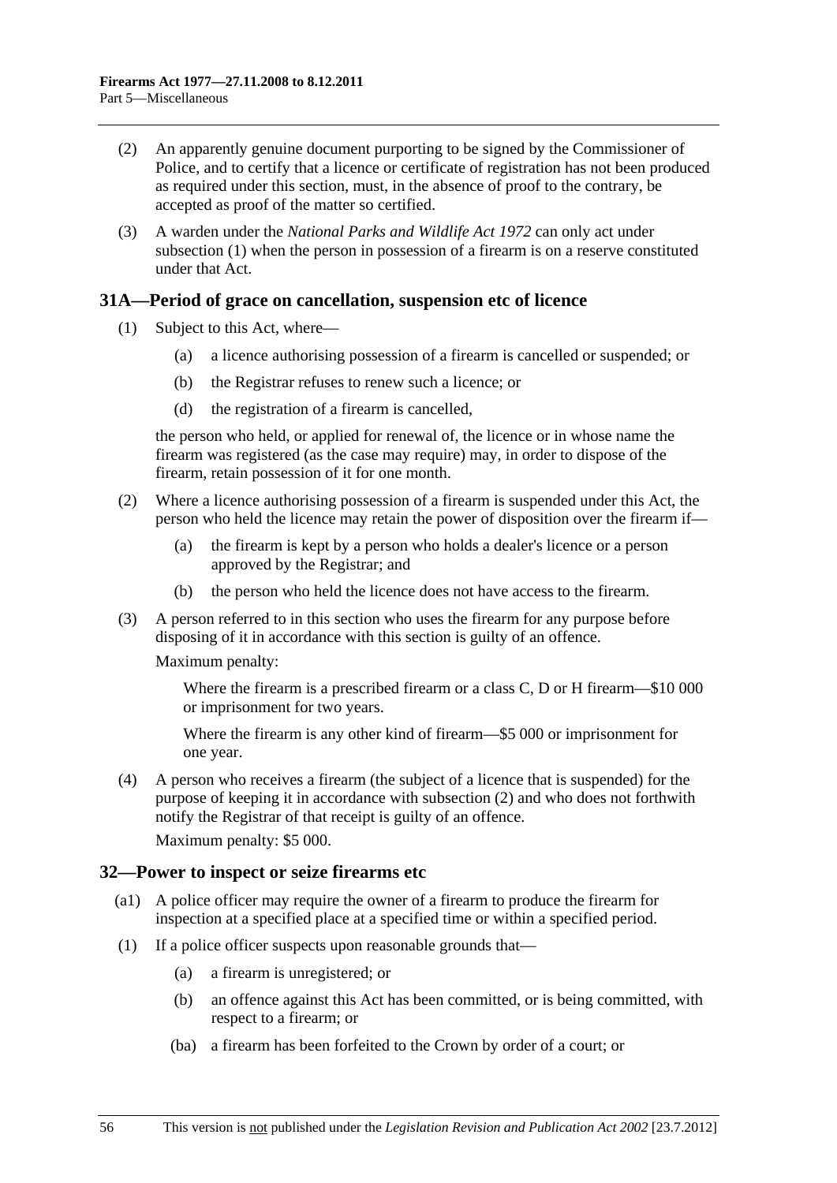(2) An apparently genuine document purporting to be signed by the Commissioner of Police, and to certify that a licence or certificate of registration has not been produced as required under this section, must, in the absence of proof to the contrary, be accepted as proof of the matter so certified.

(3) A warden under the *National Parks and Wildlife Act 1972* can only act under subsection (1) when the person in possession of a firearm is on a reserve constituted under that Act.

## 31A—Period of grace on cancellation, suspension etc of licence

(1) Subject to this Act, where—

(a) a licence authorising possession of a firearm is cancelled or suspended; or

(b) the Registrar refuses to renew such a licence; or

(d) the registration of a firearm is cancelled,

the person who held, or applied for renewal of, the licence or in whose name the firearm was registered (as the case may require) may, in order to dispose of the firearm, retain possession of it for one month.

(2) Where a licence authorising possession of a firearm is suspended under this Act, the person who held the licence may retain the power of disposition over the firearm if—

(a) the firearm is kept by a person who holds a dealer's licence or a person approved by the Registrar; and

(b) the person who held the licence does not have access to the firearm.

(3) A person referred to in this section who uses the firearm for any purpose before disposing of it in accordance with this section is guilty of an offence.

Maximum penalty:

Where the firearm is a prescribed firearm or a class C, D or H firearm—$10 000 or imprisonment for two years.

Where the firearm is any other kind of firearm—$5 000 or imprisonment for one year.

(4) A person who receives a firearm (the subject of a licence that is suspended) for the purpose of keeping it in accordance with subsection (2) and who does not forthwith notify the Registrar of that receipt is guilty of an offence.

Maximum penalty: $5 000.

## 32—Power to inspect or seize firearms etc

(a1) A police officer may require the owner of a firearm to produce the firearm for inspection at a specified place at a specified time or within a specified period.

(1) If a police officer suspects upon reasonable grounds that—

(a) a firearm is unregistered; or

(b) an offence against this Act has been committed, or is being committed, with respect to a firearm; or

(ba) a firearm has been forfeited to the Crown by order of a court; or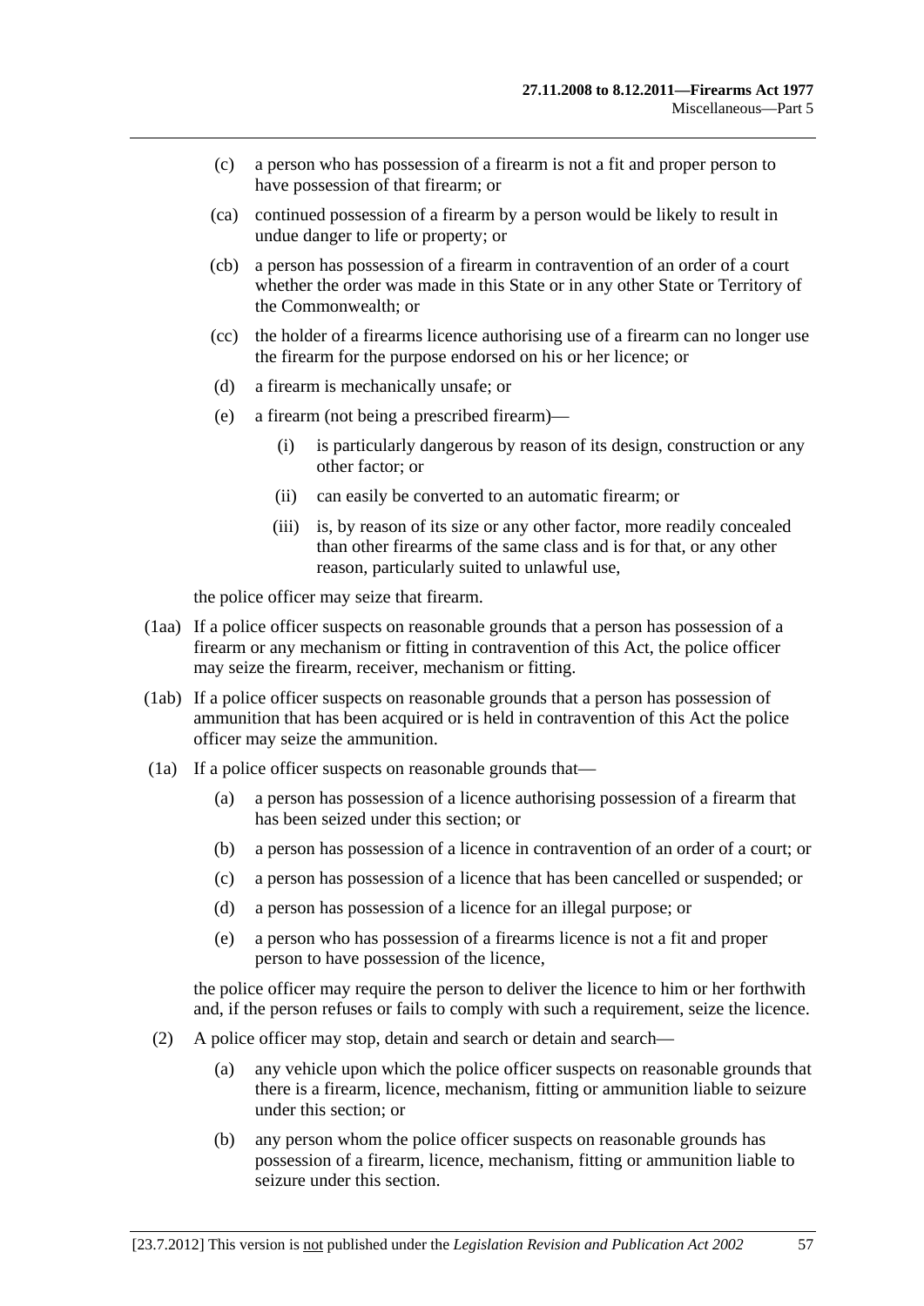(c) a person who has possession of a firearm is not a fit and proper person to have possession of that firearm; or

(ca) continued possession of a firearm by a person would be likely to result in undue danger to life or property; or

(cb) a person has possession of a firearm in contravention of an order of a court whether the order was made in this State or in any other State or Territory of the Commonwealth; or

(cc) the holder of a firearms licence authorising use of a firearm can no longer use the firearm for the purpose endorsed on his or her licence; or

(d) a firearm is mechanically unsafe; or

(e) a firearm (not being a prescribed firearm)—

(i) is particularly dangerous by reason of its design, construction or any other factor; or

(ii) can easily be converted to an automatic firearm; or

(iii) is, by reason of its size or any other factor, more readily concealed than other firearms of the same class and is for that, or any other reason, particularly suited to unlawful use,

the police officer may seize that firearm.

(1aa) If a police officer suspects on reasonable grounds that a person has possession of a firearm or any mechanism or fitting in contravention of this Act, the police officer may seize the firearm, receiver, mechanism or fitting.

(1ab) If a police officer suspects on reasonable grounds that a person has possession of ammunition that has been acquired or is held in contravention of this Act the police officer may seize the ammunition.

(1a) If a police officer suspects on reasonable grounds that—

(a) a person has possession of a licence authorising possession of a firearm that has been seized under this section; or

(b) a person has possession of a licence in contravention of an order of a court; or

(c) a person has possession of a licence that has been cancelled or suspended; or

(d) a person has possession of a licence for an illegal purpose; or

(e) a person who has possession of a firearms licence is not a fit and proper person to have possession of the licence,

the police officer may require the person to deliver the licence to him or her forthwith and, if the person refuses or fails to comply with such a requirement, seize the licence.

(2) A police officer may stop, detain and search or detain and search—

(a) any vehicle upon which the police officer suspects on reasonable grounds that there is a firearm, licence, mechanism, fitting or ammunition liable to seizure under this section; or

(b) any person whom the police officer suspects on reasonable grounds has possession of a firearm, licence, mechanism, fitting or ammunition liable to seizure under this section.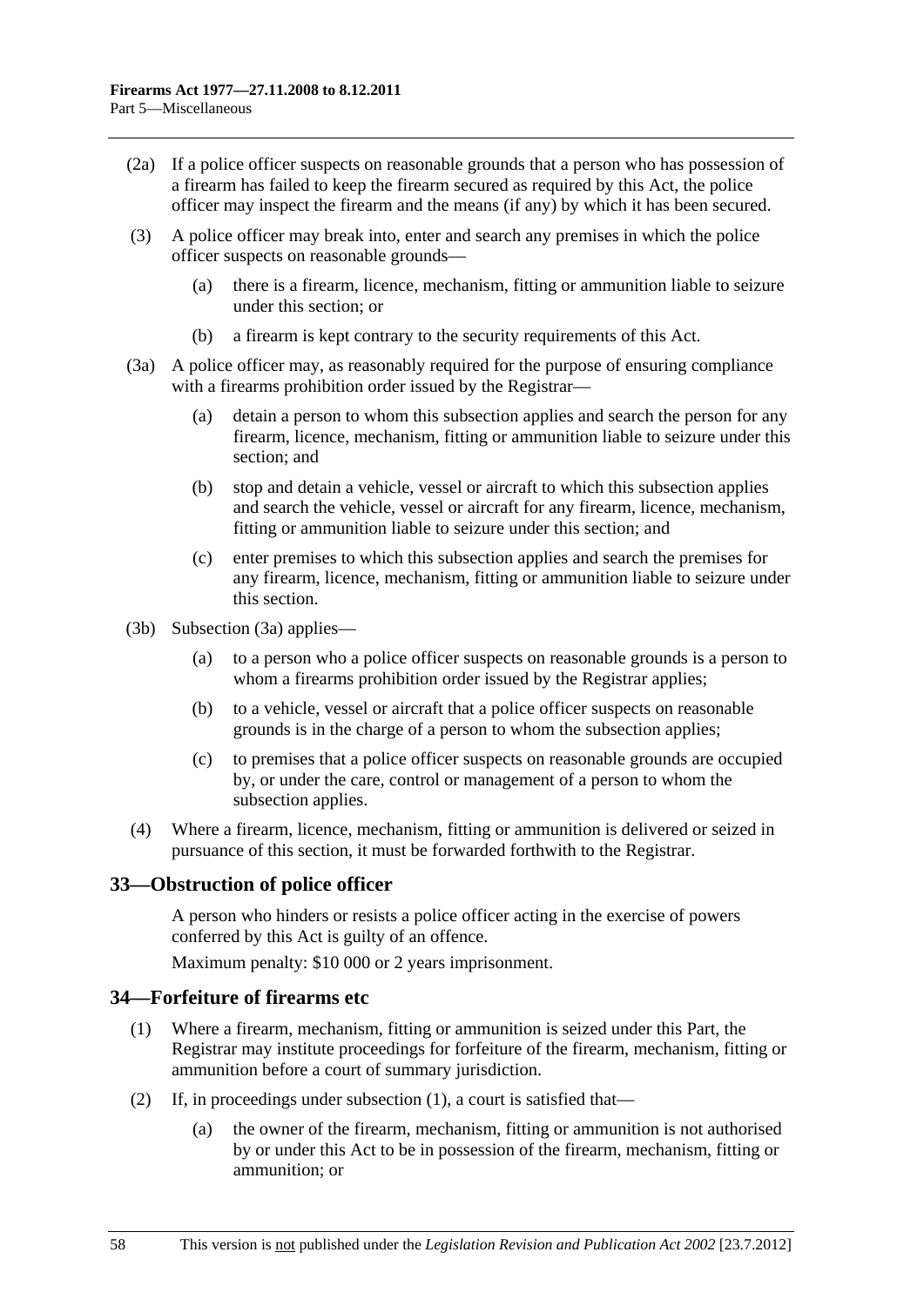(2a) If a police officer suspects on reasonable grounds that a person who has possession of a firearm has failed to keep the firearm secured as required by this Act, the police officer may inspect the firearm and the means (if any) by which it has been secured.

(3) A police officer may break into, enter and search any premises in which the police officer suspects on reasonable grounds—

- (a) there is a firearm, licence, mechanism, fitting or ammunition liable to seizure under this section; or
- (b) a firearm is kept contrary to the security requirements of this Act.

(3a) A police officer may, as reasonably required for the purpose of ensuring compliance with a firearms prohibition order issued by the Registrar—

- (a) detain a person to whom this subsection applies and search the person for any firearm, licence, mechanism, fitting or ammunition liable to seizure under this section; and
- (b) stop and detain a vehicle, vessel or aircraft to which this subsection applies and search the vehicle, vessel or aircraft for any firearm, licence, mechanism, fitting or ammunition liable to seizure under this section; and
- (c) enter premises to which this subsection applies and search the premises for any firearm, licence, mechanism, fitting or ammunition liable to seizure under this section.

(3b) Subsection (3a) applies—

- (a) to a person who a police officer suspects on reasonable grounds is a person to whom a firearms prohibition order issued by the Registrar applies;
- (b) to a vehicle, vessel or aircraft that a police officer suspects on reasonable grounds is in the charge of a person to whom the subsection applies;
- (c) to premises that a police officer suspects on reasonable grounds are occupied by, or under the care, control or management of a person to whom the subsection applies.

(4) Where a firearm, licence, mechanism, fitting or ammunition is delivered or seized in pursuance of this section, it must be forwarded forthwith to the Registrar.

## 33—Obstruction of police officer

A person who hinders or resists a police officer acting in the exercise of powers conferred by this Act is guilty of an offence.

Maximum penalty: $10 000 or 2 years imprisonment.

## 34—Forfeiture of firearms etc

(1) Where a firearm, mechanism, fitting or ammunition is seized under this Part, the Registrar may institute proceedings for forfeiture of the firearm, mechanism, fitting or ammunition before a court of summary jurisdiction.

(2) If, in proceedings under subsection (1), a court is satisfied that—

- (a) the owner of the firearm, mechanism, fitting or ammunition is not authorised by or under this Act to be in possession of the firearm, mechanism, fitting or ammunition; or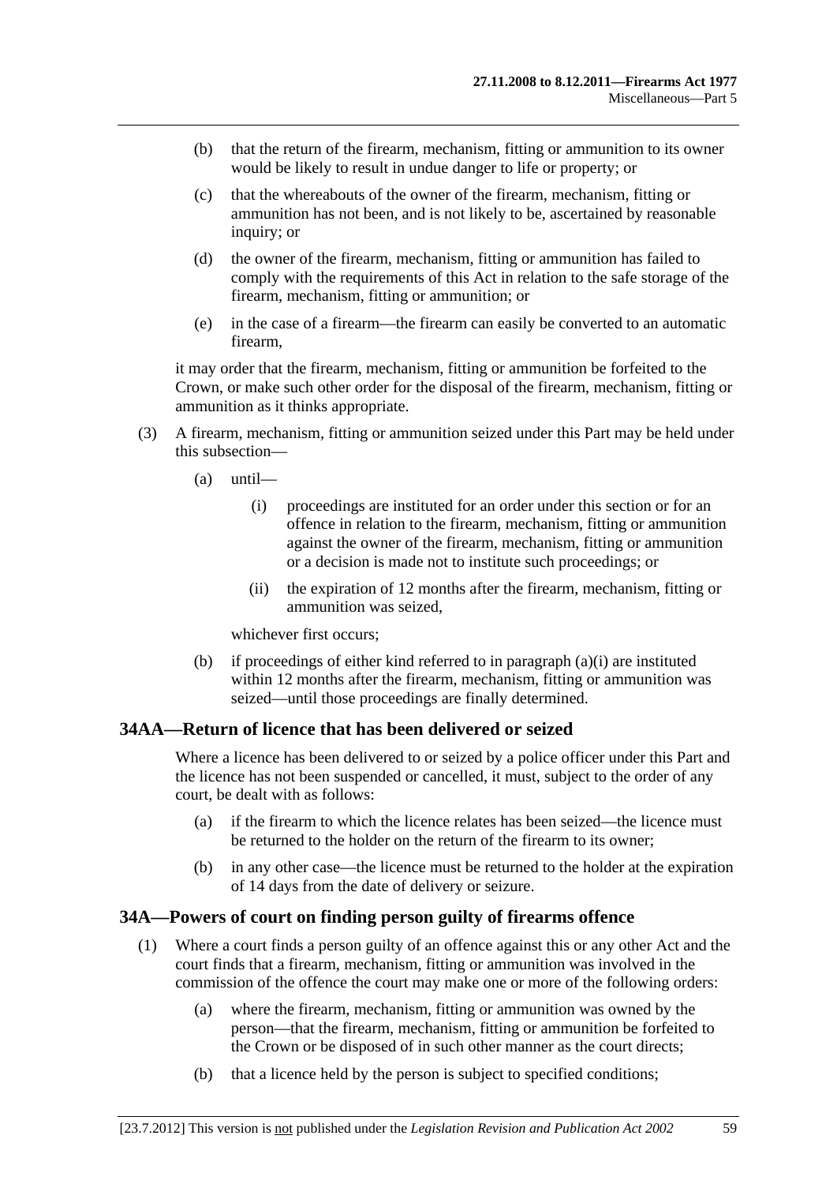(b) that the return of the firearm, mechanism, fitting or ammunition to its owner would be likely to result in undue danger to life or property; or

(c) that the whereabouts of the owner of the firearm, mechanism, fitting or ammunition has not been, and is not likely to be, ascertained by reasonable inquiry; or

(d) the owner of the firearm, mechanism, fitting or ammunition has failed to comply with the requirements of this Act in relation to the safe storage of the firearm, mechanism, fitting or ammunition; or

(e) in the case of a firearm—the firearm can easily be converted to an automatic firearm,

it may order that the firearm, mechanism, fitting or ammunition be forfeited to the Crown, or make such other order for the disposal of the firearm, mechanism, fitting or ammunition as it thinks appropriate.

(3) A firearm, mechanism, fitting or ammunition seized under this Part may be held under this subsection—

(a) until—

(i) proceedings are instituted for an order under this section or for an offence in relation to the firearm, mechanism, fitting or ammunition against the owner of the firearm, mechanism, fitting or ammunition or a decision is made not to institute such proceedings; or

(ii) the expiration of 12 months after the firearm, mechanism, fitting or ammunition was seized,

whichever first occurs;

(b) if proceedings of either kind referred to in paragraph (a)(i) are instituted within 12 months after the firearm, mechanism, fitting or ammunition was seized—until those proceedings are finally determined.

## 34AA—Return of licence that has been delivered or seized

Where a licence has been delivered to or seized by a police officer under this Part and the licence has not been suspended or cancelled, it must, subject to the order of any court, be dealt with as follows:

(a) if the firearm to which the licence relates has been seized—the licence must be returned to the holder on the return of the firearm to its owner;

(b) in any other case—the licence must be returned to the holder at the expiration of 14 days from the date of delivery or seizure.

## 34A—Powers of court on finding person guilty of firearms offence

(1) Where a court finds a person guilty of an offence against this or any other Act and the court finds that a firearm, mechanism, fitting or ammunition was involved in the commission of the offence the court may make one or more of the following orders:

(a) where the firearm, mechanism, fitting or ammunition was owned by the person—that the firearm, mechanism, fitting or ammunition be forfeited to the Crown or be disposed of in such other manner as the court directs;

(b) that a licence held by the person is subject to specified conditions;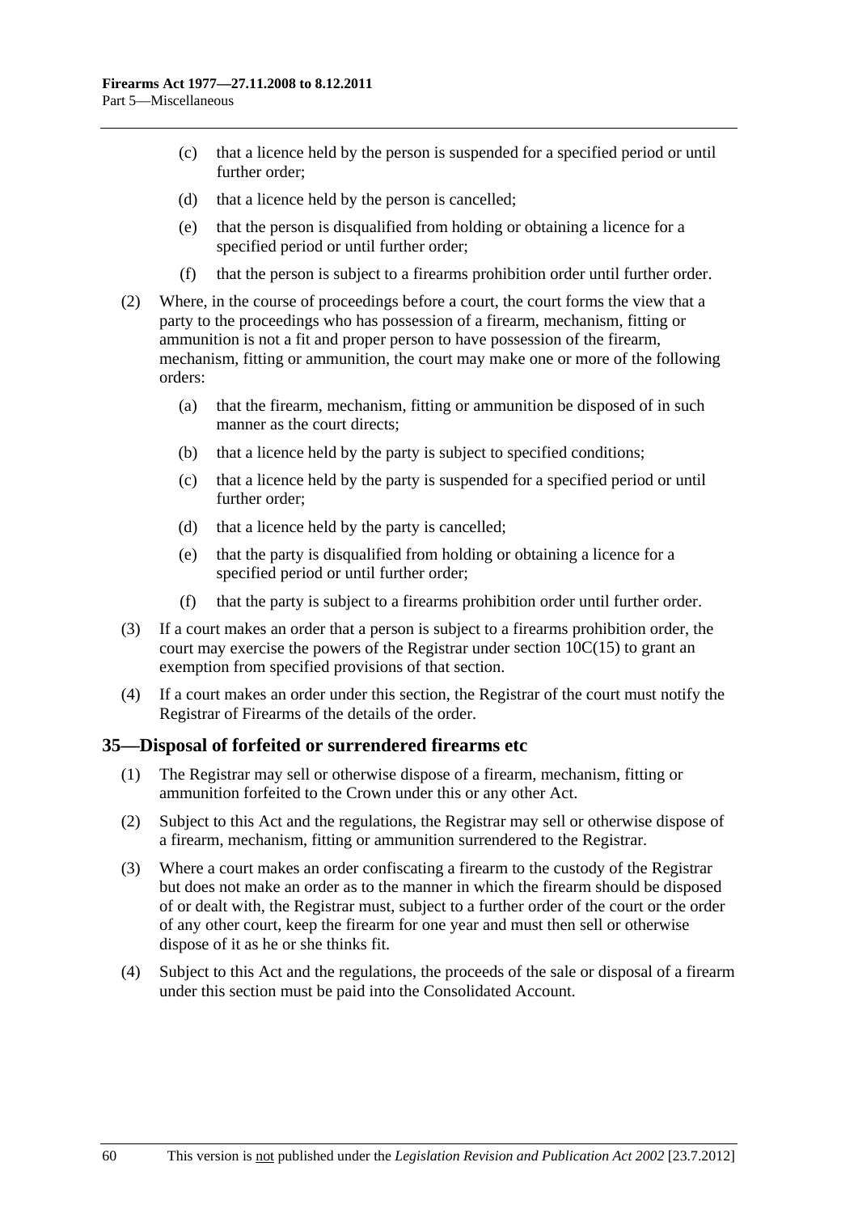(c) that a licence held by the person is suspended for a specified period or until further order;

(d) that a licence held by the person is cancelled;

(e) that the person is disqualified from holding or obtaining a licence for a specified period or until further order;

(f) that the person is subject to a firearms prohibition order until further order.

(2) Where, in the course of proceedings before a court, the court forms the view that a party to the proceedings who has possession of a firearm, mechanism, fitting or ammunition is not a fit and proper person to have possession of the firearm, mechanism, fitting or ammunition, the court may make one or more of the following orders:

(a) that the firearm, mechanism, fitting or ammunition be disposed of in such manner as the court directs;

(b) that a licence held by the party is subject to specified conditions;

(c) that a licence held by the party is suspended for a specified period or until further order;

(d) that a licence held by the party is cancelled;

(e) that the party is disqualified from holding or obtaining a licence for a specified period or until further order;

(f) that the party is subject to a firearms prohibition order until further order.

(3) If a court makes an order that a person is subject to a firearms prohibition order, the court may exercise the powers of the Registrar under section 10C(15) to grant an exemption from specified provisions of that section.

(4) If a court makes an order under this section, the Registrar of the court must notify the Registrar of Firearms of the details of the order.

## 35—Disposal of forfeited or surrendered firearms etc

(1) The Registrar may sell or otherwise dispose of a firearm, mechanism, fitting or ammunition forfeited to the Crown under this or any other Act.

(2) Subject to this Act and the regulations, the Registrar may sell or otherwise dispose of a firearm, mechanism, fitting or ammunition surrendered to the Registrar.

(3) Where a court makes an order confiscating a firearm to the custody of the Registrar but does not make an order as to the manner in which the firearm should be disposed of or dealt with, the Registrar must, subject to a further order of the court or the order of any other court, keep the firearm for one year and must then sell or otherwise dispose of it as he or she thinks fit.

(4) Subject to this Act and the regulations, the proceeds of the sale or disposal of a firearm under this section must be paid into the Consolidated Account.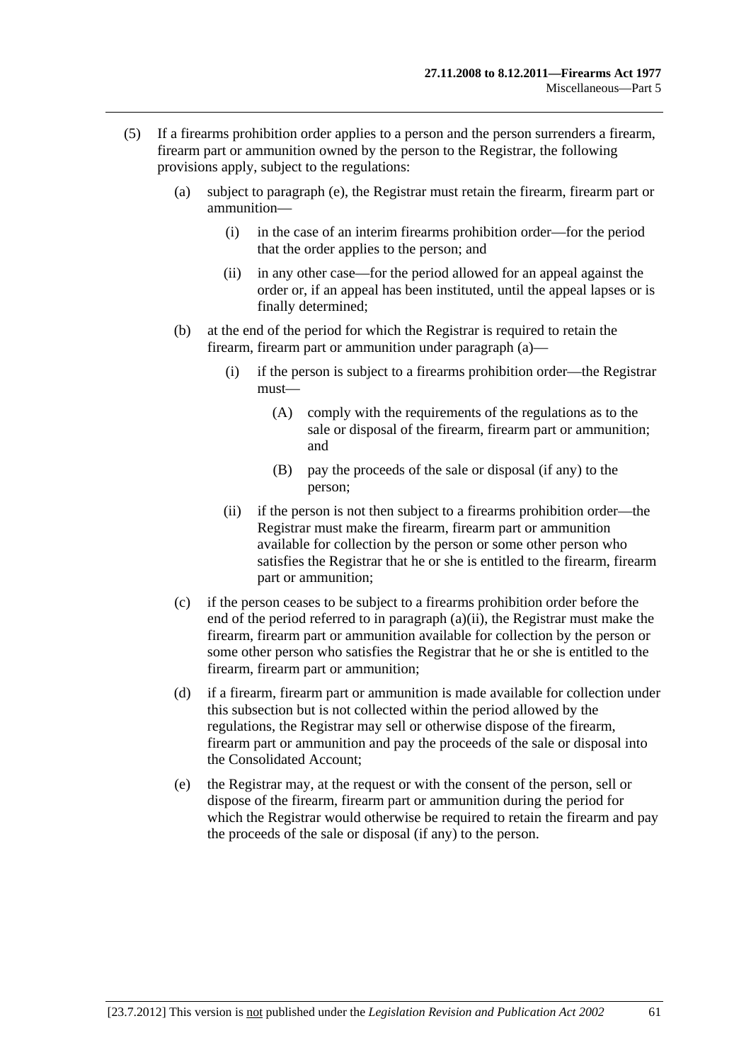(5) If a firearms prohibition order applies to a person and the person surrenders a firearm, firearm part or ammunition owned by the person to the Registrar, the following provisions apply, subject to the regulations:

  (a) subject to paragraph (e), the Registrar must retain the firearm, firearm part or ammunition—

    (i) in the case of an interim firearms prohibition order—for the period that the order applies to the person; and

    (ii) in any other case—for the period allowed for an appeal against the order or, if an appeal has been instituted, until the appeal lapses or is finally determined;

  (b) at the end of the period for which the Registrar is required to retain the firearm, firearm part or ammunition under paragraph (a)—

    (i) if the person is subject to a firearms prohibition order—the Registrar must—

      (A) comply with the requirements of the regulations as to the sale or disposal of the firearm, firearm part or ammunition; and

      (B) pay the proceeds of the sale or disposal (if any) to the person;

    (ii) if the person is not then subject to a firearms prohibition order—the Registrar must make the firearm, firearm part or ammunition available for collection by the person or some other person who satisfies the Registrar that he or she is entitled to the firearm, firearm part or ammunition;

  (c) if the person ceases to be subject to a firearms prohibition order before the end of the period referred to in paragraph (a)(ii), the Registrar must make the firearm, firearm part or ammunition available for collection by the person or some other person who satisfies the Registrar that he or she is entitled to the firearm, firearm part or ammunition;

  (d) if a firearm, firearm part or ammunition is made available for collection under this subsection but is not collected within the period allowed by the regulations, the Registrar may sell or otherwise dispose of the firearm, firearm part or ammunition and pay the proceeds of the sale or disposal into the Consolidated Account;

  (e) the Registrar may, at the request or with the consent of the person, sell or dispose of the firearm, firearm part or ammunition during the period for which the Registrar would otherwise be required to retain the firearm and pay the proceeds of the sale or disposal (if any) to the person.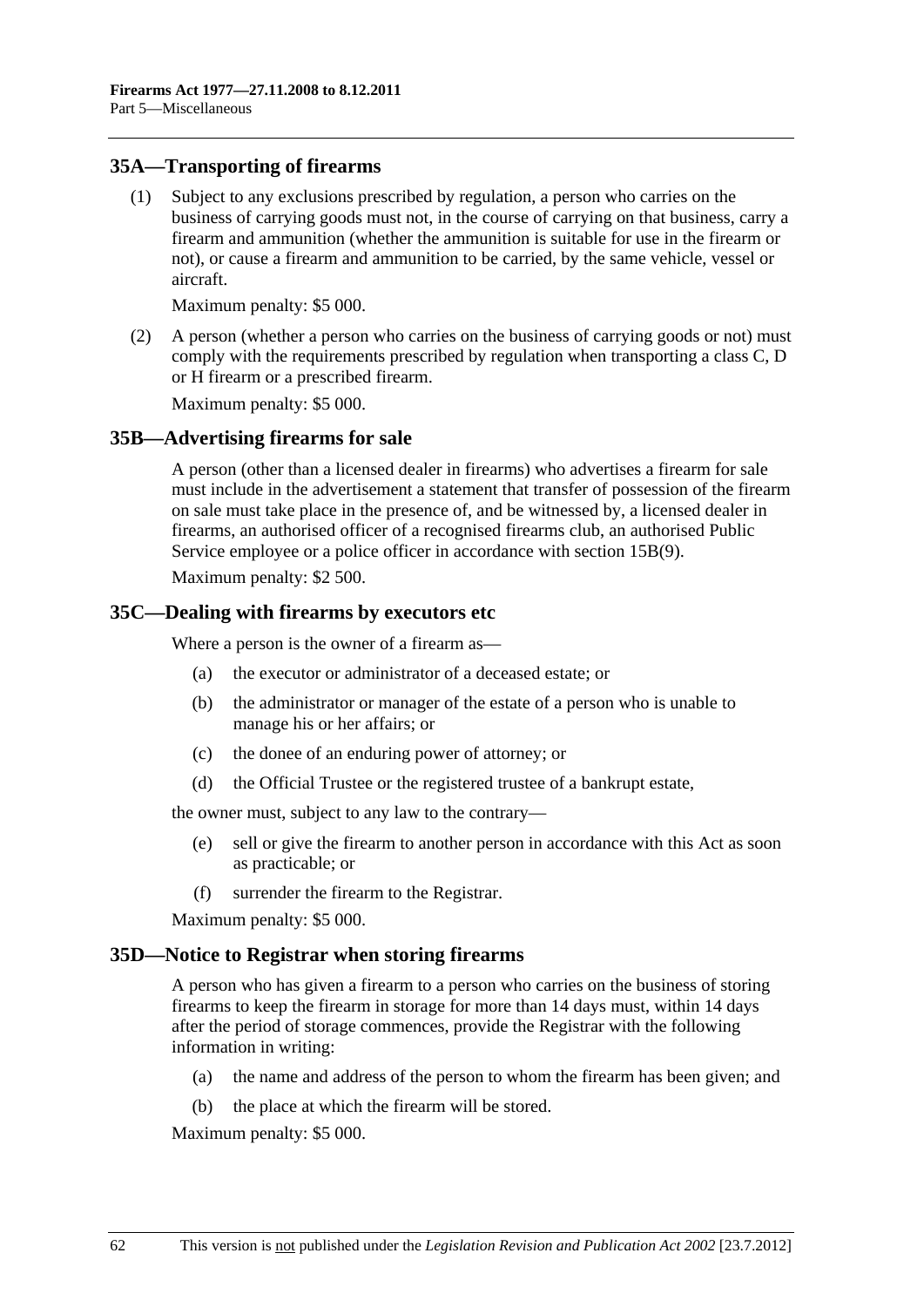## 35A—Transporting of firearms

(1) Subject to any exclusions prescribed by regulation, a person who carries on the business of carrying goods must not, in the course of carrying on that business, carry a firearm and ammunition (whether the ammunition is suitable for use in the firearm or not), or cause a firearm and ammunition to be carried, by the same vehicle, vessel or aircraft.

Maximum penalty: $5 000.

(2) A person (whether a person who carries on the business of carrying goods or not) must comply with the requirements prescribed by regulation when transporting a class C, D or H firearm or a prescribed firearm.

Maximum penalty: $5 000.

## 35B—Advertising firearms for sale

A person (other than a licensed dealer in firearms) who advertises a firearm for sale must include in the advertisement a statement that transfer of possession of the firearm on sale must take place in the presence of, and be witnessed by, a licensed dealer in firearms, an authorised officer of a recognised firearms club, an authorised Public Service employee or a police officer in accordance with section 15B(9).

Maximum penalty: $2 500.

## 35C—Dealing with firearms by executors etc

Where a person is the owner of a firearm as—

(a) the executor or administrator of a deceased estate; or

(b) the administrator or manager of the estate of a person who is unable to manage his or her affairs; or

(c) the donee of an enduring power of attorney; or

(d) the Official Trustee or the registered trustee of a bankrupt estate,

the owner must, subject to any law to the contrary—

(e) sell or give the firearm to another person in accordance with this Act as soon as practicable; or

(f) surrender the firearm to the Registrar.

Maximum penalty: $5 000.

## 35D—Notice to Registrar when storing firearms

A person who has given a firearm to a person who carries on the business of storing firearms to keep the firearm in storage for more than 14 days must, within 14 days after the period of storage commences, provide the Registrar with the following information in writing:

(a) the name and address of the person to whom the firearm has been given; and

(b) the place at which the firearm will be stored.

Maximum penalty: $5 000.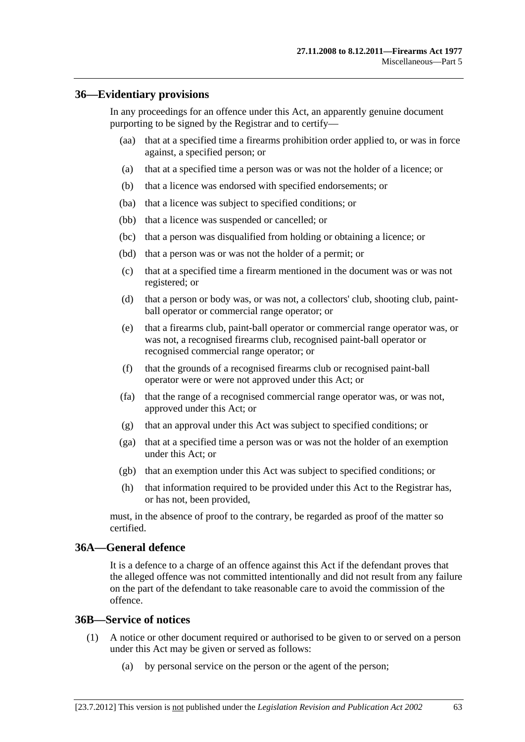## 36—Evidentiary provisions

In any proceedings for an offence under this Act, an apparently genuine document purporting to be signed by the Registrar and to certify—

- (aa) that at a specified time a firearms prohibition order applied to, or was in force against, a specified person; or
- (a) that at a specified time a person was or was not the holder of a licence; or
- (b) that a licence was endorsed with specified endorsements; or
- (ba) that a licence was subject to specified conditions; or
- (bb) that a licence was suspended or cancelled; or
- (bc) that a person was disqualified from holding or obtaining a licence; or
- (bd) that a person was or was not the holder of a permit; or
- (c) that at a specified time a firearm mentioned in the document was or was not registered; or
- (d) that a person or body was, or was not, a collectors' club, shooting club, paint-ball operator or commercial range operator; or
- (e) that a firearms club, paint-ball operator or commercial range operator was, or was not, a recognised firearms club, recognised paint-ball operator or recognised commercial range operator; or
- (f) that the grounds of a recognised firearms club or recognised paint-ball operator were or were not approved under this Act; or
- (fa) that the range of a recognised commercial range operator was, or was not, approved under this Act; or
- (g) that an approval under this Act was subject to specified conditions; or
- (ga) that at a specified time a person was or was not the holder of an exemption under this Act; or
- (gb) that an exemption under this Act was subject to specified conditions; or
- (h) that information required to be provided under this Act to the Registrar has, or has not, been provided,

must, in the absence of proof to the contrary, be regarded as proof of the matter so certified.

## 36A—General defence

It is a defence to a charge of an offence against this Act if the defendant proves that the alleged offence was not committed intentionally and did not result from any failure on the part of the defendant to take reasonable care to avoid the commission of the offence.

## 36B—Service of notices

(1) A notice or other document required or authorised to be given to or served on a person under this Act may be given or served as follows:

- (a) by personal service on the person or the agent of the person;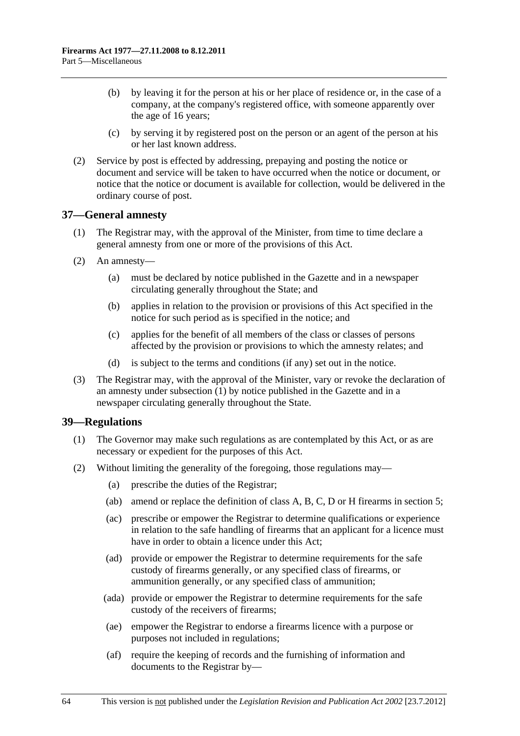(b) by leaving it for the person at his or her place of residence or, in the case of a company, at the company's registered office, with someone apparently over the age of 16 years;

(c) by serving it by registered post on the person or an agent of the person at his or her last known address.

(2) Service by post is effected by addressing, prepaying and posting the notice or document and service will be taken to have occurred when the notice or document, or notice that the notice or document is available for collection, would be delivered in the ordinary course of post.

## 37—General amnesty

(1) The Registrar may, with the approval of the Minister, from time to time declare a general amnesty from one or more of the provisions of this Act.

(2) An amnesty—

(a) must be declared by notice published in the Gazette and in a newspaper circulating generally throughout the State; and

(b) applies in relation to the provision or provisions of this Act specified in the notice for such period as is specified in the notice; and

(c) applies for the benefit of all members of the class or classes of persons affected by the provision or provisions to which the amnesty relates; and

(d) is subject to the terms and conditions (if any) set out in the notice.

(3) The Registrar may, with the approval of the Minister, vary or revoke the declaration of an amnesty under subsection (1) by notice published in the Gazette and in a newspaper circulating generally throughout the State.

## 39—Regulations

(1) The Governor may make such regulations as are contemplated by this Act, or as are necessary or expedient for the purposes of this Act.

(2) Without limiting the generality of the foregoing, those regulations may—

(a) prescribe the duties of the Registrar;

(ab) amend or replace the definition of class A, B, C, D or H firearms in section 5;

(ac) prescribe or empower the Registrar to determine qualifications or experience in relation to the safe handling of firearms that an applicant for a licence must have in order to obtain a licence under this Act;

(ad) provide or empower the Registrar to determine requirements for the safe custody of firearms generally, or any specified class of firearms, or ammunition generally, or any specified class of ammunition;

(ada) provide or empower the Registrar to determine requirements for the safe custody of the receivers of firearms;

(ae) empower the Registrar to endorse a firearms licence with a purpose or purposes not included in regulations;

(af) require the keeping of records and the furnishing of information and documents to the Registrar by—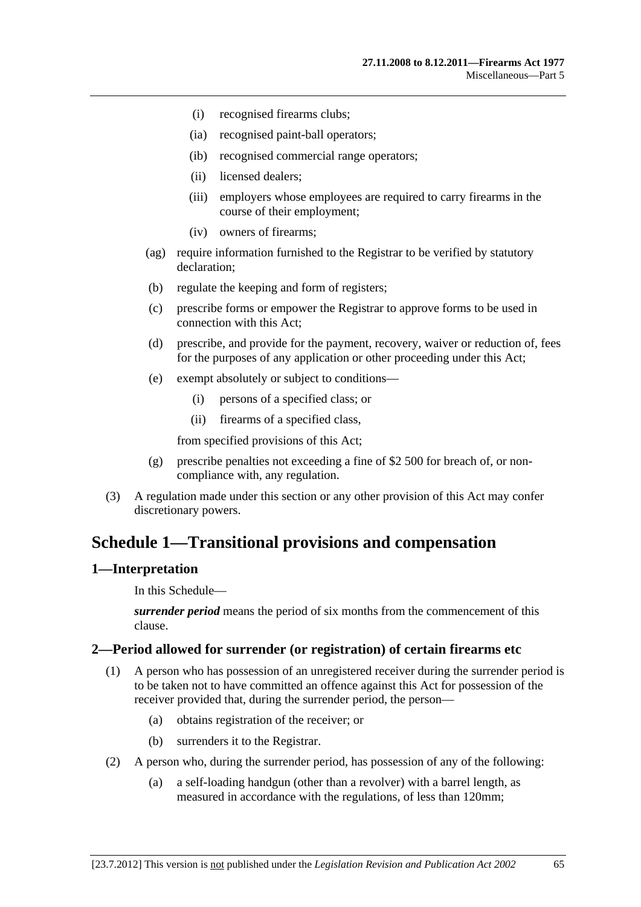(i) recognised firearms clubs;

(ia) recognised paint-ball operators;

(ib) recognised commercial range operators;

(ii) licensed dealers;

(iii) employers whose employees are required to carry firearms in the course of their employment;

(iv) owners of firearms;

(ag) require information furnished to the Registrar to be verified by statutory declaration;

(b) regulate the keeping and form of registers;

(c) prescribe forms or empower the Registrar to approve forms to be used in connection with this Act;

(d) prescribe, and provide for the payment, recovery, waiver or reduction of, fees for the purposes of any application or other proceeding under this Act;

(e) exempt absolutely or subject to conditions—

(i) persons of a specified class; or

(ii) firearms of a specified class,

from specified provisions of this Act;

(g) prescribe penalties not exceeding a fine of $2 500 for breach of, or non-compliance with, any regulation.

(3) A regulation made under this section or any other provision of this Act may confer discretionary powers.

# Schedule 1—Transitional provisions and compensation

## 1—Interpretation

In this Schedule—

***surrender period*** means the period of six months from the commencement of this clause.

## 2—Period allowed for surrender (or registration) of certain firearms etc

(1) A person who has possession of an unregistered receiver during the surrender period is to be taken not to have committed an offence against this Act for possession of the receiver provided that, during the surrender period, the person—

(a) obtains registration of the receiver; or

(b) surrenders it to the Registrar.

(2) A person who, during the surrender period, has possession of any of the following:

(a) a self-loading handgun (other than a revolver) with a barrel length, as measured in accordance with the regulations, of less than 120mm;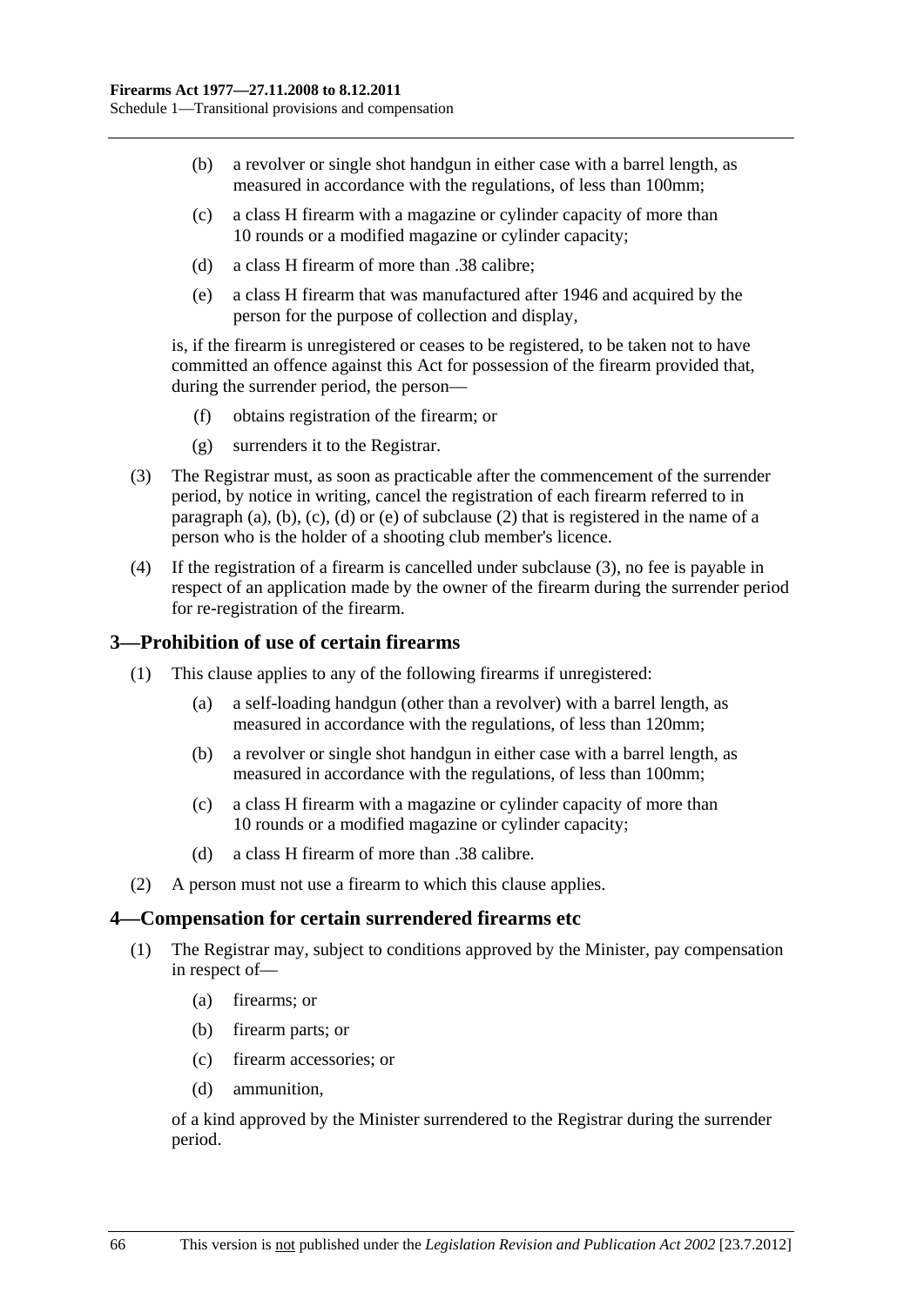(b) a revolver or single shot handgun in either case with a barrel length, as measured in accordance with the regulations, of less than 100mm;

(c) a class H firearm with a magazine or cylinder capacity of more than 10 rounds or a modified magazine or cylinder capacity;

(d) a class H firearm of more than .38 calibre;

(e) a class H firearm that was manufactured after 1946 and acquired by the person for the purpose of collection and display,

is, if the firearm is unregistered or ceases to be registered, to be taken not to have committed an offence against this Act for possession of the firearm provided that, during the surrender period, the person—

(f) obtains registration of the firearm; or

(g) surrenders it to the Registrar.

(3) The Registrar must, as soon as practicable after the commencement of the surrender period, by notice in writing, cancel the registration of each firearm referred to in paragraph (a), (b), (c), (d) or (e) of subclause (2) that is registered in the name of a person who is the holder of a shooting club member's licence.

(4) If the registration of a firearm is cancelled under subclause (3), no fee is payable in respect of an application made by the owner of the firearm during the surrender period for re-registration of the firearm.

## 3—Prohibition of use of certain firearms

(1) This clause applies to any of the following firearms if unregistered:

(a) a self-loading handgun (other than a revolver) with a barrel length, as measured in accordance with the regulations, of less than 120mm;

(b) a revolver or single shot handgun in either case with a barrel length, as measured in accordance with the regulations, of less than 100mm;

(c) a class H firearm with a magazine or cylinder capacity of more than 10 rounds or a modified magazine or cylinder capacity;

(d) a class H firearm of more than .38 calibre.

(2) A person must not use a firearm to which this clause applies.

## 4—Compensation for certain surrendered firearms etc

(1) The Registrar may, subject to conditions approved by the Minister, pay compensation in respect of—

(a) firearms; or

(b) firearm parts; or

(c) firearm accessories; or

(d) ammunition,

of a kind approved by the Minister surrendered to the Registrar during the surrender period.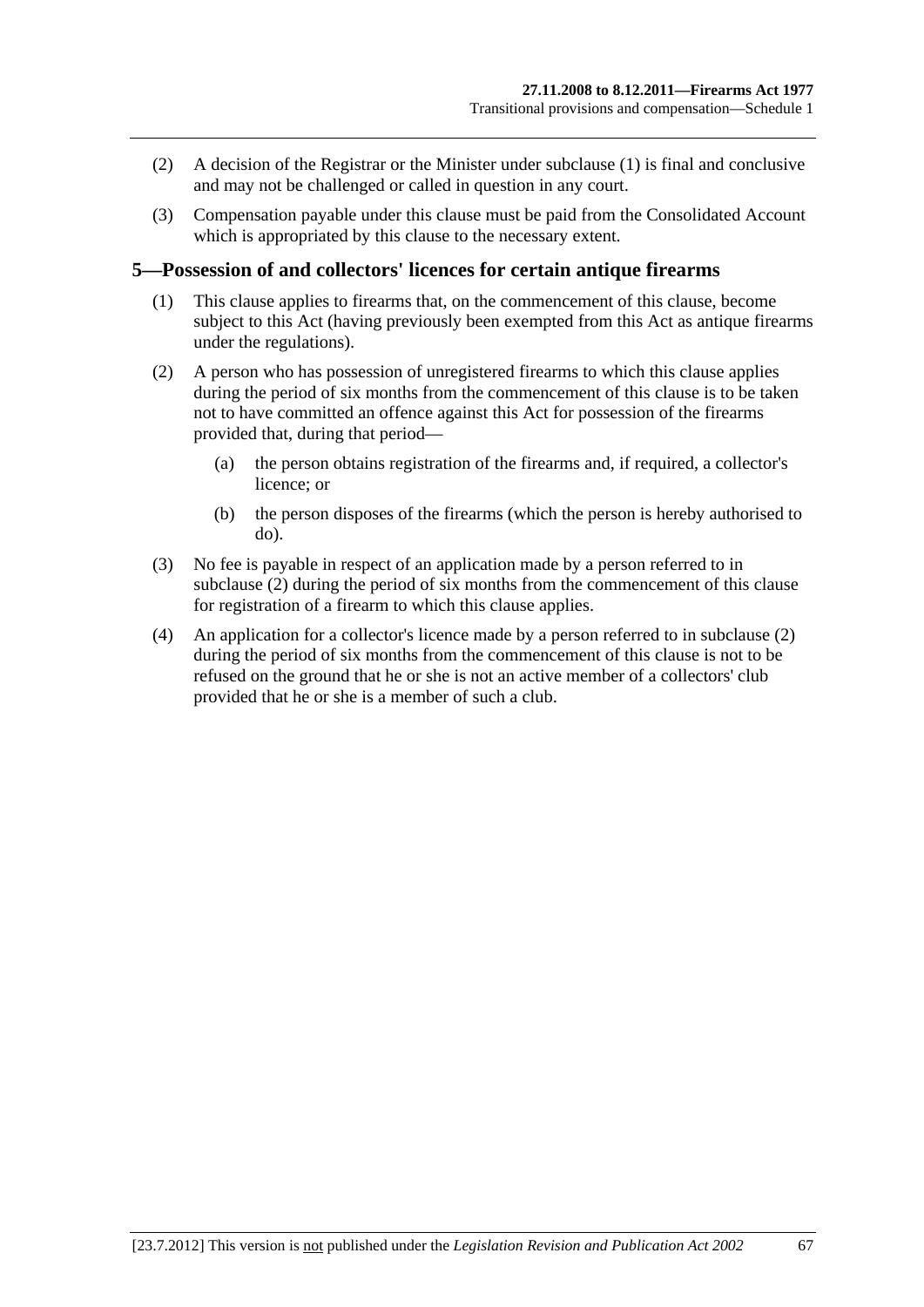(2) A decision of the Registrar or the Minister under subclause (1) is final and conclusive and may not be challenged or called in question in any court.

(3) Compensation payable under this clause must be paid from the Consolidated Account which is appropriated by this clause to the necessary extent.

## 5—Possession of and collectors' licences for certain antique firearms

(1) This clause applies to firearms that, on the commencement of this clause, become subject to this Act (having previously been exempted from this Act as antique firearms under the regulations).

(2) A person who has possession of unregistered firearms to which this clause applies during the period of six months from the commencement of this clause is to be taken not to have committed an offence against this Act for possession of the firearms provided that, during that period—

(a) the person obtains registration of the firearms and, if required, a collector's licence; or

(b) the person disposes of the firearms (which the person is hereby authorised to do).

(3) No fee is payable in respect of an application made by a person referred to in subclause (2) during the period of six months from the commencement of this clause for registration of a firearm to which this clause applies.

(4) An application for a collector's licence made by a person referred to in subclause (2) during the period of six months from the commencement of this clause is not to be refused on the ground that he or she is not an active member of a collectors' club provided that he or she is a member of such a club.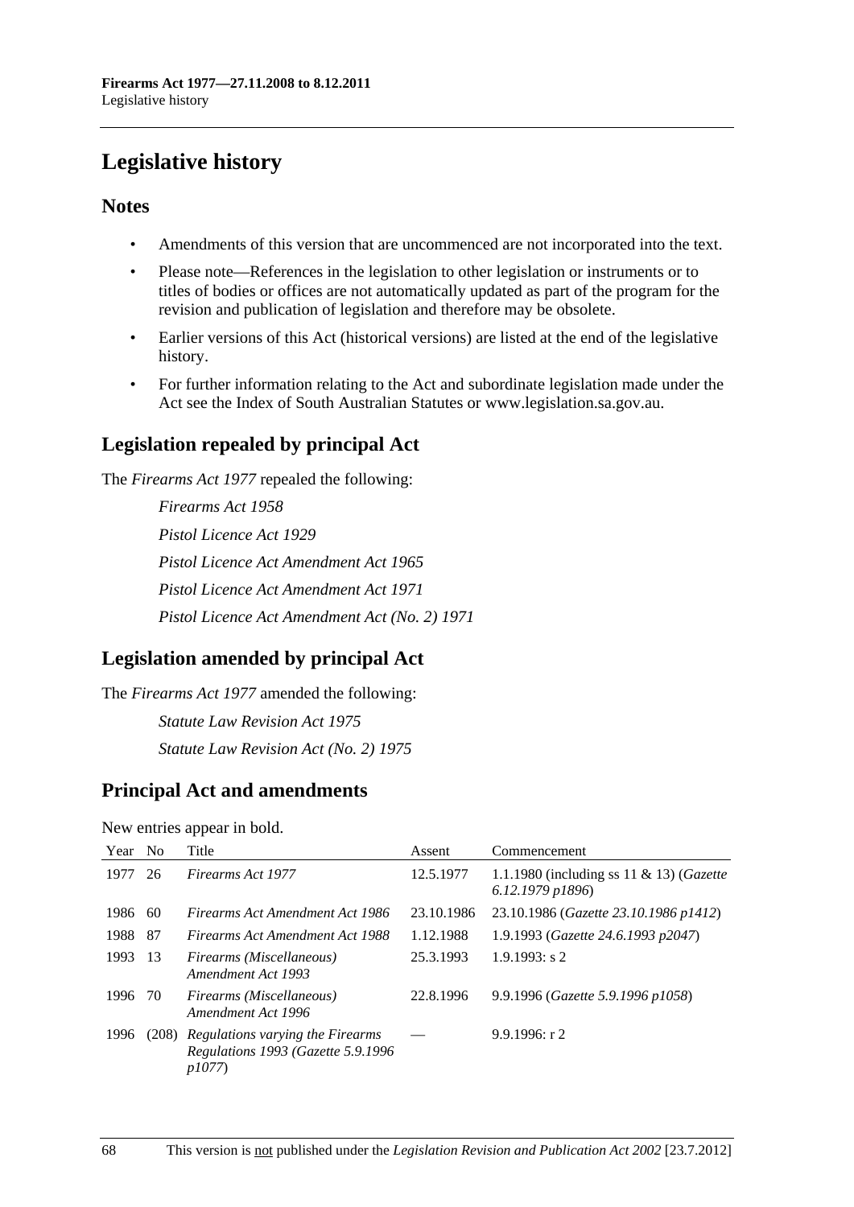# Legislative history

## Notes

- Amendments of this version that are uncommenced are not incorporated into the text.
- Please note—References in the legislation to other legislation or instruments or to titles of bodies or offices are not automatically updated as part of the program for the revision and publication of legislation and therefore may be obsolete.
- Earlier versions of this Act (historical versions) are listed at the end of the legislative history.
- For further information relating to the Act and subordinate legislation made under the Act see the Index of South Australian Statutes or www.legislation.sa.gov.au.

## Legislation repealed by principal Act

The *Firearms Act 1977* repealed the following:

*Firearms Act 1958*

*Pistol Licence Act 1929*

*Pistol Licence Act Amendment Act 1965*

*Pistol Licence Act Amendment Act 1971*

*Pistol Licence Act Amendment Act (No. 2) 1971*

## Legislation amended by principal Act

The *Firearms Act 1977* amended the following:

*Statute Law Revision Act 1975*

*Statute Law Revision Act (No. 2) 1975*

## Principal Act and amendments

New entries appear in bold.

| Year | No | Title | Assent | Commencement |
|---|---|---|---|---|
| 1977 | 26 | *Firearms Act 1977* | 12.5.1977 | 1.1.1980 (including ss 11 & 13) (*Gazette 6.12.1979 p1896*) |
| 1986 | 60 | *Firearms Act Amendment Act 1986* | 23.10.1986 | 23.10.1986 (*Gazette 23.10.1986 p1412*) |
| 1988 | 87 | *Firearms Act Amendment Act 1988* | 1.12.1988 | 1.9.1993 (*Gazette 24.6.1993 p2047*) |
| 1993 | 13 | *Firearms (Miscellaneous) Amendment Act 1993* | 25.3.1993 | 1.9.1993: s 2 |
| 1996 | 70 | *Firearms (Miscellaneous) Amendment Act 1996* | 22.8.1996 | 9.9.1996 (*Gazette 5.9.1996 p1058*) |
| 1996 | (208) | *Regulations varying the Firearms Regulations 1993 (Gazette 5.9.1996 p1077*) | — | 9.9.1996: r 2 |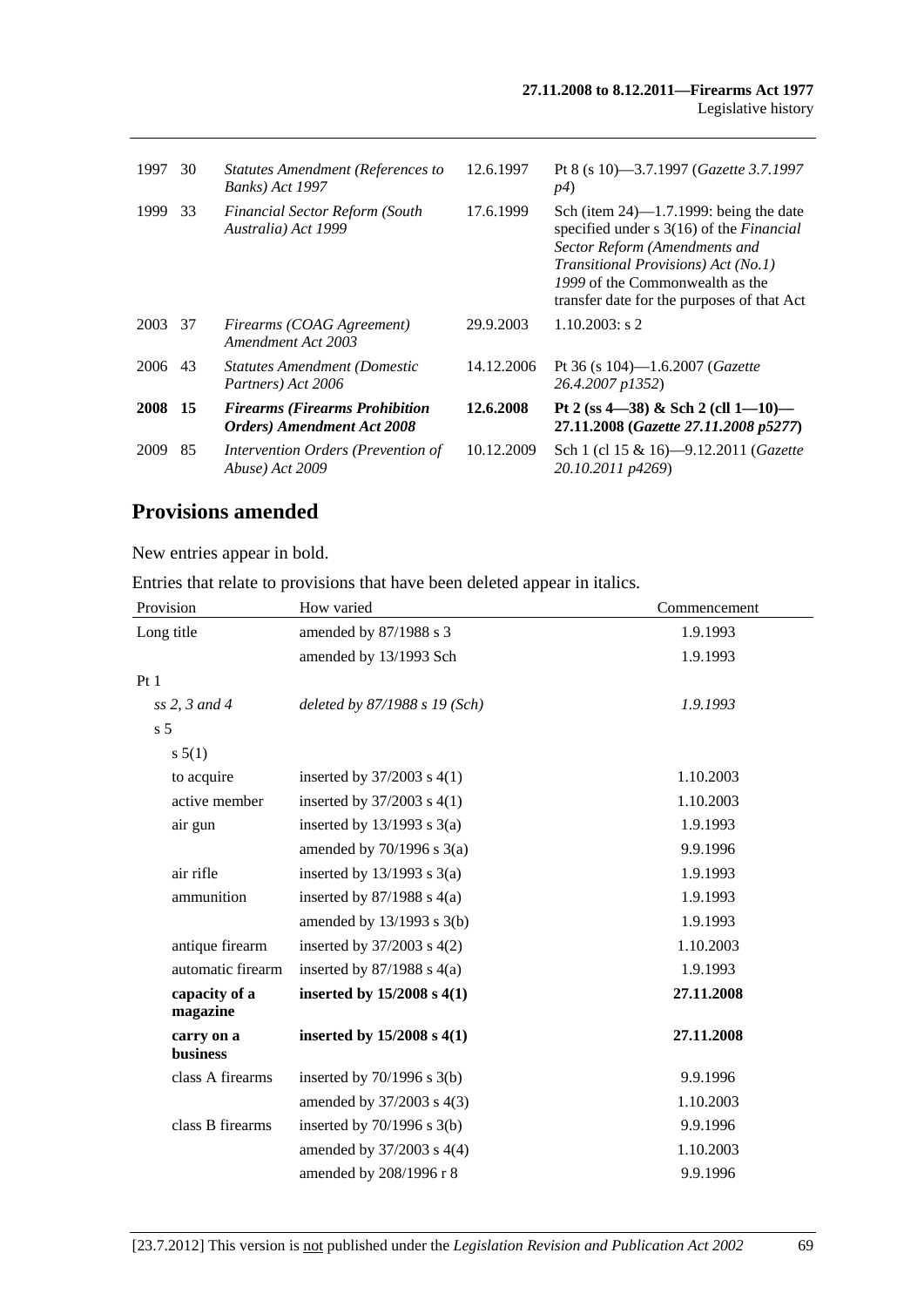| | | | | |
|---|---|---|---|---|
| 1997 | 30 | *Statutes Amendment (References to Banks) Act 1997* | 12.6.1997 | Pt 8 (s 10)—3.7.1997 (*Gazette 3.7.1997 p4*) |
| 1999 | 33 | *Financial Sector Reform (South Australia) Act 1999* | 17.6.1999 | Sch (item 24)—1.7.1999: being the date specified under s 3(16) of the *Financial Sector Reform (Amendments and Transitional Provisions) Act (No.1) 1999* of the Commonwealth as the transfer date for the purposes of that Act |
| 2003 | 37 | *Firearms (COAG Agreement) Amendment Act 2003* | 29.9.2003 | 1.10.2003: s 2 |
| 2006 | 43 | *Statutes Amendment (Domestic Partners) Act 2006* | 14.12.2006 | Pt 36 (s 104)—1.6.2007 (*Gazette 26.4.2007 p1352*) |
| **2008** | **15** | ***Firearms (Firearms Prohibition Orders) Amendment Act 2008*** | **12.6.2008** | **Pt 2 (ss 4—38) & Sch 2 (cll 1—10)—27.11.2008 (*Gazette 27.11.2008 p5277*)** |
| 2009 | 85 | *Intervention Orders (Prevention of Abuse) Act 2009* | 10.12.2009 | Sch 1 (cl 15 & 16)—9.12.2011 (*Gazette 20.10.2011 p4269*) |

## Provisions amended

New entries appear in bold.

Entries that relate to provisions that have been deleted appear in italics.

| Provision | How varied | Commencement |
|---|---|---|
| Long title | amended by 87/1988 s 3 | 1.9.1993 |
| | amended by 13/1993 Sch | 1.9.1993 |
| Pt 1 | | |
| *ss 2, 3 and 4* | *deleted by 87/1988 s 19 (Sch)* | *1.9.1993* |
| s 5 | | |
| s 5(1) | | |
| to acquire | inserted by 37/2003 s 4(1) | 1.10.2003 |
| active member | inserted by 37/2003 s 4(1) | 1.10.2003 |
| air gun | inserted by 13/1993 s 3(a) | 1.9.1993 |
| | amended by 70/1996 s 3(a) | 9.9.1996 |
| air rifle | inserted by 13/1993 s 3(a) | 1.9.1993 |
| ammunition | inserted by 87/1988 s 4(a) | 1.9.1993 |
| | amended by 13/1993 s 3(b) | 1.9.1993 |
| antique firearm | inserted by 37/2003 s 4(2) | 1.10.2003 |
| automatic firearm | inserted by 87/1988 s 4(a) | 1.9.1993 |
| **capacity of a magazine** | **inserted by 15/2008 s 4(1)** | **27.11.2008** |
| **carry on a business** | **inserted by 15/2008 s 4(1)** | **27.11.2008** |
| class A firearms | inserted by 70/1996 s 3(b) | 9.9.1996 |
| | amended by 37/2003 s 4(3) | 1.10.2003 |
| class B firearms | inserted by 70/1996 s 3(b) | 9.9.1996 |
| | amended by 37/2003 s 4(4) | 1.10.2003 |
| | amended by 208/1996 r 8 | 9.9.1996 |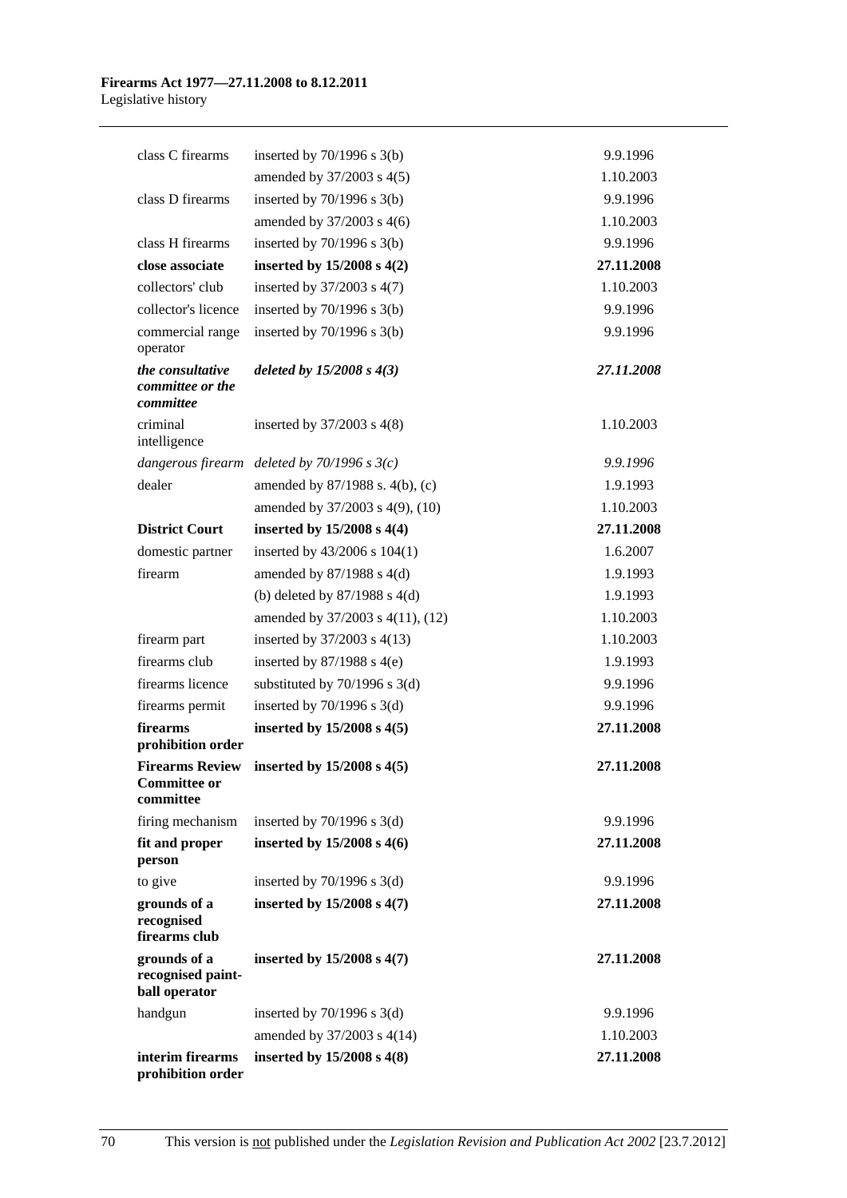| | | |
|---|---|---|
| class C firearms | inserted by 70/1996 s 3(b) | 9.9.1996 |
| | amended by 37/2003 s 4(5) | 1.10.2003 |
| class D firearms | inserted by 70/1996 s 3(b) | 9.9.1996 |
| | amended by 37/2003 s 4(6) | 1.10.2003 |
| class H firearms | inserted by 70/1996 s 3(b) | 9.9.1996 |
| **close associate** | **inserted by 15/2008 s 4(2)** | **27.11.2008** |
| collectors' club | inserted by 37/2003 s 4(7) | 1.10.2003 |
| collector's licence | inserted by 70/1996 s 3(b) | 9.9.1996 |
| commercial range operator | inserted by 70/1996 s 3(b) | 9.9.1996 |
| ***the consultative committee or the committee*** | ***deleted by 15/2008 s 4(3)*** | ***27.11.2008*** |
| criminal intelligence | inserted by 37/2003 s 4(8) | 1.10.2003 |
| *dangerous firearm* | *deleted by 70/1996 s 3(c)* | *9.9.1996* |
| dealer | amended by 87/1988 s. 4(b), (c) | 1.9.1993 |
| | amended by 37/2003 s 4(9), (10) | 1.10.2003 |
| **District Court** | **inserted by 15/2008 s 4(4)** | **27.11.2008** |
| domestic partner | inserted by 43/2006 s 104(1) | 1.6.2007 |
| firearm | amended by 87/1988 s 4(d) | 1.9.1993 |
| | (b) deleted by 87/1988 s 4(d) | 1.9.1993 |
| | amended by 37/2003 s 4(11), (12) | 1.10.2003 |
| firearm part | inserted by 37/2003 s 4(13) | 1.10.2003 |
| firearms club | inserted by 87/1988 s 4(e) | 1.9.1993 |
| firearms licence | substituted by 70/1996 s 3(d) | 9.9.1996 |
| firearms permit | inserted by 70/1996 s 3(d) | 9.9.1996 |
| **firearms prohibition order** | **inserted by 15/2008 s 4(5)** | **27.11.2008** |
| **Firearms Review Committee or committee** | **inserted by 15/2008 s 4(5)** | **27.11.2008** |
| firing mechanism | inserted by 70/1996 s 3(d) | 9.9.1996 |
| **fit and proper person** | **inserted by 15/2008 s 4(6)** | **27.11.2008** |
| to give | inserted by 70/1996 s 3(d) | 9.9.1996 |
| **grounds of a recognised firearms club** | **inserted by 15/2008 s 4(7)** | **27.11.2008** |
| **grounds of a recognised paint-ball operator** | **inserted by 15/2008 s 4(7)** | **27.11.2008** |
| handgun | inserted by 70/1996 s 3(d) | 9.9.1996 |
| | amended by 37/2003 s 4(14) | 1.10.2003 |
| **interim firearms prohibition order** | **inserted by 15/2008 s 4(8)** | **27.11.2008** |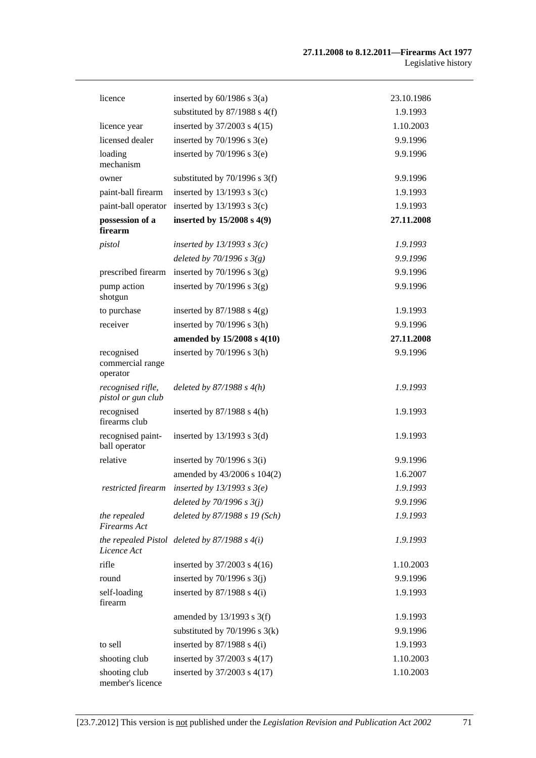| | | |
|---|---|---|
| licence | inserted by 60/1986 s 3(a) | 23.10.1986 |
| | substituted by 87/1988 s 4(f) | 1.9.1993 |
| licence year | inserted by 37/2003 s 4(15) | 1.10.2003 |
| licensed dealer | inserted by 70/1996 s 3(e) | 9.9.1996 |
| loading mechanism | inserted by 70/1996 s 3(e) | 9.9.1996 |
| owner | substituted by 70/1996 s 3(f) | 9.9.1996 |
| paint-ball firearm | inserted by 13/1993 s 3(c) | 1.9.1993 |
| paint-ball operator | inserted by 13/1993 s 3(c) | 1.9.1993 |
| **possession of a firearm** | **inserted by 15/2008 s 4(9)** | **27.11.2008** |
| *pistol* | *inserted by 13/1993 s 3(c)* | *1.9.1993* |
| | *deleted by 70/1996 s 3(g)* | *9.9.1996* |
| prescribed firearm | inserted by 70/1996 s 3(g) | 9.9.1996 |
| pump action shotgun | inserted by 70/1996 s 3(g) | 9.9.1996 |
| to purchase | inserted by 87/1988 s 4(g) | 1.9.1993 |
| receiver | inserted by 70/1996 s 3(h) | 9.9.1996 |
| | **amended by 15/2008 s 4(10)** | **27.11.2008** |
| recognised commercial range operator | inserted by 70/1996 s 3(h) | 9.9.1996 |
| *recognised rifle, pistol or gun club* | *deleted by 87/1988 s 4(h)* | *1.9.1993* |
| recognised firearms club | inserted by 87/1988 s 4(h) | 1.9.1993 |
| recognised paint-ball operator | inserted by 13/1993 s 3(d) | 1.9.1993 |
| relative | inserted by 70/1996 s 3(i) | 9.9.1996 |
| | amended by 43/2006 s 104(2) | 1.6.2007 |
| *restricted firearm* | *inserted by 13/1993 s 3(e)* | *1.9.1993* |
| | *deleted by 70/1996 s 3(j)* | *9.9.1996* |
| *the repealed Firearms Act* | *deleted by 87/1988 s 19 (Sch)* | *1.9.1993* |
| *the repealed Pistol Licence Act* | *deleted by 87/1988 s 4(i)* | *1.9.1993* |
| rifle | inserted by 37/2003 s 4(16) | 1.10.2003 |
| round | inserted by 70/1996 s 3(j) | 9.9.1996 |
| self-loading firearm | inserted by 87/1988 s 4(i) | 1.9.1993 |
| | amended by 13/1993 s 3(f) | 1.9.1993 |
| | substituted by 70/1996 s 3(k) | 9.9.1996 |
| to sell | inserted by 87/1988 s 4(i) | 1.9.1993 |
| shooting club | inserted by 37/2003 s 4(17) | 1.10.2003 |
| shooting club member's licence | inserted by 37/2003 s 4(17) | 1.10.2003 |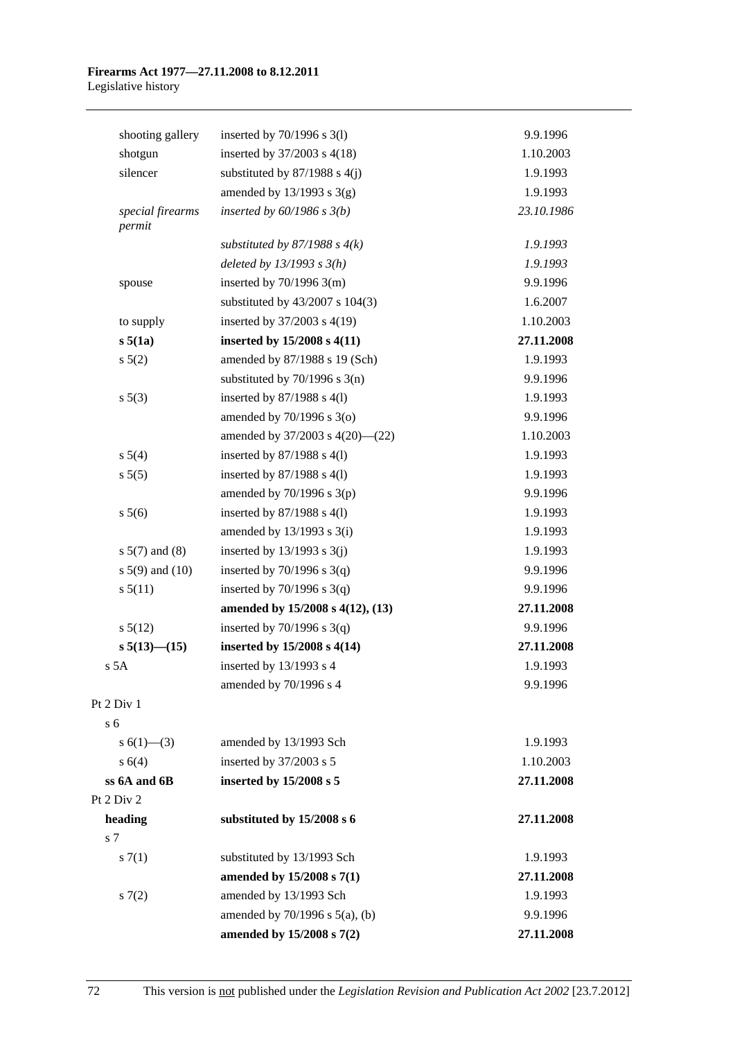| | | |
|---|---|---|
| shooting gallery | inserted by 70/1996 s 3(l) | 9.9.1996 |
| shotgun | inserted by 37/2003 s 4(18) | 1.10.2003 |
| silencer | substituted by 87/1988 s 4(j) | 1.9.1993 |
| | amended by 13/1993 s 3(g) | 1.9.1993 |
| *special firearms permit* | *inserted by 60/1986 s 3(b)* | *23.10.1986* |
| | *substituted by 87/1988 s 4(k)* | *1.9.1993* |
| | *deleted by 13/1993 s 3(h)* | *1.9.1993* |
| spouse | inserted by 70/1996 3(m) | 9.9.1996 |
| | substituted by 43/2007 s 104(3) | 1.6.2007 |
| to supply | inserted by 37/2003 s 4(19) | 1.10.2003 |
| **s 5(1a)** | **inserted by 15/2008 s 4(11)** | **27.11.2008** |
| s 5(2) | amended by 87/1988 s 19 (Sch) | 1.9.1993 |
| | substituted by 70/1996 s 3(n) | 9.9.1996 |
| s 5(3) | inserted by 87/1988 s 4(l) | 1.9.1993 |
| | amended by 70/1996 s 3(o) | 9.9.1996 |
| | amended by 37/2003 s 4(20)—(22) | 1.10.2003 |
| s 5(4) | inserted by 87/1988 s 4(l) | 1.9.1993 |
| s 5(5) | inserted by 87/1988 s 4(l) | 1.9.1993 |
| | amended by 70/1996 s 3(p) | 9.9.1996 |
| s 5(6) | inserted by 87/1988 s 4(l) | 1.9.1993 |
| | amended by 13/1993 s 3(i) | 1.9.1993 |
| s 5(7) and (8) | inserted by 13/1993 s 3(j) | 1.9.1993 |
| s 5(9) and (10) | inserted by 70/1996 s 3(q) | 9.9.1996 |
| s 5(11) | inserted by 70/1996 s 3(q) | 9.9.1996 |
| | **amended by 15/2008 s 4(12), (13)** | **27.11.2008** |
| s 5(12) | inserted by 70/1996 s 3(q) | 9.9.1996 |
| **s 5(13)—(15)** | **inserted by 15/2008 s 4(14)** | **27.11.2008** |
| s 5A | inserted by 13/1993 s 4 | 1.9.1993 |
| | amended by 70/1996 s 4 | 9.9.1996 |
| Pt 2 Div 1 | | |
| s 6 | | |
| s 6(1)—(3) | amended by 13/1993 Sch | 1.9.1993 |
| s 6(4) | inserted by 37/2003 s 5 | 1.10.2003 |
| **ss 6A and 6B** | **inserted by 15/2008 s 5** | **27.11.2008** |
| Pt 2 Div 2 | | |
| **heading** | **substituted by 15/2008 s 6** | **27.11.2008** |
| s 7 | | |
| s 7(1) | substituted by 13/1993 Sch | 1.9.1993 |
| | **amended by 15/2008 s 7(1)** | **27.11.2008** |
| s 7(2) | amended by 13/1993 Sch | 1.9.1993 |
| | amended by 70/1996 s 5(a), (b) | 9.9.1996 |
| | **amended by 15/2008 s 7(2)** | **27.11.2008** |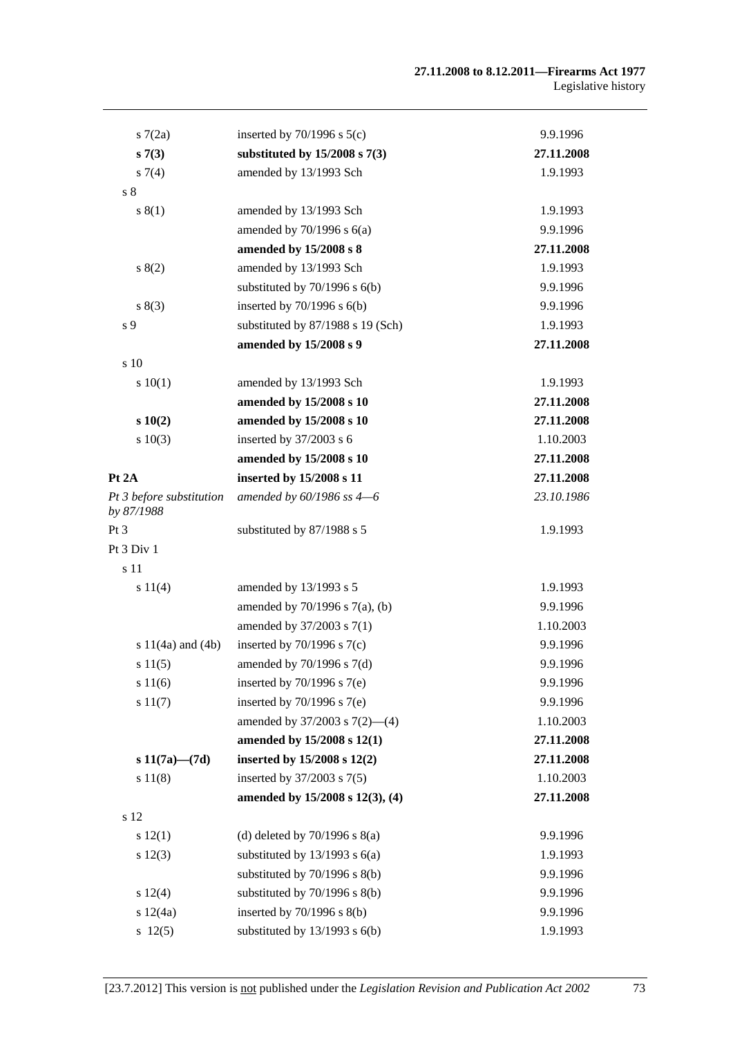| | | |
|---|---|---|
| s 7(2a) | inserted by 70/1996 s 5(c) | 9.9.1996 |
| **s 7(3)** | **substituted by 15/2008 s 7(3)** | **27.11.2008** |
| s 7(4) | amended by 13/1993 Sch | 1.9.1993 |
| s 8 | | |
| s 8(1) | amended by 13/1993 Sch | 1.9.1993 |
| | amended by 70/1996 s 6(a) | 9.9.1996 |
| | **amended by 15/2008 s 8** | **27.11.2008** |
| s 8(2) | amended by 13/1993 Sch | 1.9.1993 |
| | substituted by 70/1996 s 6(b) | 9.9.1996 |
| s 8(3) | inserted by 70/1996 s 6(b) | 9.9.1996 |
| s 9 | substituted by 87/1988 s 19 (Sch) | 1.9.1993 |
| | **amended by 15/2008 s 9** | **27.11.2008** |
| s 10 | | |
| s 10(1) | amended by 13/1993 Sch | 1.9.1993 |
| | **amended by 15/2008 s 10** | **27.11.2008** |
| **s 10(2)** | **amended by 15/2008 s 10** | **27.11.2008** |
| s 10(3) | inserted by 37/2003 s 6 | 1.10.2003 |
| | **amended by 15/2008 s 10** | **27.11.2008** |
| **Pt 2A** | **inserted by 15/2008 s 11** | **27.11.2008** |
| *Pt 3 before substitution by 87/1988* | *amended by 60/1986 ss 4—6* | *23.10.1986* |
| Pt 3 | substituted by 87/1988 s 5 | 1.9.1993 |
| Pt 3 Div 1 | | |
| s 11 | | |
| s 11(4) | amended by 13/1993 s 5 | 1.9.1993 |
| | amended by 70/1996 s 7(a), (b) | 9.9.1996 |
| | amended by 37/2003 s 7(1) | 1.10.2003 |
| s 11(4a) and (4b) | inserted by 70/1996 s 7(c) | 9.9.1996 |
| s 11(5) | amended by 70/1996 s 7(d) | 9.9.1996 |
| s 11(6) | inserted by 70/1996 s 7(e) | 9.9.1996 |
| s 11(7) | inserted by 70/1996 s 7(e) | 9.9.1996 |
| | amended by 37/2003 s 7(2)—(4) | 1.10.2003 |
| | **amended by 15/2008 s 12(1)** | **27.11.2008** |
| **s 11(7a)—(7d)** | **inserted by 15/2008 s 12(2)** | **27.11.2008** |
| s 11(8) | inserted by 37/2003 s 7(5) | 1.10.2003 |
| | **amended by 15/2008 s 12(3), (4)** | **27.11.2008** |
| s 12 | | |
| s 12(1) | (d) deleted by 70/1996 s 8(a) | 9.9.1996 |
| s 12(3) | substituted by 13/1993 s 6(a) | 1.9.1993 |
| | substituted by 70/1996 s 8(b) | 9.9.1996 |
| s 12(4) | substituted by 70/1996 s 8(b) | 9.9.1996 |
| s 12(4a) | inserted by 70/1996 s 8(b) | 9.9.1996 |
| s 12(5) | substituted by 13/1993 s 6(b) | 1.9.1993 |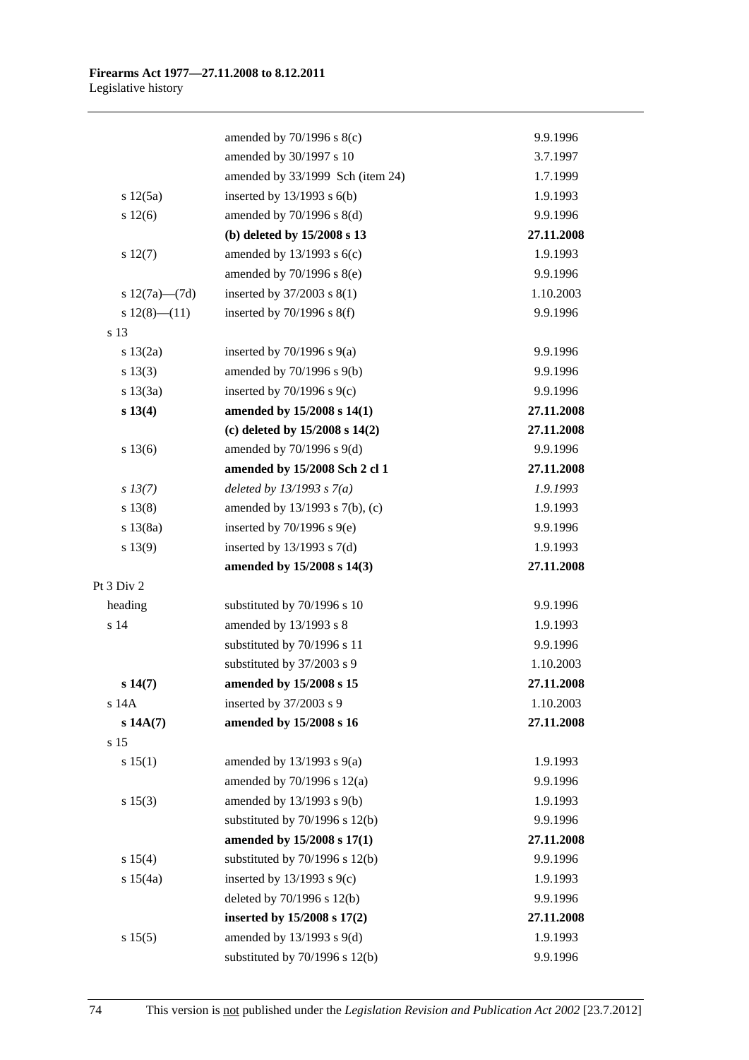| | | |
|---|---|---|
| | amended by 70/1996 s 8(c) | 9.9.1996 |
| | amended by 30/1997 s 10 | 3.7.1997 |
| | amended by 33/1999 Sch (item 24) | 1.7.1999 |
| s 12(5a) | inserted by 13/1993 s 6(b) | 1.9.1993 |
| s 12(6) | amended by 70/1996 s 8(d) | 9.9.1996 |
| | **(b) deleted by 15/2008 s 13** | **27.11.2008** |
| s 12(7) | amended by 13/1993 s 6(c) | 1.9.1993 |
| | amended by 70/1996 s 8(e) | 9.9.1996 |
| s 12(7a)—(7d) | inserted by 37/2003 s 8(1) | 1.10.2003 |
| s 12(8)—(11) | inserted by 70/1996 s 8(f) | 9.9.1996 |
| s 13 | | |
| s 13(2a) | inserted by 70/1996 s 9(a) | 9.9.1996 |
| s 13(3) | amended by 70/1996 s 9(b) | 9.9.1996 |
| s 13(3a) | inserted by 70/1996 s 9(c) | 9.9.1996 |
| **s 13(4)** | **amended by 15/2008 s 14(1)** | **27.11.2008** |
| | **(c) deleted by 15/2008 s 14(2)** | **27.11.2008** |
| s 13(6) | amended by 70/1996 s 9(d) | 9.9.1996 |
| | **amended by 15/2008 Sch 2 cl 1** | **27.11.2008** |
| *s 13(7)* | *deleted by 13/1993 s 7(a)* | *1.9.1993* |
| s 13(8) | amended by 13/1993 s 7(b), (c) | 1.9.1993 |
| s 13(8a) | inserted by 70/1996 s 9(e) | 9.9.1996 |
| s 13(9) | inserted by 13/1993 s 7(d) | 1.9.1993 |
| | **amended by 15/2008 s 14(3)** | **27.11.2008** |
| Pt 3 Div 2 | | |
| heading | substituted by 70/1996 s 10 | 9.9.1996 |
| s 14 | amended by 13/1993 s 8 | 1.9.1993 |
| | substituted by 70/1996 s 11 | 9.9.1996 |
| | substituted by 37/2003 s 9 | 1.10.2003 |
| **s 14(7)** | **amended by 15/2008 s 15** | **27.11.2008** |
| s 14A | inserted by 37/2003 s 9 | 1.10.2003 |
| **s 14A(7)** | **amended by 15/2008 s 16** | **27.11.2008** |
| s 15 | | |
| s 15(1) | amended by 13/1993 s 9(a) | 1.9.1993 |
| | amended by 70/1996 s 12(a) | 9.9.1996 |
| s 15(3) | amended by 13/1993 s 9(b) | 1.9.1993 |
| | substituted by 70/1996 s 12(b) | 9.9.1996 |
| | **amended by 15/2008 s 17(1)** | **27.11.2008** |
| s 15(4) | substituted by 70/1996 s 12(b) | 9.9.1996 |
| s 15(4a) | inserted by 13/1993 s 9(c) | 1.9.1993 |
| | deleted by 70/1996 s 12(b) | 9.9.1996 |
| | **inserted by 15/2008 s 17(2)** | **27.11.2008** |
| s 15(5) | amended by 13/1993 s 9(d) | 1.9.1993 |
| | substituted by 70/1996 s 12(b) | 9.9.1996 |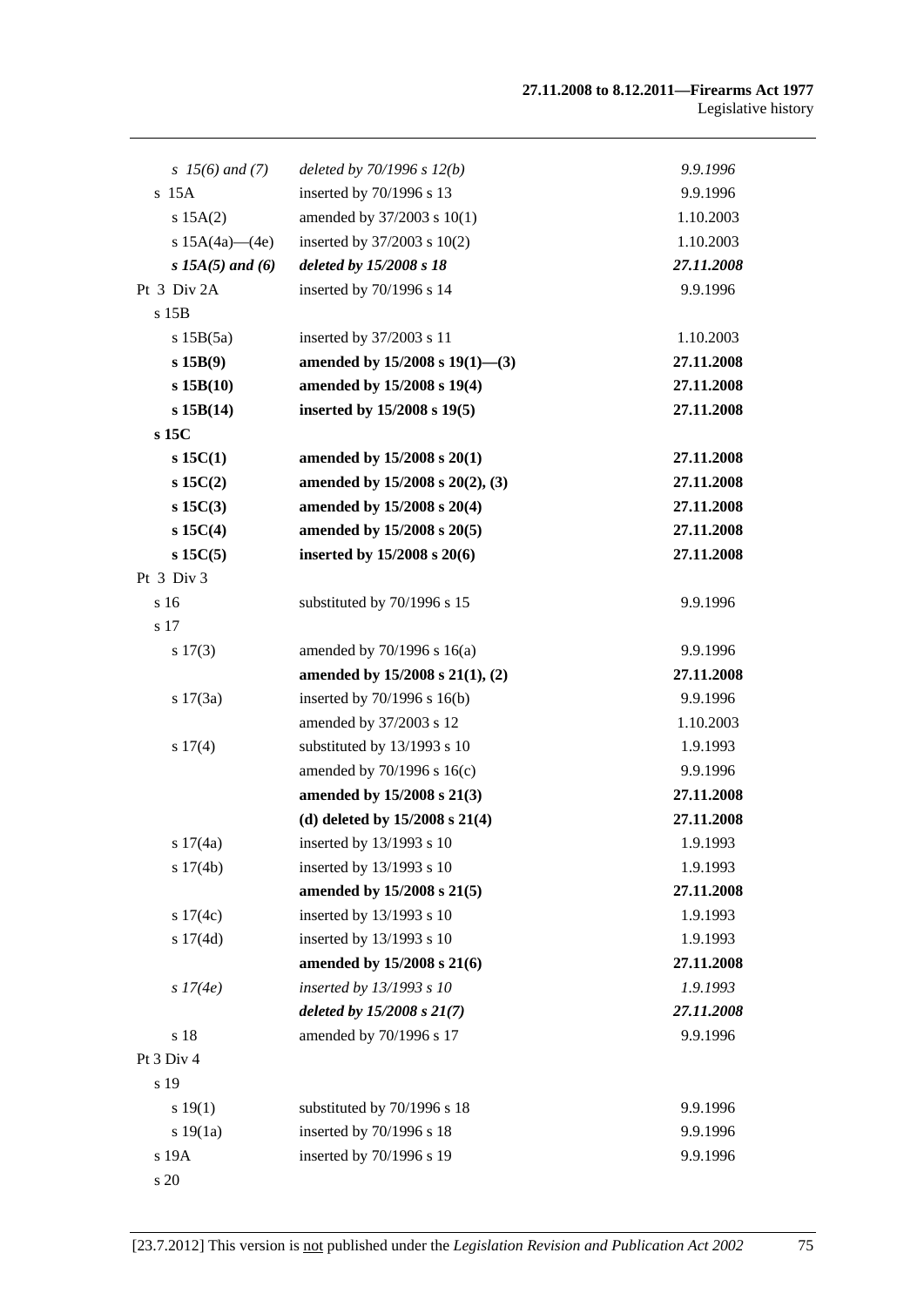| | | |
|---|---|---|
| *s 15(6) and (7)* | *deleted by 70/1996 s 12(b)* | *9.9.1996* |
| s 15A | inserted by 70/1996 s 13 | 9.9.1996 |
| s 15A(2) | amended by 37/2003 s 10(1) | 1.10.2003 |
| s 15A(4a)—(4e) | inserted by 37/2003 s 10(2) | 1.10.2003 |
| ***s 15A(5) and (6)*** | ***deleted by 15/2008 s 18*** | ***27.11.2008*** |
| Pt 3 Div 2A | inserted by 70/1996 s 14 | 9.9.1996 |
| s 15B | | |
| s 15B(5a) | inserted by 37/2003 s 11 | 1.10.2003 |
| **s 15B(9)** | **amended by 15/2008 s 19(1)—(3)** | **27.11.2008** |
| **s 15B(10)** | **amended by 15/2008 s 19(4)** | **27.11.2008** |
| **s 15B(14)** | **inserted by 15/2008 s 19(5)** | **27.11.2008** |
| **s 15C** | | |
| **s 15C(1)** | **amended by 15/2008 s 20(1)** | **27.11.2008** |
| **s 15C(2)** | **amended by 15/2008 s 20(2), (3)** | **27.11.2008** |
| **s 15C(3)** | **amended by 15/2008 s 20(4)** | **27.11.2008** |
| **s 15C(4)** | **amended by 15/2008 s 20(5)** | **27.11.2008** |
| **s 15C(5)** | **inserted by 15/2008 s 20(6)** | **27.11.2008** |
| Pt 3 Div 3 | | |
| s 16 | substituted by 70/1996 s 15 | 9.9.1996 |
| s 17 | | |
| s 17(3) | amended by 70/1996 s 16(a) | 9.9.1996 |
| | **amended by 15/2008 s 21(1), (2)** | **27.11.2008** |
| s 17(3a) | inserted by 70/1996 s 16(b) | 9.9.1996 |
| | amended by 37/2003 s 12 | 1.10.2003 |
| s 17(4) | substituted by 13/1993 s 10 | 1.9.1993 |
| | amended by 70/1996 s 16(c) | 9.9.1996 |
| | **amended by 15/2008 s 21(3)** | **27.11.2008** |
| | **(d) deleted by 15/2008 s 21(4)** | **27.11.2008** |
| s 17(4a) | inserted by 13/1993 s 10 | 1.9.1993 |
| s 17(4b) | inserted by 13/1993 s 10 | 1.9.1993 |
| | **amended by 15/2008 s 21(5)** | **27.11.2008** |
| s 17(4c) | inserted by 13/1993 s 10 | 1.9.1993 |
| s 17(4d) | inserted by 13/1993 s 10 | 1.9.1993 |
| | **amended by 15/2008 s 21(6)** | **27.11.2008** |
| *s 17(4e)* | *inserted by 13/1993 s 10* | *1.9.1993* |
| | ***deleted by 15/2008 s 21(7)*** | ***27.11.2008*** |
| s 18 | amended by 70/1996 s 17 | 9.9.1996 |
| Pt 3 Div 4 | | |
| s 19 | | |
| s 19(1) | substituted by 70/1996 s 18 | 9.9.1996 |
| s 19(1a) | inserted by 70/1996 s 18 | 9.9.1996 |
| s 19A | inserted by 70/1996 s 19 | 9.9.1996 |
| s 20 | | |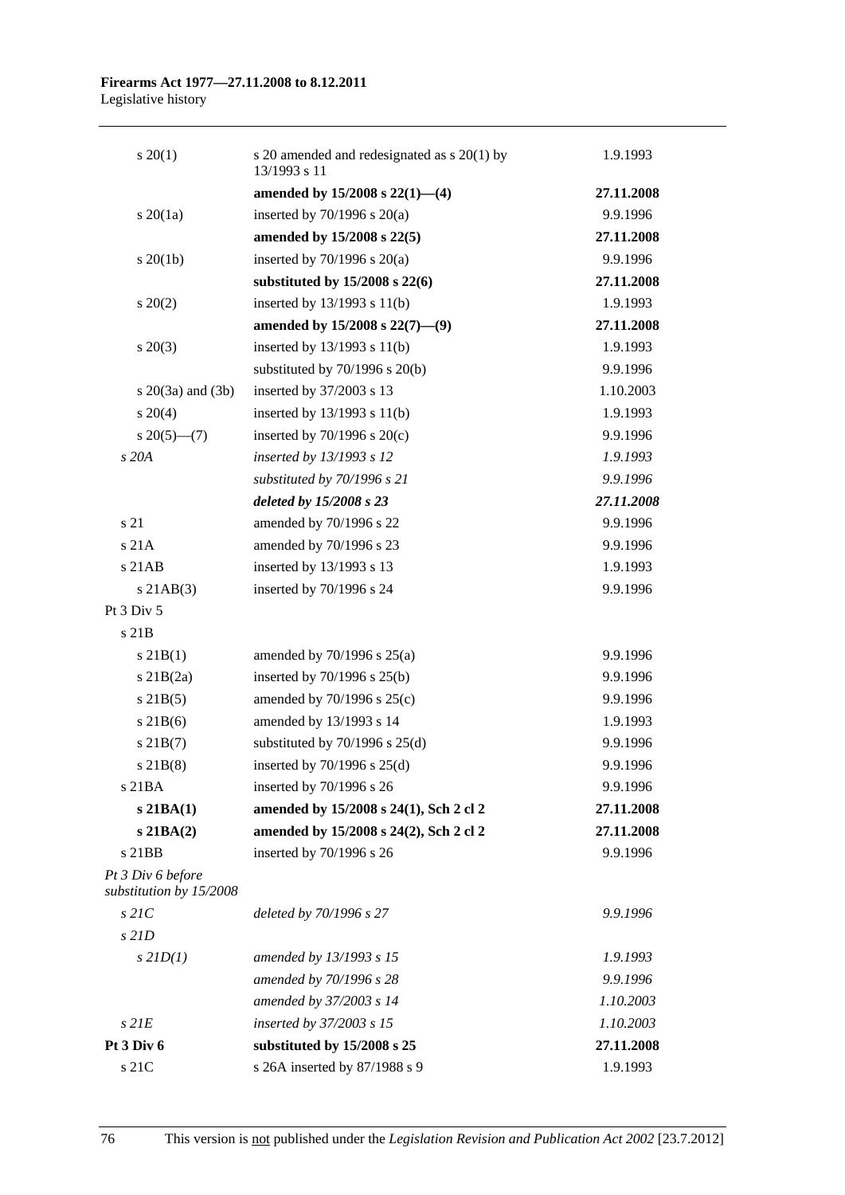| | | |
|---|---|---|
| s 20(1) | s 20 amended and redesignated as s 20(1) by 13/1993 s 11 | 1.9.1993 |
| | **amended by 15/2008 s 22(1)—(4)** | **27.11.2008** |
| s 20(1a) | inserted by 70/1996 s 20(a) | 9.9.1996 |
| | **amended by 15/2008 s 22(5)** | **27.11.2008** |
| s 20(1b) | inserted by 70/1996 s 20(a) | 9.9.1996 |
| | **substituted by 15/2008 s 22(6)** | **27.11.2008** |
| s 20(2) | inserted by 13/1993 s 11(b) | 1.9.1993 |
| | **amended by 15/2008 s 22(7)—(9)** | **27.11.2008** |
| s 20(3) | inserted by 13/1993 s 11(b) | 1.9.1993 |
| | substituted by 70/1996 s 20(b) | 9.9.1996 |
| s 20(3a) and (3b) | inserted by 37/2003 s 13 | 1.10.2003 |
| s 20(4) | inserted by 13/1993 s 11(b) | 1.9.1993 |
| s 20(5)—(7) | inserted by 70/1996 s 20(c) | 9.9.1996 |
| *s 20A* | *inserted by 13/1993 s 12* | *1.9.1993* |
| | *substituted by 70/1996 s 21* | *9.9.1996* |
| | ***deleted by 15/2008 s 23*** | ***27.11.2008*** |
| s 21 | amended by 70/1996 s 22 | 9.9.1996 |
| s 21A | amended by 70/1996 s 23 | 9.9.1996 |
| s 21AB | inserted by 13/1993 s 13 | 1.9.1993 |
| s 21AB(3) | inserted by 70/1996 s 24 | 9.9.1996 |
| Pt 3 Div 5 | | |
| s 21B | | |
| s 21B(1) | amended by 70/1996 s 25(a) | 9.9.1996 |
| s 21B(2a) | inserted by 70/1996 s 25(b) | 9.9.1996 |
| s 21B(5) | amended by 70/1996 s 25(c) | 9.9.1996 |
| s 21B(6) | amended by 13/1993 s 14 | 1.9.1993 |
| s 21B(7) | substituted by 70/1996 s 25(d) | 9.9.1996 |
| s 21B(8) | inserted by 70/1996 s 25(d) | 9.9.1996 |
| s 21BA | inserted by 70/1996 s 26 | 9.9.1996 |
| **s 21BA(1)** | **amended by 15/2008 s 24(1), Sch 2 cl 2** | **27.11.2008** |
| **s 21BA(2)** | **amended by 15/2008 s 24(2), Sch 2 cl 2** | **27.11.2008** |
| s 21BB | inserted by 70/1996 s 26 | 9.9.1996 |
| *Pt 3 Div 6 before substitution by 15/2008* | | |
| *s 21C* | *deleted by 70/1996 s 27* | *9.9.1996* |
| *s 21D* | | |
| *s 21D(1)* | *amended by 13/1993 s 15* | *1.9.1993* |
| | *amended by 70/1996 s 28* | *9.9.1996* |
| | *amended by 37/2003 s 14* | *1.10.2003* |
| *s 21E* | *inserted by 37/2003 s 15* | *1.10.2003* |
| **Pt 3 Div 6** | **substituted by 15/2008 s 25** | **27.11.2008** |
| s 21C | s 26A inserted by 87/1988 s 9 | 1.9.1993 |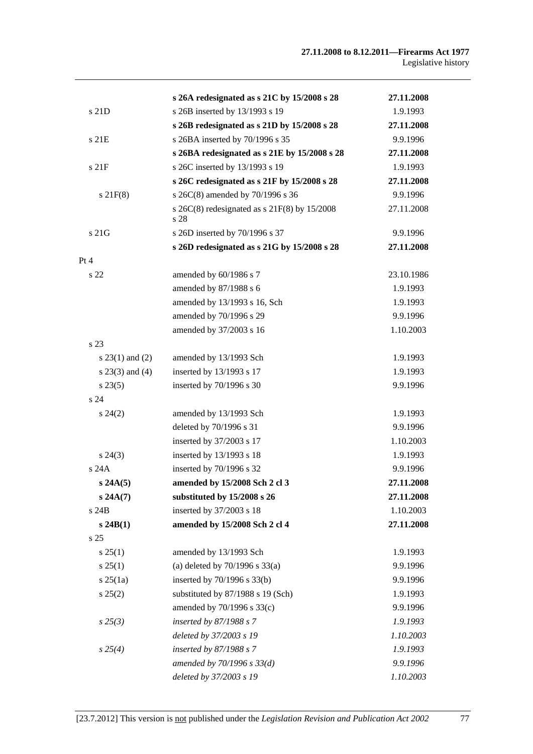| | | |
|---|---|---|
| | **s 26A redesignated as s 21C by 15/2008 s 28** | **27.11.2008** |
| s 21D | s 26B inserted by 13/1993 s 19 | 1.9.1993 |
| | **s 26B redesignated as s 21D by 15/2008 s 28** | **27.11.2008** |
| s 21E | s 26BA inserted by 70/1996 s 35 | 9.9.1996 |
| | **s 26BA redesignated as s 21E by 15/2008 s 28** | **27.11.2008** |
| s 21F | s 26C inserted by 13/1993 s 19 | 1.9.1993 |
| | **s 26C redesignated as s 21F by 15/2008 s 28** | **27.11.2008** |
| s 21F(8) | s 26C(8) amended by 70/1996 s 36 | 9.9.1996 |
| | s 26C(8) redesignated as s 21F(8) by 15/2008 s 28 | 27.11.2008 |
| s 21G | s 26D inserted by 70/1996 s 37 | 9.9.1996 |
| | **s 26D redesignated as s 21G by 15/2008 s 28** | **27.11.2008** |
| Pt 4 | | |
| s 22 | amended by 60/1986 s 7 | 23.10.1986 |
| | amended by 87/1988 s 6 | 1.9.1993 |
| | amended by 13/1993 s 16, Sch | 1.9.1993 |
| | amended by 70/1996 s 29 | 9.9.1996 |
| | amended by 37/2003 s 16 | 1.10.2003 |
| s 23 | | |
| s 23(1) and (2) | amended by 13/1993 Sch | 1.9.1993 |
| s 23(3) and (4) | inserted by 13/1993 s 17 | 1.9.1993 |
| s 23(5) | inserted by 70/1996 s 30 | 9.9.1996 |
| s 24 | | |
| s 24(2) | amended by 13/1993 Sch | 1.9.1993 |
| | deleted by 70/1996 s 31 | 9.9.1996 |
| | inserted by 37/2003 s 17 | 1.10.2003 |
| s 24(3) | inserted by 13/1993 s 18 | 1.9.1993 |
| s 24A | inserted by 70/1996 s 32 | 9.9.1996 |
| **s 24A(5)** | **amended by 15/2008 Sch 2 cl 3** | **27.11.2008** |
| **s 24A(7)** | **substituted by 15/2008 s 26** | **27.11.2008** |
| s 24B | inserted by 37/2003 s 18 | 1.10.2003 |
| **s 24B(1)** | **amended by 15/2008 Sch 2 cl 4** | **27.11.2008** |
| s 25 | | |
| s 25(1) | amended by 13/1993 Sch | 1.9.1993 |
| s 25(1) | (a) deleted by 70/1996 s 33(a) | 9.9.1996 |
| s 25(1a) | inserted by 70/1996 s 33(b) | 9.9.1996 |
| s 25(2) | substituted by 87/1988 s 19 (Sch) | 1.9.1993 |
| | amended by 70/1996 s 33(c) | 9.9.1996 |
| *s 25(3)* | *inserted by 87/1988 s 7* | *1.9.1993* |
| | *deleted by 37/2003 s 19* | *1.10.2003* |
| *s 25(4)* | *inserted by 87/1988 s 7* | *1.9.1993* |
| | *amended by 70/1996 s 33(d)* | *9.9.1996* |
| | *deleted by 37/2003 s 19* | *1.10.2003* |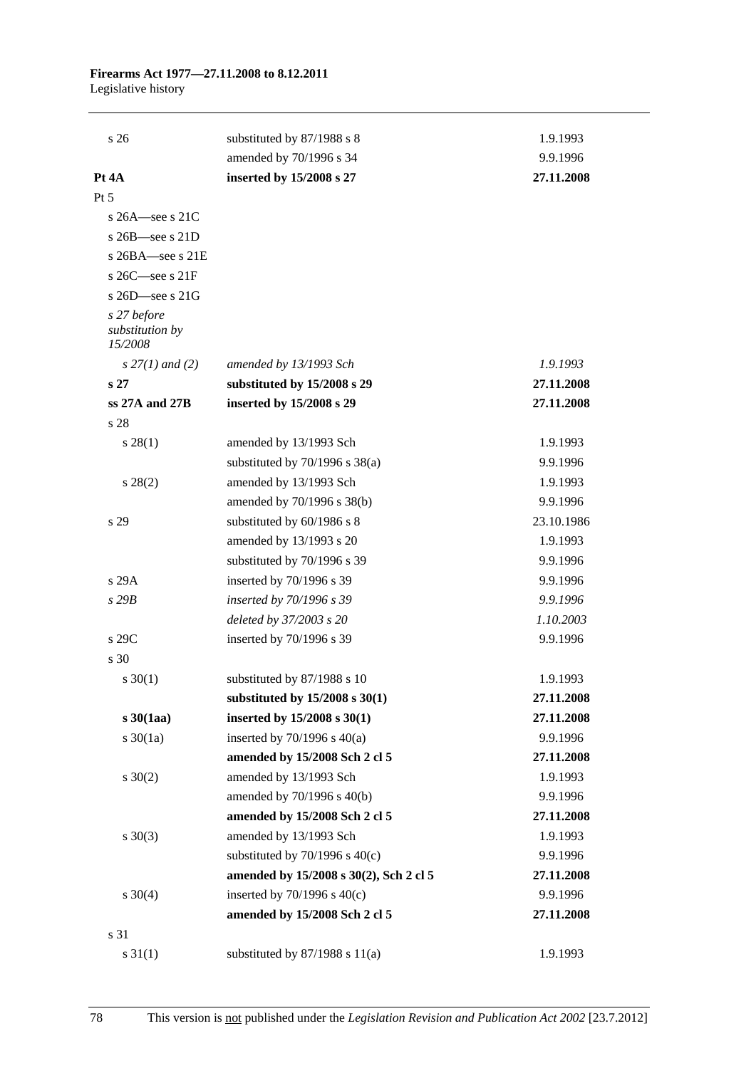| | | |
|---|---|---|
| s 26 | substituted by 87/1988 s 8 | 1.9.1993 |
| | amended by 70/1996 s 34 | 9.9.1996 |
| **Pt 4A** | **inserted by 15/2008 s 27** | **27.11.2008** |
| Pt 5 | | |
| s 26A—see s 21C | | |
| s 26B—see s 21D | | |
| s 26BA—see s 21E | | |
| s 26C—see s 21F | | |
| s 26D—see s 21G | | |
| *s 27 before substitution by 15/2008* | | |
| *s 27(1) and (2)* | *amended by 13/1993 Sch* | *1.9.1993* |
| **s 27** | **substituted by 15/2008 s 29** | **27.11.2008** |
| **ss 27A and 27B** | **inserted by 15/2008 s 29** | **27.11.2008** |
| s 28 | | |
| s 28(1) | amended by 13/1993 Sch | 1.9.1993 |
| | substituted by 70/1996 s 38(a) | 9.9.1996 |
| s 28(2) | amended by 13/1993 Sch | 1.9.1993 |
| | amended by 70/1996 s 38(b) | 9.9.1996 |
| s 29 | substituted by 60/1986 s 8 | 23.10.1986 |
| | amended by 13/1993 s 20 | 1.9.1993 |
| | substituted by 70/1996 s 39 | 9.9.1996 |
| s 29A | inserted by 70/1996 s 39 | 9.9.1996 |
| *s 29B* | *inserted by 70/1996 s 39* | *9.9.1996* |
| | *deleted by 37/2003 s 20* | *1.10.2003* |
| s 29C | inserted by 70/1996 s 39 | 9.9.1996 |
| s 30 | | |
| s 30(1) | substituted by 87/1988 s 10 | 1.9.1993 |
| | **substituted by 15/2008 s 30(1)** | **27.11.2008** |
| **s 30(1aa)** | **inserted by 15/2008 s 30(1)** | **27.11.2008** |
| s 30(1a) | inserted by 70/1996 s 40(a) | 9.9.1996 |
| | **amended by 15/2008 Sch 2 cl 5** | **27.11.2008** |
| s 30(2) | amended by 13/1993 Sch | 1.9.1993 |
| | amended by 70/1996 s 40(b) | 9.9.1996 |
| | **amended by 15/2008 Sch 2 cl 5** | **27.11.2008** |
| s 30(3) | amended by 13/1993 Sch | 1.9.1993 |
| | substituted by 70/1996 s 40(c) | 9.9.1996 |
| | **amended by 15/2008 s 30(2), Sch 2 cl 5** | **27.11.2008** |
| s 30(4) | inserted by 70/1996 s 40(c) | 9.9.1996 |
| | **amended by 15/2008 Sch 2 cl 5** | **27.11.2008** |
| s 31 | | |
| s 31(1) | substituted by 87/1988 s 11(a) | 1.9.1993 |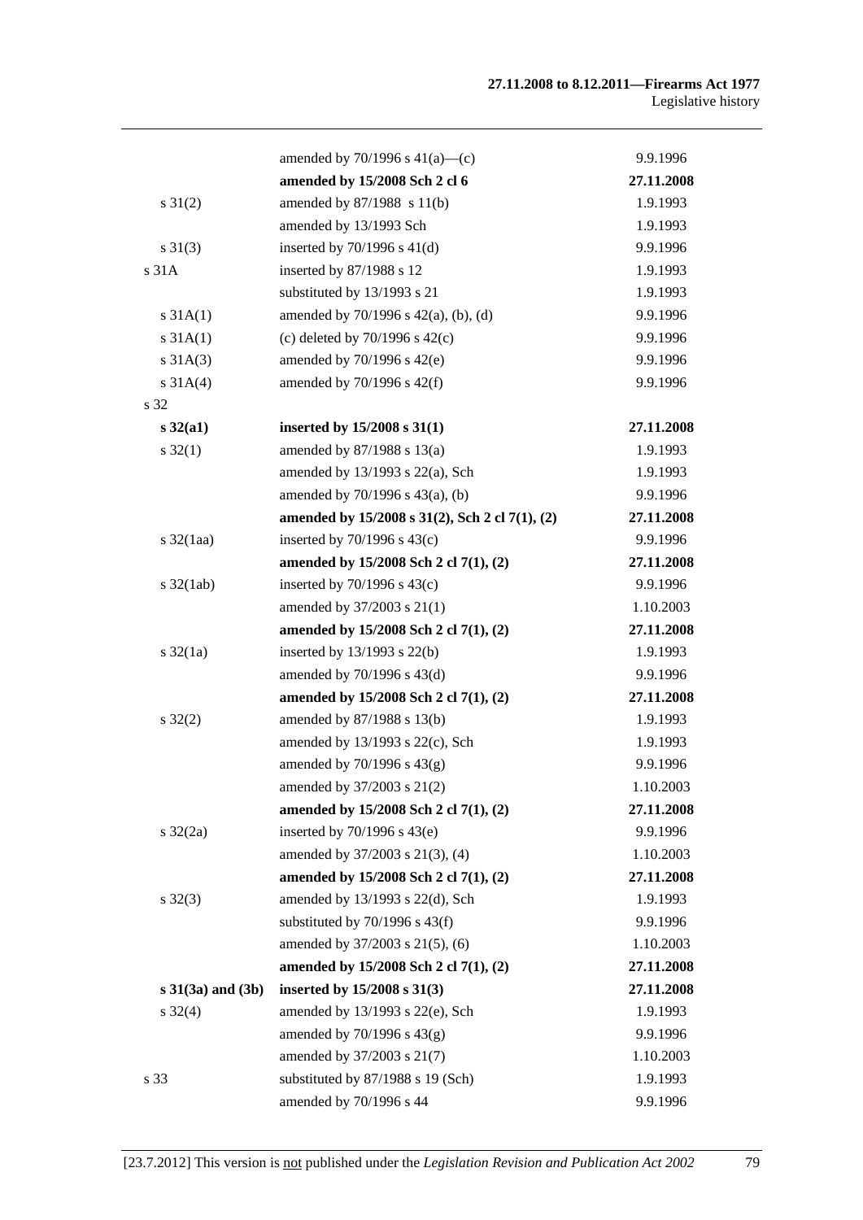| | | |
|---|---|---|
| | amended by 70/1996 s 41(a)—(c) | 9.9.1996 |
| | **amended by 15/2008 Sch 2 cl 6** | **27.11.2008** |
| s 31(2) | amended by 87/1988 s 11(b) | 1.9.1993 |
| | amended by 13/1993 Sch | 1.9.1993 |
| s 31(3) | inserted by 70/1996 s 41(d) | 9.9.1996 |
| s 31A | inserted by 87/1988 s 12 | 1.9.1993 |
| | substituted by 13/1993 s 21 | 1.9.1993 |
| s 31A(1) | amended by 70/1996 s 42(a), (b), (d) | 9.9.1996 |
| s 31A(1) | (c) deleted by 70/1996 s 42(c) | 9.9.1996 |
| s 31A(3) | amended by 70/1996 s 42(e) | 9.9.1996 |
| s 31A(4) | amended by 70/1996 s 42(f) | 9.9.1996 |
| s 32 | | |
| **s 32(a1)** | **inserted by 15/2008 s 31(1)** | **27.11.2008** |
| s 32(1) | amended by 87/1988 s 13(a) | 1.9.1993 |
| | amended by 13/1993 s 22(a), Sch | 1.9.1993 |
| | amended by 70/1996 s 43(a), (b) | 9.9.1996 |
| | **amended by 15/2008 s 31(2), Sch 2 cl 7(1), (2)** | **27.11.2008** |
| s 32(1aa) | inserted by 70/1996 s 43(c) | 9.9.1996 |
| | **amended by 15/2008 Sch 2 cl 7(1), (2)** | **27.11.2008** |
| s 32(1ab) | inserted by 70/1996 s 43(c) | 9.9.1996 |
| | amended by 37/2003 s 21(1) | 1.10.2003 |
| | **amended by 15/2008 Sch 2 cl 7(1), (2)** | **27.11.2008** |
| s 32(1a) | inserted by 13/1993 s 22(b) | 1.9.1993 |
| | amended by 70/1996 s 43(d) | 9.9.1996 |
| | **amended by 15/2008 Sch 2 cl 7(1), (2)** | **27.11.2008** |
| s 32(2) | amended by 87/1988 s 13(b) | 1.9.1993 |
| | amended by 13/1993 s 22(c), Sch | 1.9.1993 |
| | amended by 70/1996 s 43(g) | 9.9.1996 |
| | amended by 37/2003 s 21(2) | 1.10.2003 |
| | **amended by 15/2008 Sch 2 cl 7(1), (2)** | **27.11.2008** |
| s 32(2a) | inserted by 70/1996 s 43(e) | 9.9.1996 |
| | amended by 37/2003 s 21(3), (4) | 1.10.2003 |
| | **amended by 15/2008 Sch 2 cl 7(1), (2)** | **27.11.2008** |
| s 32(3) | amended by 13/1993 s 22(d), Sch | 1.9.1993 |
| | substituted by 70/1996 s 43(f) | 9.9.1996 |
| | amended by 37/2003 s 21(5), (6) | 1.10.2003 |
| | **amended by 15/2008 Sch 2 cl 7(1), (2)** | **27.11.2008** |
| **s 31(3a) and (3b)** | **inserted by 15/2008 s 31(3)** | **27.11.2008** |
| s 32(4) | amended by 13/1993 s 22(e), Sch | 1.9.1993 |
| | amended by 70/1996 s 43(g) | 9.9.1996 |
| | amended by 37/2003 s 21(7) | 1.10.2003 |
| s 33 | substituted by 87/1988 s 19 (Sch) | 1.9.1993 |
| | amended by 70/1996 s 44 | 9.9.1996 |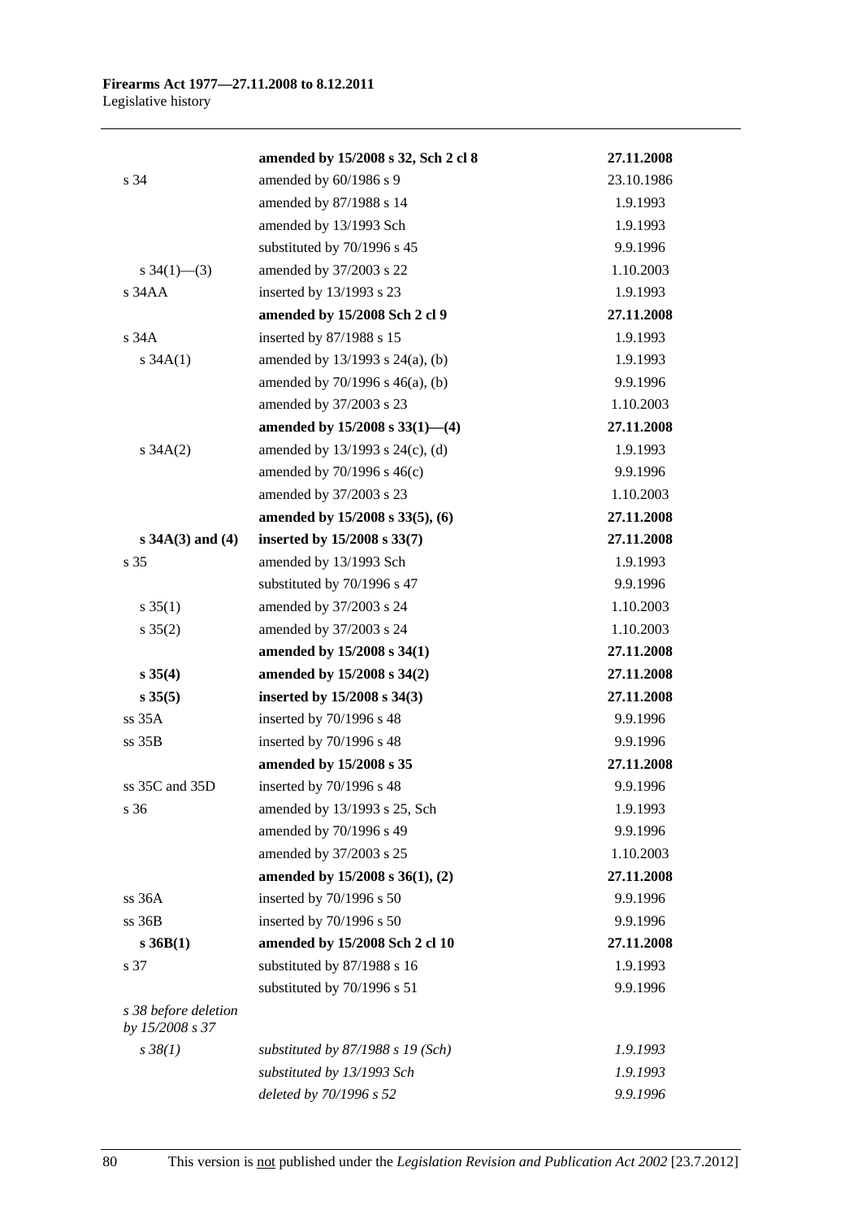| | | |
|---|---|---|
| | **amended by 15/2008 s 32, Sch 2 cl 8** | **27.11.2008** |
| s 34 | amended by 60/1986 s 9 | 23.10.1986 |
| | amended by 87/1988 s 14 | 1.9.1993 |
| | amended by 13/1993 Sch | 1.9.1993 |
| | substituted by 70/1996 s 45 | 9.9.1996 |
| s 34(1)—(3) | amended by 37/2003 s 22 | 1.10.2003 |
| s 34AA | inserted by 13/1993 s 23 | 1.9.1993 |
| | **amended by 15/2008 Sch 2 cl 9** | **27.11.2008** |
| s 34A | inserted by 87/1988 s 15 | 1.9.1993 |
| s 34A(1) | amended by 13/1993 s 24(a), (b) | 1.9.1993 |
| | amended by 70/1996 s 46(a), (b) | 9.9.1996 |
| | amended by 37/2003 s 23 | 1.10.2003 |
| | **amended by 15/2008 s 33(1)—(4)** | **27.11.2008** |
| s 34A(2) | amended by 13/1993 s 24(c), (d) | 1.9.1993 |
| | amended by 70/1996 s 46(c) | 9.9.1996 |
| | amended by 37/2003 s 23 | 1.10.2003 |
| | **amended by 15/2008 s 33(5), (6)** | **27.11.2008** |
| **s 34A(3) and (4)** | **inserted by 15/2008 s 33(7)** | **27.11.2008** |
| s 35 | amended by 13/1993 Sch | 1.9.1993 |
| | substituted by 70/1996 s 47 | 9.9.1996 |
| s 35(1) | amended by 37/2003 s 24 | 1.10.2003 |
| s 35(2) | amended by 37/2003 s 24 | 1.10.2003 |
| | **amended by 15/2008 s 34(1)** | **27.11.2008** |
| **s 35(4)** | **amended by 15/2008 s 34(2)** | **27.11.2008** |
| **s 35(5)** | **inserted by 15/2008 s 34(3)** | **27.11.2008** |
| ss 35A | inserted by 70/1996 s 48 | 9.9.1996 |
| ss 35B | inserted by 70/1996 s 48 | 9.9.1996 |
| | **amended by 15/2008 s 35** | **27.11.2008** |
| ss 35C and 35D | inserted by 70/1996 s 48 | 9.9.1996 |
| s 36 | amended by 13/1993 s 25, Sch | 1.9.1993 |
| | amended by 70/1996 s 49 | 9.9.1996 |
| | amended by 37/2003 s 25 | 1.10.2003 |
| | **amended by 15/2008 s 36(1), (2)** | **27.11.2008** |
| ss 36A | inserted by 70/1996 s 50 | 9.9.1996 |
| ss 36B | inserted by 70/1996 s 50 | 9.9.1996 |
| **s 36B(1)** | **amended by 15/2008 Sch 2 cl 10** | **27.11.2008** |
| s 37 | substituted by 87/1988 s 16 | 1.9.1993 |
| | substituted by 70/1996 s 51 | 9.9.1996 |
| *s 38 before deletion by 15/2008 s 37* | | |
| *s 38(1)* | *substituted by 87/1988 s 19 (Sch)* | *1.9.1993* |
| | *substituted by 13/1993 Sch* | *1.9.1993* |
| | *deleted by 70/1996 s 52* | *9.9.1996* |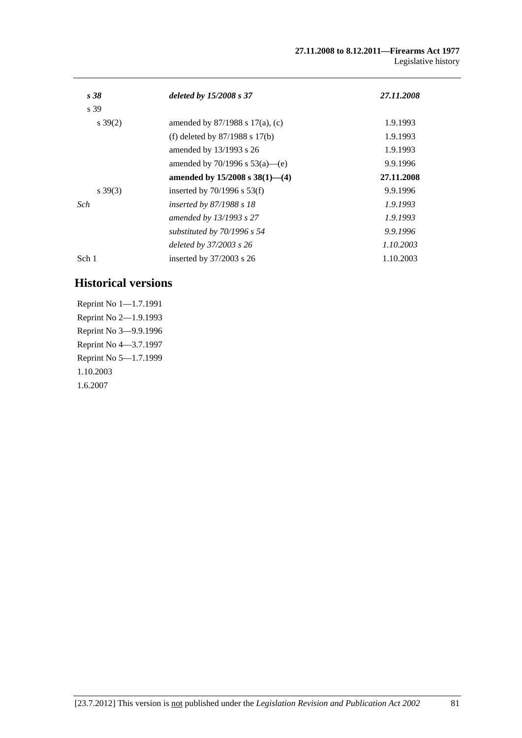| | | |
|---|---|---|
| ***s 38*** | ***deleted by 15/2008 s 37*** | ***27.11.2008*** |
| s 39 | | |
| s 39(2) | amended by 87/1988 s 17(a), (c) | 1.9.1993 |
| | (f) deleted by 87/1988 s 17(b) | 1.9.1993 |
| | amended by 13/1993 s 26 | 1.9.1993 |
| | amended by 70/1996 s 53(a)—(e) | 9.9.1996 |
| | **amended by 15/2008 s 38(1)—(4)** | **27.11.2008** |
| s 39(3) | inserted by 70/1996 s 53(f) | 9.9.1996 |
| *Sch* | *inserted by 87/1988 s 18* | *1.9.1993* |
| | *amended by 13/1993 s 27* | *1.9.1993* |
| | *substituted by 70/1996 s 54* | *9.9.1996* |
| | *deleted by 37/2003 s 26* | *1.10.2003* |
| Sch 1 | inserted by 37/2003 s 26 | 1.10.2003 |

## Historical versions

Reprint No 1—1.7.1991
Reprint No 2—1.9.1993
Reprint No 3—9.9.1996
Reprint No 4—3.7.1997
Reprint No 5—1.7.1999
1.10.2003
1.6.2007